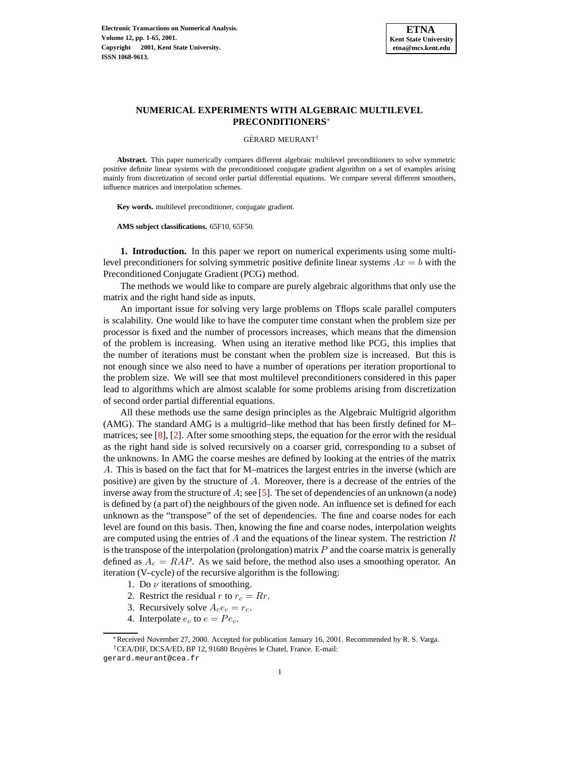# NUMERICAL EXPERIMENTS WITH ALGEBRAIC MULTILEVEL PRECONDITIONERS*

GÉRARD MEURANT†

**Abstract.** This paper numerically compares different algebraic multilevel preconditioners to solve symmetric positive definite linear systems with the preconditioned conjugate gradient algorithm on a set of examples arising mainly from discretization of second order partial differential equations. We compare several different smoothers, influence matrices and interpolation schemes.

**Key words.** multilevel preconditioner, conjugate gradient.

**AMS subject classifications.** 65F10, 65F50.

**1. Introduction.** In this paper we report on numerical experiments using some multilevel preconditioners for solving symmetric positive definite linear systems $Ax = b$ with the Preconditioned Conjugate Gradient (PCG) method.

The methods we would like to compare are purely algebraic algorithms that only use the matrix and the right hand side as inputs.

An important issue for solving very large problems on Tflops scale parallel computers is scalability. One would like to have the computer time constant when the problem size per processor is fixed and the number of processors increases, which means that the dimension of the problem is increasing. When using an iterative method like PCG, this implies that the number of iterations must be constant when the problem size is increased. But this is not enough since we also need to have a number of operations per iteration proportional to the problem size. We will see that most multilevel preconditioners considered in this paper lead to algorithms which are almost scalable for some problems arising from discretization of second order partial differential equations.

All these methods use the same design principles as the Algebraic Multigrid algorithm (AMG). The standard AMG is a multigrid–like method that has been firstly defined for M–matrices; see [8], [2]. After some smoothing steps, the equation for the error with the residual as the right hand side is solved recursively on a coarser grid, corresponding to a subset of the unknowns. In AMG the coarse meshes are defined by looking at the entries of the matrix $A$. This is based on the fact that for M–matrices the largest entries in the inverse (which are positive) are given by the structure of $A$. Moreover, there is a decrease of the entries of the inverse away from the structure of $A$; see [5]. The set of dependencies of an unknown (a node) is defined by (a part of) the neighbours of the given node. An influence set is defined for each unknown as the "transpose" of the set of dependencies. The fine and coarse nodes for each level are found on this basis. Then, knowing the fine and coarse nodes, interpolation weights are computed using the entries of $A$ and the equations of the linear system. The restriction $R$ is the transpose of the interpolation (prolongation) matrix $P$ and the coarse matrix is generally defined as $A_c = RAP$. As we said before, the method also uses a smoothing operator. An iteration (V–cycle) of the recursive algorithm is the following:

1. Do $\nu$ iterations of smoothing.
2. Restrict the residual $r$ to $r_c = Rr$.
3. Recursively solve $A_c e_c = r_c$.
4. Interpolate $e_c$ to $e = Pe_c$.

*Received November 27, 2000. Accepted for publication January 16, 2001. Recommended by R. S. Varga.

†CEA/DIF, DCSA/ED, BP 12, 91680 Bruyères le Chatel, France. E-mail: gerard.meurant@cea.fr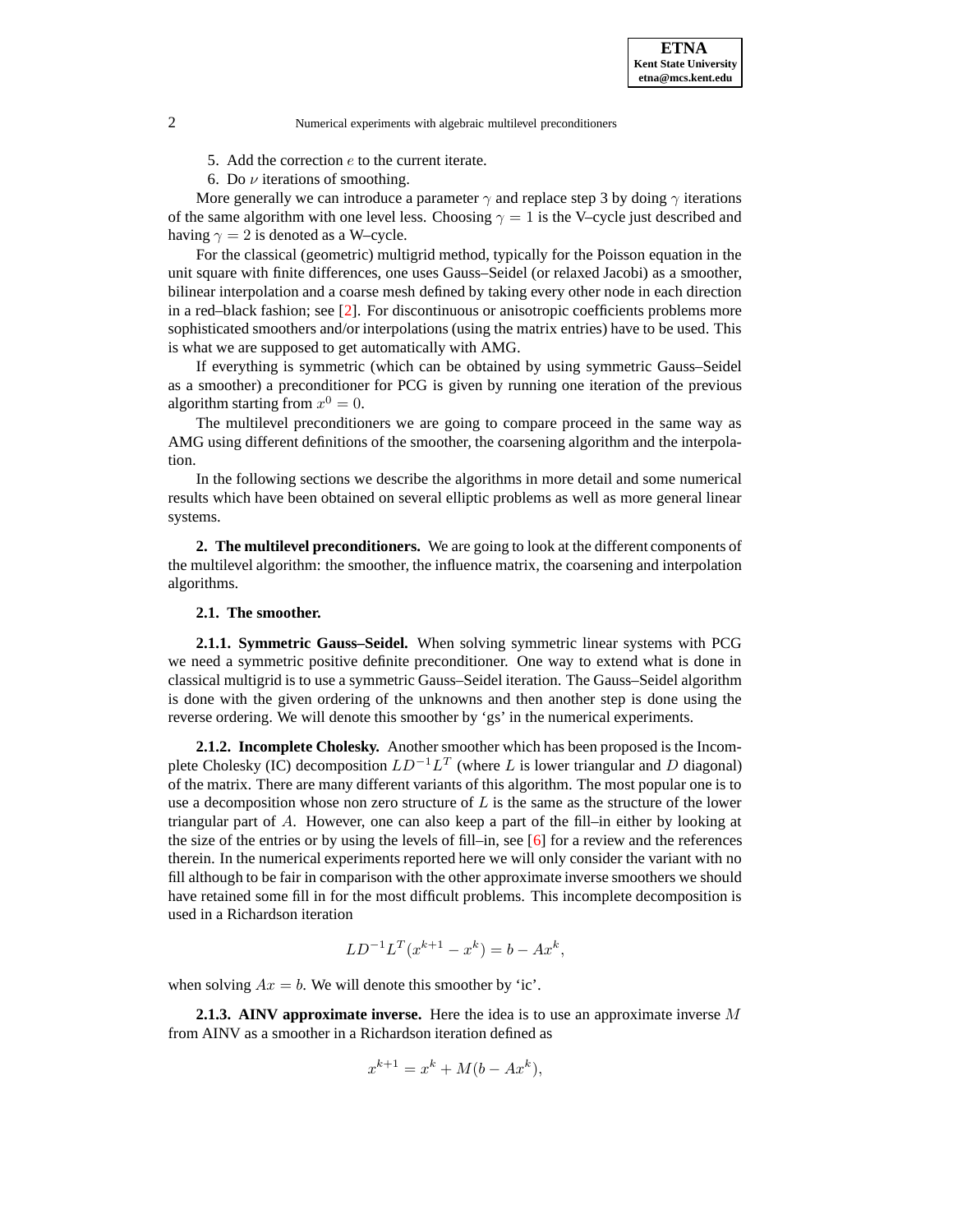5. Add the correction $e$ to the current iterate.
6. Do $\nu$ iterations of smoothing.

More generally we can introduce a parameter $\gamma$ and replace step 3 by doing $\gamma$ iterations of the same algorithm with one level less. Choosing $\gamma = 1$ is the V–cycle just described and having $\gamma = 2$ is denoted as a W–cycle.

For the classical (geometric) multigrid method, typically for the Poisson equation in the unit square with finite differences, one uses Gauss–Seidel (or relaxed Jacobi) as a smoother, bilinear interpolation and a coarse mesh defined by taking every other node in each direction in a red–black fashion; see [2]. For discontinuous or anisotropic coefficients problems more sophisticated smoothers and/or interpolations (using the matrix entries) have to be used. This is what we are supposed to get automatically with AMG.

If everything is symmetric (which can be obtained by using symmetric Gauss–Seidel as a smoother) a preconditioner for PCG is given by running one iteration of the previous algorithm starting from $x^0 = 0$.

The multilevel preconditioners we are going to compare proceed in the same way as AMG using different definitions of the smoother, the coarsening algorithm and the interpolation.

In the following sections we describe the algorithms in more detail and some numerical results which have been obtained on several elliptic problems as well as more general linear systems.

## 2. The multilevel preconditioners.

We are going to look at the different components of the multilevel algorithm: the smoother, the influence matrix, the coarsening and interpolation algorithms.

### 2.1. The smoother.

#### 2.1.1. Symmetric Gauss–Seidel.

When solving symmetric linear systems with PCG we need a symmetric positive definite preconditioner. One way to extend what is done in classical multigrid is to use a symmetric Gauss–Seidel iteration. The Gauss–Seidel algorithm is done with the given ordering of the unknowns and then another step is done using the reverse ordering. We will denote this smoother by 'gs' in the numerical experiments.

#### 2.1.2. Incomplete Cholesky.

Another smoother which has been proposed is the Incomplete Cholesky (IC) decomposition $LD^{-1}L^T$ (where $L$ is lower triangular and $D$ diagonal) of the matrix. There are many different variants of this algorithm. The most popular one is to use a decomposition whose non zero structure of $L$ is the same as the structure of the lower triangular part of $A$. However, one can also keep a part of the fill–in either by looking at the size of the entries or by using the levels of fill–in, see [6] for a review and the references therein. In the numerical experiments reported here we will only consider the variant with no fill although to be fair in comparison with the other approximate inverse smoothers we should have retained some fill in for the most difficult problems. This incomplete decomposition is used in a Richardson iteration

$$LD^{-1}L^T(x^{k+1} - x^k) = b - Ax^k,$$

when solving $Ax = b$. We will denote this smoother by 'ic'.

#### 2.1.3. AINV approximate inverse.

Here the idea is to use an approximate inverse $M$ from AINV as a smoother in a Richardson iteration defined as

$$x^{k+1} = x^k + M(b - Ax^k),$$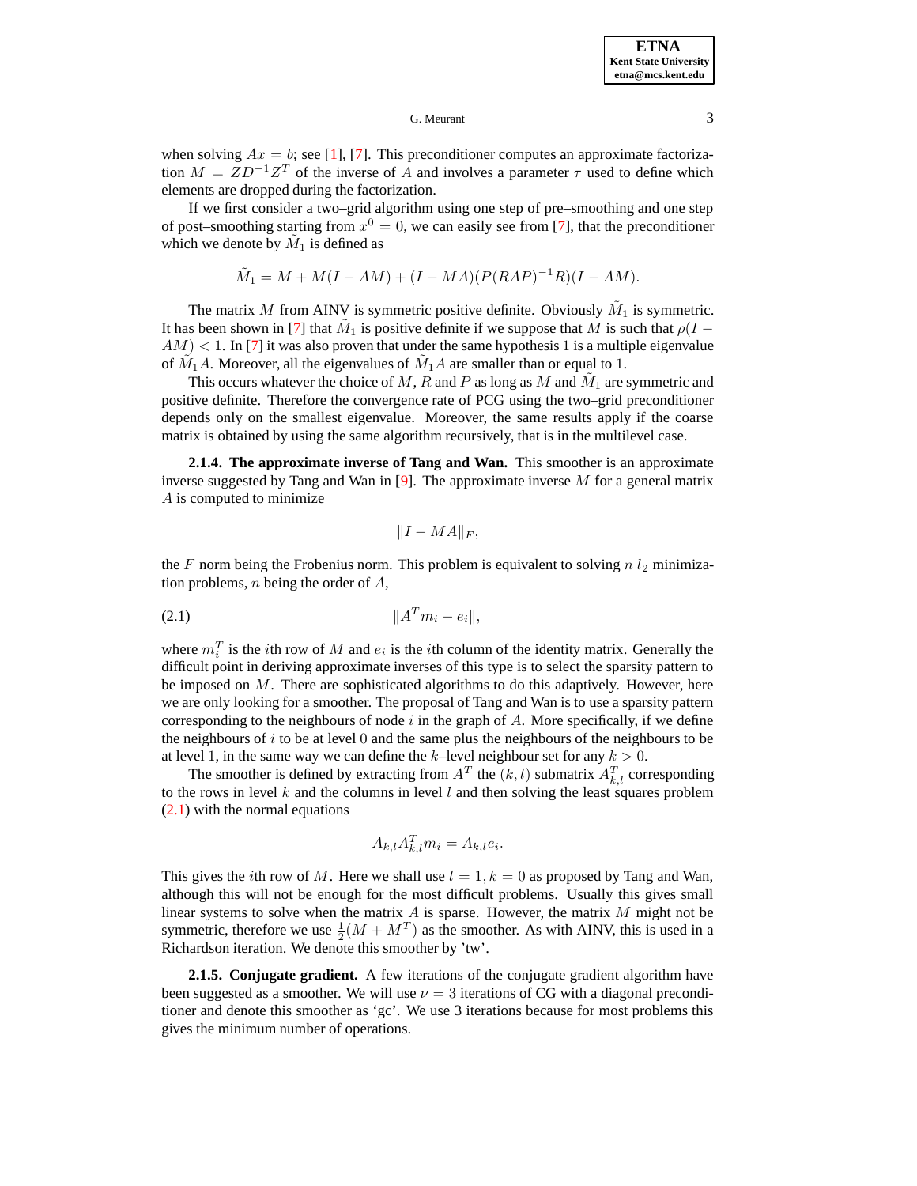when solving $Ax = b$; see [1], [7]. This preconditioner computes an approximate factorization $M = ZD^{-1}Z^T$ of the inverse of $A$ and involves a parameter $\tau$ used to define which elements are dropped during the factorization.

If we first consider a two–grid algorithm using one step of pre–smoothing and one step of post–smoothing starting from $x^0 = 0$, we can easily see from [7], that the preconditioner which we denote by $\tilde{M}_1$ is defined as

$$\tilde{M}_1 = M + M(I - AM) + (I - MA)(P(RAP)^{-1}R)(I - AM).$$

The matrix $M$ from AINV is symmetric positive definite. Obviously $\tilde{M}_1$ is symmetric. It has been shown in [7] that $\tilde{M}_1$ is positive definite if we suppose that $M$ is such that $\rho(I - AM) < 1$. In [7] it was also proven that under the same hypothesis 1 is a multiple eigenvalue of $\tilde{M}_1 A$. Moreover, all the eigenvalues of $\tilde{M}_1 A$ are smaller than or equal to 1.

This occurs whatever the choice of $M$, $R$ and $P$ as long as $M$ and $\tilde{M}_1$ are symmetric and positive definite. Therefore the convergence rate of PCG using the two–grid preconditioner depends only on the smallest eigenvalue. Moreover, the same results apply if the coarse matrix is obtained by using the same algorithm recursively, that is in the multilevel case.

**2.1.4. The approximate inverse of Tang and Wan.** This smoother is an approximate inverse suggested by Tang and Wan in [9]. The approximate inverse $M$ for a general matrix $A$ is computed to minimize

$$\|I - MA\|_F,$$

the $F$ norm being the Frobenius norm. This problem is equivalent to solving $n$ $l_2$ minimization problems, $n$ being the order of $A$,

$$\|A^T m_i - e_i\|, \tag{2.1}$$

where $m_i^T$ is the $i$th row of $M$ and $e_i$ is the $i$th column of the identity matrix. Generally the difficult point in deriving approximate inverses of this type is to select the sparsity pattern to be imposed on $M$. There are sophisticated algorithms to do this adaptively. However, here we are only looking for a smoother. The proposal of Tang and Wan is to use a sparsity pattern corresponding to the neighbours of node $i$ in the graph of $A$. More specifically, if we define the neighbours of $i$ to be at level 0 and the same plus the neighbours of the neighbours to be at level 1, in the same way we can define the $k$–level neighbour set for any $k > 0$.

The smoother is defined by extracting from $A^T$ the $(k, l)$ submatrix $A_{k,l}^T$ corresponding to the rows in level $k$ and the columns in level $l$ and then solving the least squares problem (2.1) with the normal equations

$$A_{k,l} A_{k,l}^T m_i = A_{k,l} e_i.$$

This gives the $i$th row of $M$. Here we shall use $l = 1, k = 0$ as proposed by Tang and Wan, although this will not be enough for the most difficult problems. Usually this gives small linear systems to solve when the matrix $A$ is sparse. However, the matrix $M$ might not be symmetric, therefore we use $\frac{1}{2}(M + M^T)$ as the smoother. As with AINV, this is used in a Richardson iteration. We denote this smoother by 'tw'.

**2.1.5. Conjugate gradient.** A few iterations of the conjugate gradient algorithm have been suggested as a smoother. We will use $\nu = 3$ iterations of CG with a diagonal preconditioner and denote this smoother as 'gc'. We use 3 iterations because for most problems this gives the minimum number of operations.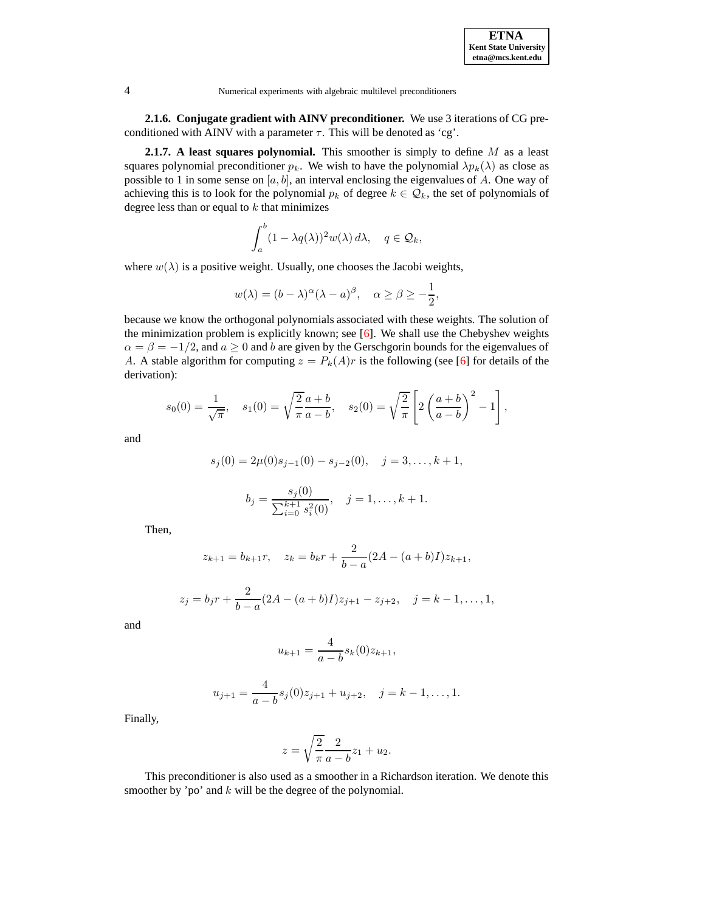**2.1.6. Conjugate gradient with AINV preconditioner.** We use 3 iterations of CG preconditioned with AINV with a parameter $\tau$. This will be denoted as 'cg'.

**2.1.7. A least squares polynomial.** This smoother is simply to define $M$ as a least squares polynomial preconditioner $p_k$. We wish to have the polynomial $\lambda p_k(\lambda)$ as close as possible to 1 in some sense on $[a, b]$, an interval enclosing the eigenvalues of $A$. One way of achieving this is to look for the polynomial $p_k$ of degree $k \in \mathcal{Q}_k$, the set of polynomials of degree less than or equal to $k$ that minimizes

$$\int_a^b (1 - \lambda q(\lambda))^2 w(\lambda)\, d\lambda, \quad q \in \mathcal{Q}_k,$$

where $w(\lambda)$ is a positive weight. Usually, one chooses the Jacobi weights,

$$w(\lambda) = (b - \lambda)^\alpha (\lambda - a)^\beta, \quad \alpha \geq \beta \geq -\frac{1}{2},$$

because we know the orthogonal polynomials associated with these weights. The solution of the minimization problem is explicitly known; see [6]. We shall use the Chebyshev weights $\alpha = \beta = -1/2$, and $a \geq 0$ and $b$ are given by the Gerschgorin bounds for the eigenvalues of $A$. A stable algorithm for computing $z = P_k(A)r$ is the following (see [6] for details of the derivation):

$$s_0(0) = \frac{1}{\sqrt{\pi}}, \quad s_1(0) = \sqrt{\frac{2}{\pi}} \frac{a+b}{a-b}, \quad s_2(0) = \sqrt{\frac{2}{\pi}} \left[ 2 \left( \frac{a+b}{a-b} \right)^2 - 1 \right],$$

and

$$s_j(0) = 2\mu(0) s_{j-1}(0) - s_{j-2}(0), \quad j = 3, \ldots, k+1,$$

$$b_j = \frac{s_j(0)}{\sum_{i=0}^{k+1} s_i^2(0)}, \quad j = 1, \ldots, k+1.$$

Then,

$$z_{k+1} = b_{k+1} r, \quad z_k = b_k r + \frac{2}{b-a}(2A - (a+b)I) z_{k+1},$$

$$z_j = b_j r + \frac{2}{b-a}(2A - (a+b)I) z_{j+1} - z_{j+2}, \quad j = k-1, \ldots, 1,$$

and

$$u_{k+1} = \frac{4}{a-b} s_k(0) z_{k+1},$$

$$u_{j+1} = \frac{4}{a-b} s_j(0) z_{j+1} + u_{j+2}, \quad j = k-1, \ldots, 1.$$

Finally,

$$z = \sqrt{\frac{2}{\pi}} \frac{2}{a-b} z_1 + u_2.$$

This preconditioner is also used as a smoother in a Richardson iteration. We denote this smoother by 'po' and $k$ will be the degree of the polynomial.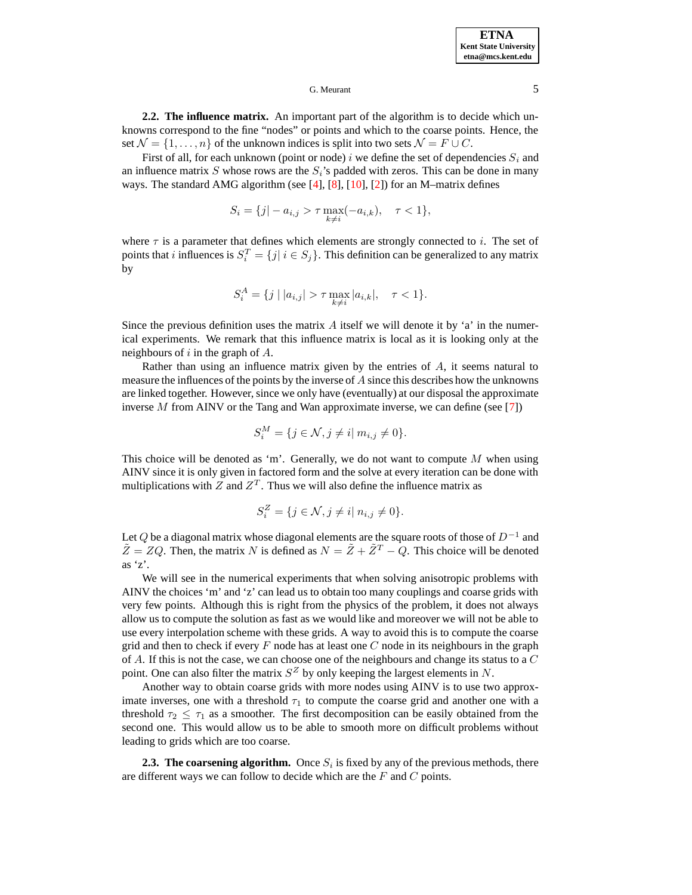**2.2. The influence matrix.** An important part of the algorithm is to decide which unknowns correspond to the fine "nodes" or points and which to the coarse points. Hence, the set $\mathcal{N} = \{1, \ldots, n\}$ of the unknown indices is split into two sets $\mathcal{N} = F \cup C$.

First of all, for each unknown (point or node) $i$ we define the set of dependencies $S_i$ and an influence matrix $S$ whose rows are the $S_i$'s padded with zeros. This can be done in many ways. The standard AMG algorithm (see [4], [8], [10], [2]) for an M–matrix defines

$$S_i = \{j | -a_{i,j} > \tau \max_{k \neq i}(-a_{i,k}), \quad \tau < 1\},$$

where $\tau$ is a parameter that defines which elements are strongly connected to $i$. The set of points that $i$ influences is $S_i^T = \{j | \, i \in S_j\}$. This definition can be generalized to any matrix by

$$S_i^A = \{j \mid |a_{i,j}| > \tau \max_{k \neq i} |a_{i,k}|, \quad \tau < 1\}.$$

Since the previous definition uses the matrix $A$ itself we will denote it by 'a' in the numerical experiments. We remark that this influence matrix is local as it is looking only at the neighbours of $i$ in the graph of $A$.

Rather than using an influence matrix given by the entries of $A$, it seems natural to measure the influences of the points by the inverse of $A$ since this describes how the unknowns are linked together. However, since we only have (eventually) at our disposal the approximate inverse $M$ from AINV or the Tang and Wan approximate inverse, we can define (see [7])

$$S_i^M = \{j \in \mathcal{N}, j \neq i | \, m_{i,j} \neq 0\}.$$

This choice will be denoted as 'm'. Generally, we do not want to compute $M$ when using AINV since it is only given in factored form and the solve at every iteration can be done with multiplications with $Z$ and $Z^T$. Thus we will also define the influence matrix as

$$S_i^Z = \{j \in \mathcal{N}, j \neq i | \, n_{i,j} \neq 0\}.$$

Let $Q$ be a diagonal matrix whose diagonal elements are the square roots of those of $D^{-1}$ and $\tilde{Z} = ZQ$. Then, the matrix $N$ is defined as $N = \tilde{Z} + \tilde{Z}^T - Q$. This choice will be denoted as 'z'.

We will see in the numerical experiments that when solving anisotropic problems with AINV the choices 'm' and 'z' can lead us to obtain too many couplings and coarse grids with very few points. Although this is right from the physics of the problem, it does not always allow us to compute the solution as fast as we would like and moreover we will not be able to use every interpolation scheme with these grids. A way to avoid this is to compute the coarse grid and then to check if every $F$ node has at least one $C$ node in its neighbours in the graph of $A$. If this is not the case, we can choose one of the neighbours and change its status to a $C$ point. One can also filter the matrix $S^Z$ by only keeping the largest elements in $N$.

Another way to obtain coarse grids with more nodes using AINV is to use two approximate inverses, one with a threshold $\tau_1$ to compute the coarse grid and another one with a threshold $\tau_2 \leq \tau_1$ as a smoother. The first decomposition can be easily obtained from the second one. This would allow us to be able to smooth more on difficult problems without leading to grids which are too coarse.

**2.3. The coarsening algorithm.** Once $S_i$ is fixed by any of the previous methods, there are different ways we can follow to decide which are the $F$ and $C$ points.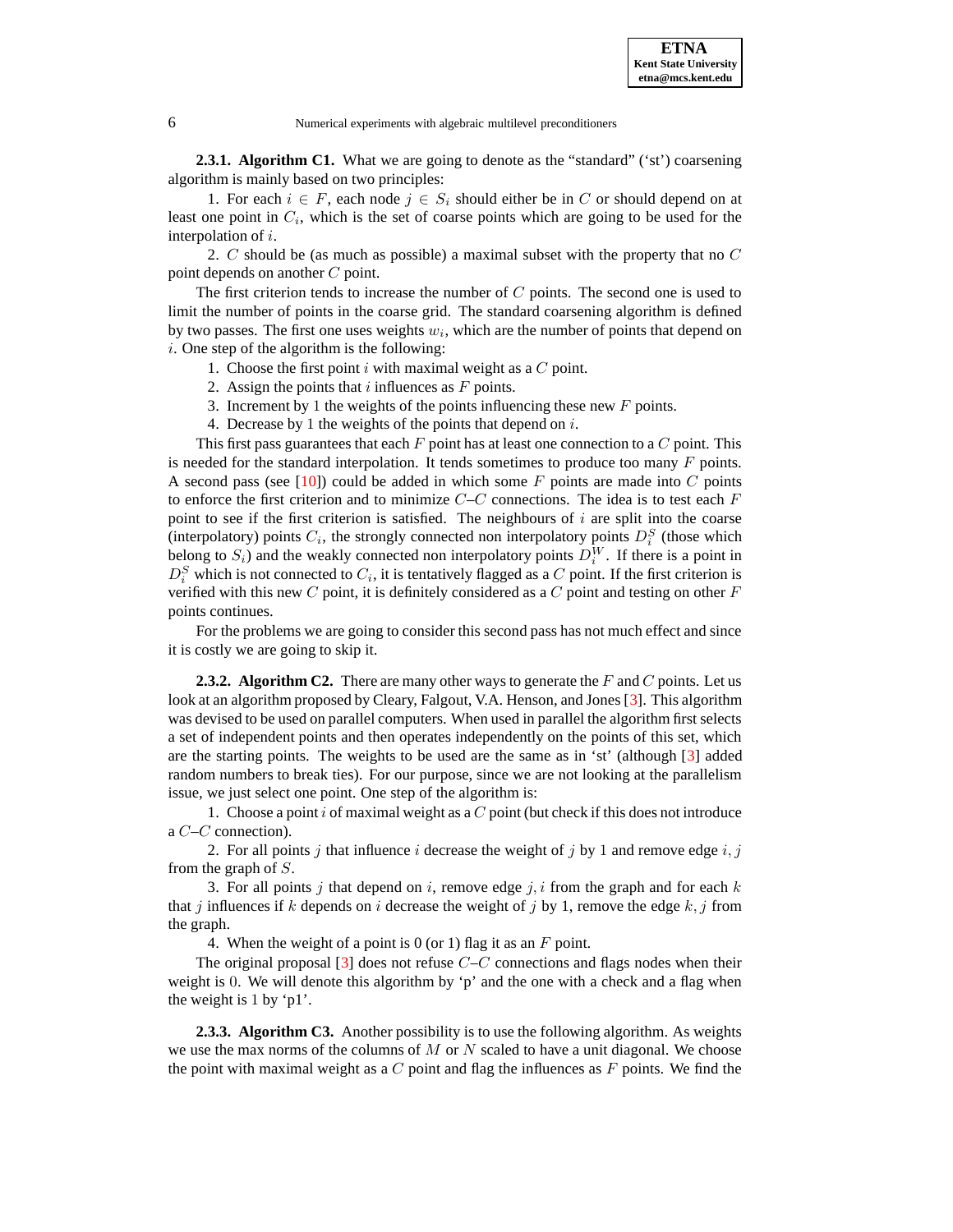**2.3.1. Algorithm C1.** What we are going to denote as the "standard" ('st') coarsening algorithm is mainly based on two principles:

1. For each $i \in F$, each node $j \in S_i$ should either be in $C$ or should depend on at least one point in $C_i$, which is the set of coarse points which are going to be used for the interpolation of $i$.

2. $C$ should be (as much as possible) a maximal subset with the property that no $C$ point depends on another $C$ point.

The first criterion tends to increase the number of $C$ points. The second one is used to limit the number of points in the coarse grid. The standard coarsening algorithm is defined by two passes. The first one uses weights $w_i$, which are the number of points that depend on $i$. One step of the algorithm is the following:

1. Choose the first point $i$ with maximal weight as a $C$ point.
2. Assign the points that $i$ influences as $F$ points.
3. Increment by 1 the weights of the points influencing these new $F$ points.
4. Decrease by 1 the weights of the points that depend on $i$.

This first pass guarantees that each $F$ point has at least one connection to a $C$ point. This is needed for the standard interpolation. It tends sometimes to produce too many $F$ points. A second pass (see [10]) could be added in which some $F$ points are made into $C$ points to enforce the first criterion and to minimize $C$–$C$ connections. The idea is to test each $F$ point to see if the first criterion is satisfied. The neighbours of $i$ are split into the coarse (interpolatory) points $C_i$, the strongly connected non interpolatory points $D_i^S$ (those which belong to $S_i$) and the weakly connected non interpolatory points $D_i^W$. If there is a point in $D_i^S$ which is not connected to $C_i$, it is tentatively flagged as a $C$ point. If the first criterion is verified with this new $C$ point, it is definitely considered as a $C$ point and testing on other $F$ points continues.

For the problems we are going to consider this second pass has not much effect and since it is costly we are going to skip it.

**2.3.2. Algorithm C2.** There are many other ways to generate the $F$ and $C$ points. Let us look at an algorithm proposed by Cleary, Falgout, V.A. Henson, and Jones [3]. This algorithm was devised to be used on parallel computers. When used in parallel the algorithm first selects a set of independent points and then operates independently on the points of this set, which are the starting points. The weights to be used are the same as in 'st' (although [3] added random numbers to break ties). For our purpose, since we are not looking at the parallelism issue, we just select one point. One step of the algorithm is:

1. Choose a point $i$ of maximal weight as a $C$ point (but check if this does not introduce a $C$–$C$ connection).

2. For all points $j$ that influence $i$ decrease the weight of $j$ by 1 and remove edge $i, j$ from the graph of $S$.

3. For all points $j$ that depend on $i$, remove edge $j, i$ from the graph and for each $k$ that $j$ influences if $k$ depends on $i$ decrease the weight of $j$ by 1, remove the edge $k, j$ from the graph.

4. When the weight of a point is 0 (or 1) flag it as an $F$ point.

The original proposal [3] does not refuse $C$–$C$ connections and flags nodes when their weight is 0. We will denote this algorithm by 'p' and the one with a check and a flag when the weight is 1 by 'p1'.

**2.3.3. Algorithm C3.** Another possibility is to use the following algorithm. As weights we use the max norms of the columns of $M$ or $N$ scaled to have a unit diagonal. We choose the point with maximal weight as a $C$ point and flag the influences as $F$ points. We find the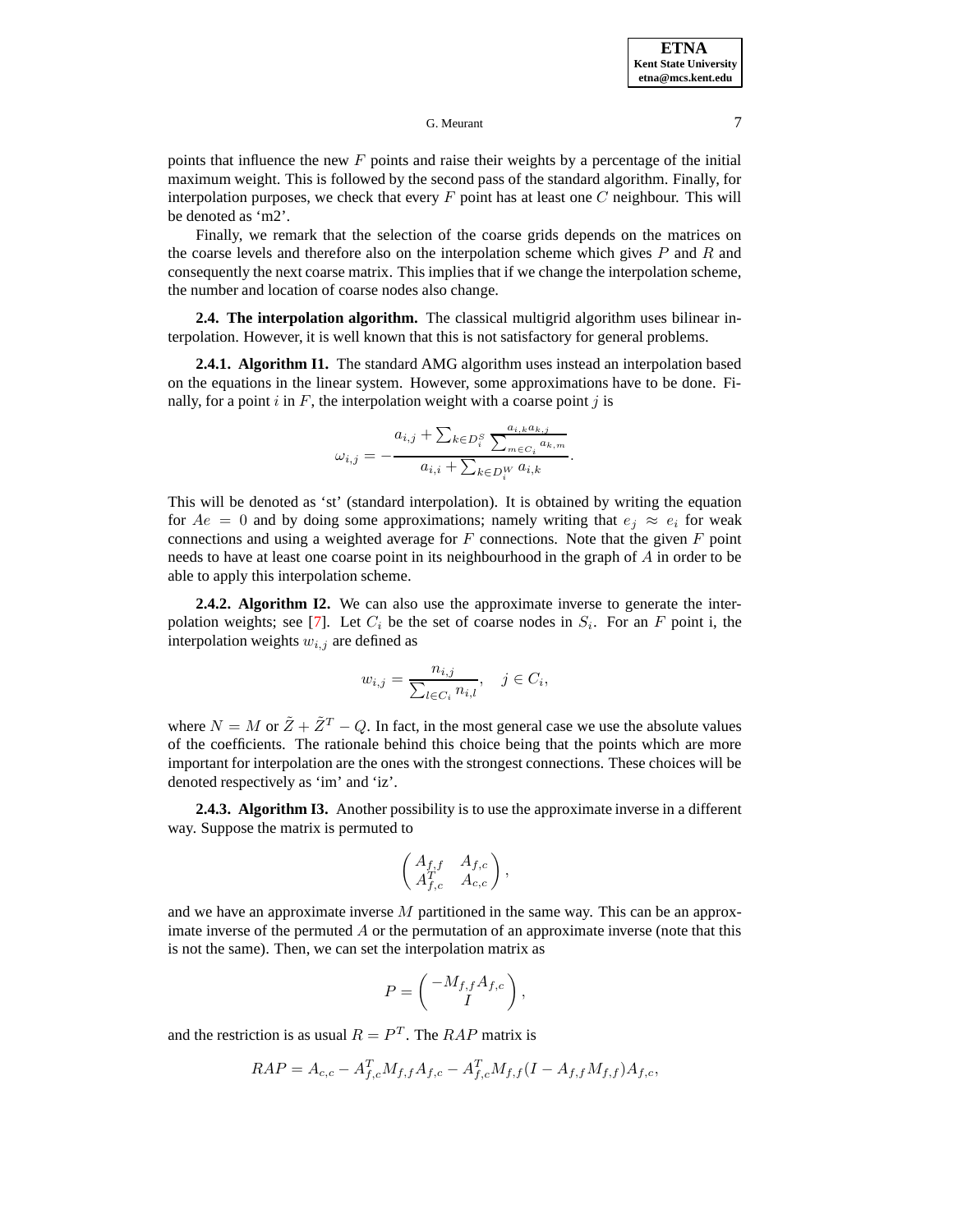points that influence the new $F$ points and raise their weights by a percentage of the initial maximum weight. This is followed by the second pass of the standard algorithm. Finally, for interpolation purposes, we check that every $F$ point has at least one $C$ neighbour. This will be denoted as 'm2'.

Finally, we remark that the selection of the coarse grids depends on the matrices on the coarse levels and therefore also on the interpolation scheme which gives $P$ and $R$ and consequently the next coarse matrix. This implies that if we change the interpolation scheme, the number and location of coarse nodes also change.

**2.4. The interpolation algorithm.** The classical multigrid algorithm uses bilinear interpolation. However, it is well known that this is not satisfactory for general problems.

**2.4.1. Algorithm I1.** The standard AMG algorithm uses instead an interpolation based on the equations in the linear system. However, some approximations have to be done. Finally, for a point $i$ in $F$, the interpolation weight with a coarse point $j$ is

$$\omega_{i,j} = -\frac{a_{i,j} + \sum_{k \in D_i^S} \frac{a_{i,k} a_{k,j}}{\sum_{m \in C_i} a_{k,m}}}{a_{i,i} + \sum_{k \in D_i^W} a_{i,k}}.$$

This will be denoted as 'st' (standard interpolation). It is obtained by writing the equation for $Ae = 0$ and by doing some approximations; namely writing that $e_j \approx e_i$ for weak connections and using a weighted average for $F$ connections. Note that the given $F$ point needs to have at least one coarse point in its neighbourhood in the graph of $A$ in order to be able to apply this interpolation scheme.

**2.4.2. Algorithm I2.** We can also use the approximate inverse to generate the interpolation weights; see [7]. Let $C_i$ be the set of coarse nodes in $S_i$. For an $F$ point i, the interpolation weights $w_{i,j}$ are defined as

$$w_{i,j} = \frac{n_{i,j}}{\sum_{l \in C_i} n_{i,l}}, \quad j \in C_i,$$

where $N = M$ or $\tilde{Z} + \tilde{Z}^T - Q$. In fact, in the most general case we use the absolute values of the coefficients. The rationale behind this choice being that the points which are more important for interpolation are the ones with the strongest connections. These choices will be denoted respectively as 'im' and 'iz'.

**2.4.3. Algorithm I3.** Another possibility is to use the approximate inverse in a different way. Suppose the matrix is permuted to

$$\begin{pmatrix} A_{f,f} & A_{f,c} \\ A_{f,c}^T & A_{c,c} \end{pmatrix},$$

and we have an approximate inverse $M$ partitioned in the same way. This can be an approximate inverse of the permuted $A$ or the permutation of an approximate inverse (note that this is not the same). Then, we can set the interpolation matrix as

$$P = \begin{pmatrix} -M_{f,f} A_{f,c} \\ I \end{pmatrix},$$

and the restriction is as usual $R = P^T$. The $RAP$ matrix is

$$RAP = A_{c,c} - A_{f,c}^T M_{f,f} A_{f,c} - A_{f,c}^T M_{f,f} (I - A_{f,f} M_{f,f}) A_{f,c},$$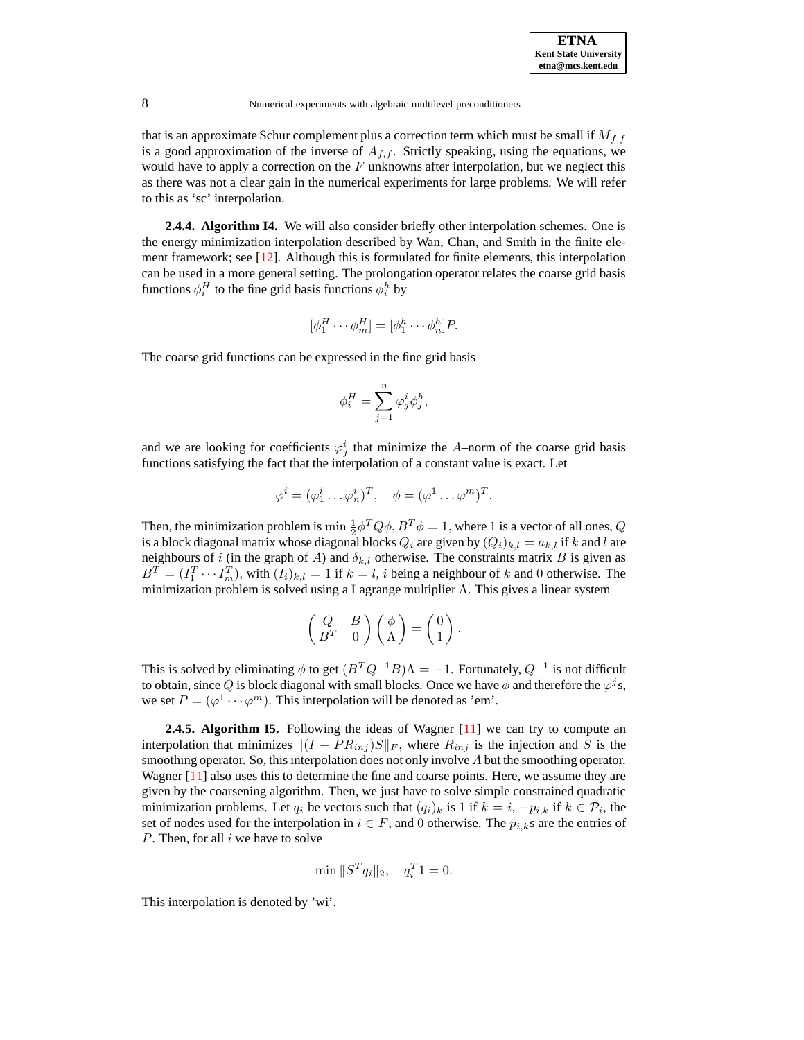that is an approximate Schur complement plus a correction term which must be small if $M_{f,f}$ is a good approximation of the inverse of $A_{f,f}$. Strictly speaking, using the equations, we would have to apply a correction on the $F$ unknowns after interpolation, but we neglect this as there was not a clear gain in the numerical experiments for large problems. We will refer to this as 'sc' interpolation.

**2.4.4. Algorithm I4.** We will also consider briefly other interpolation schemes. One is the energy minimization interpolation described by Wan, Chan, and Smith in the finite element framework; see [12]. Although this is formulated for finite elements, this interpolation can be used in a more general setting. The prolongation operator relates the coarse grid basis functions $\phi_i^H$ to the fine grid basis functions $\phi_i^h$ by

$$[\phi_1^H \cdots \phi_m^H] = [\phi_1^h \cdots \phi_n^h]P.$$

The coarse grid functions can be expressed in the fine grid basis

$$\phi_i^H = \sum_{j=1}^{n} \varphi_j^i \phi_j^h,$$

and we are looking for coefficients $\varphi_j^i$ that minimize the $A$–norm of the coarse grid basis functions satisfying the fact that the interpolation of a constant value is exact. Let

$$\varphi^i = (\varphi_1^i \dots \varphi_n^i)^T, \quad \phi = (\varphi^1 \dots \varphi^m)^T.$$

Then, the minimization problem is $\min \frac{1}{2}\phi^T Q\phi$, $B^T\phi = 1$, where $1$ is a vector of all ones, $Q$ is a block diagonal matrix whose diagonal blocks $Q_i$ are given by $(Q_i)_{k,l} = a_{k,l}$ if $k$ and $l$ are neighbours of $i$ (in the graph of $A$) and $\delta_{k,l}$ otherwise. The constraints matrix $B$ is given as $B^T = (I_1^T \cdots I_m^T)$, with $(I_i)_{k,l} = 1$ if $k = l$, $i$ being a neighbour of $k$ and $0$ otherwise. The minimization problem is solved using a Lagrange multiplier $\Lambda$. This gives a linear system

$$\begin{pmatrix} Q & B \\ B^T & 0 \end{pmatrix} \begin{pmatrix} \phi \\ \Lambda \end{pmatrix} = \begin{pmatrix} 0 \\ 1 \end{pmatrix}.$$

This is solved by eliminating $\phi$ to get $(B^T Q^{-1} B)\Lambda = -1$. Fortunately, $Q^{-1}$ is not difficult to obtain, since $Q$ is block diagonal with small blocks. Once we have $\phi$ and therefore the $\varphi^j$s, we set $P = (\varphi^1 \cdots \varphi^m)$. This interpolation will be denoted as 'em'.

**2.4.5. Algorithm I5.** Following the ideas of Wagner [11] we can try to compute an interpolation that minimizes $\|(I - PR_{inj})S\|_F$, where $R_{inj}$ is the injection and $S$ is the smoothing operator. So, this interpolation does not only involve $A$ but the smoothing operator. Wagner [11] also uses this to determine the fine and coarse points. Here, we assume they are given by the coarsening algorithm. Then, we just have to solve simple constrained quadratic minimization problems. Let $q_i$ be vectors such that $(q_i)_k$ is 1 if $k = i$, $-p_{i,k}$ if $k \in \mathcal{P}_i$, the set of nodes used for the interpolation in $i \in F$, and $0$ otherwise. The $p_{i,k}$s are the entries of $P$. Then, for all $i$ we have to solve

$$\min \|S^T q_i\|_2, \quad q_i^T 1 = 0.$$

This interpolation is denoted by 'wi'.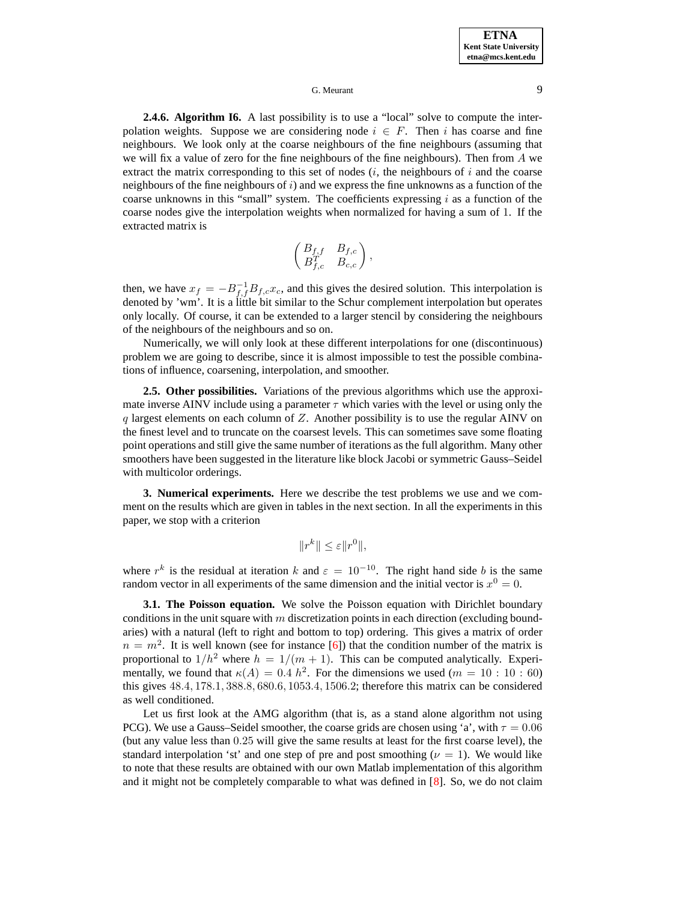**2.4.6. Algorithm I6.** A last possibility is to use a "local" solve to compute the interpolation weights. Suppose we are considering node $i \in F$. Then $i$ has coarse and fine neighbours. We look only at the coarse neighbours of the fine neighbours (assuming that we will fix a value of zero for the fine neighbours of the fine neighbours). Then from $A$ we extract the matrix corresponding to this set of nodes ($i$, the neighbours of $i$ and the coarse neighbours of the fine neighbours of $i$) and we express the fine unknowns as a function of the coarse unknowns in this "small" system. The coefficients expressing $i$ as a function of the coarse nodes give the interpolation weights when normalized for having a sum of 1. If the extracted matrix is

$$\begin{pmatrix} B_{f,f} & B_{f,c} \\ B_{f,c}^T & B_{c,c} \end{pmatrix},$$

then, we have $x_f = -B_{f,f}^{-1} B_{f,c} x_c$, and this gives the desired solution. This interpolation is denoted by 'wm'. It is a little bit similar to the Schur complement interpolation but operates only locally. Of course, it can be extended to a larger stencil by considering the neighbours of the neighbours of the neighbours and so on.

Numerically, we will only look at these different interpolations for one (discontinuous) problem we are going to describe, since it is almost impossible to test the possible combinations of influence, coarsening, interpolation, and smoother.

**2.5. Other possibilities.** Variations of the previous algorithms which use the approximate inverse AINV include using a parameter $\tau$ which varies with the level or using only the $q$ largest elements on each column of $Z$. Another possibility is to use the regular AINV on the finest level and to truncate on the coarsest levels. This can sometimes save some floating point operations and still give the same number of iterations as the full algorithm. Many other smoothers have been suggested in the literature like block Jacobi or symmetric Gauss–Seidel with multicolor orderings.

**3. Numerical experiments.** Here we describe the test problems we use and we comment on the results which are given in tables in the next section. In all the experiments in this paper, we stop with a criterion

$$\|r^k\| \leq \varepsilon \|r^0\|,$$

where $r^k$ is the residual at iteration $k$ and $\varepsilon = 10^{-10}$. The right hand side $b$ is the same random vector in all experiments of the same dimension and the initial vector is $x^0 = 0$.

**3.1. The Poisson equation.** We solve the Poisson equation with Dirichlet boundary conditions in the unit square with $m$ discretization points in each direction (excluding boundaries) with a natural (left to right and bottom to top) ordering. This gives a matrix of order $n = m^2$. It is well known (see for instance [6]) that the condition number of the matrix is proportional to $1/h^2$ where $h = 1/(m+1)$. This can be computed analytically. Experimentally, we found that $\kappa(A) = 0.4\ h^2$. For the dimensions we used ($m = 10 : 10 : 60$) this gives $48.4, 178.1, 388.8, 680.6, 1053.4, 1506.2$; therefore this matrix can be considered as well conditioned.

Let us first look at the AMG algorithm (that is, as a stand alone algorithm not using PCG). We use a Gauss–Seidel smoother, the coarse grids are chosen using 'a', with $\tau = 0.06$ (but any value less than $0.25$ will give the same results at least for the first coarse level), the standard interpolation 'st' and one step of pre and post smoothing ($\nu = 1$). We would like to note that these results are obtained with our own Matlab implementation of this algorithm and it might not be completely comparable to what was defined in [8]. So, we do not claim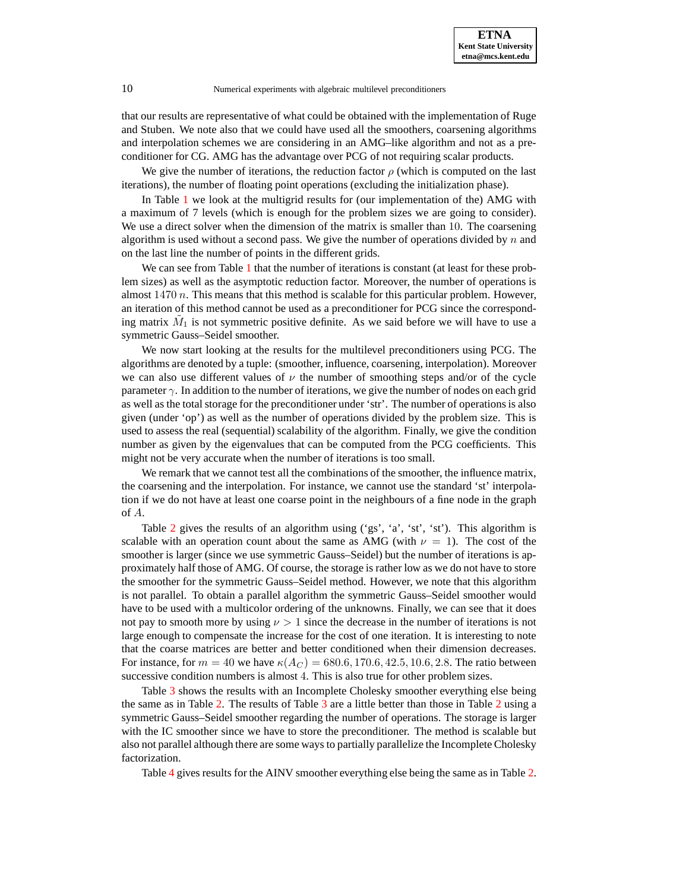that our results are representative of what could be obtained with the implementation of Ruge and Stuben. We note also that we could have used all the smoothers, coarsening algorithms and interpolation schemes we are considering in an AMG–like algorithm and not as a preconditioner for CG. AMG has the advantage over PCG of not requiring scalar products.

We give the number of iterations, the reduction factor $\rho$ (which is computed on the last iterations), the number of floating point operations (excluding the initialization phase).

In Table 1 we look at the multigrid results for (our implementation of the) AMG with a maximum of 7 levels (which is enough for the problem sizes we are going to consider). We use a direct solver when the dimension of the matrix is smaller than $10$. The coarsening algorithm is used without a second pass. We give the number of operations divided by $n$ and on the last line the number of points in the different grids.

We can see from Table 1 that the number of iterations is constant (at least for these problem sizes) as well as the asymptotic reduction factor. Moreover, the number of operations is almost $1470\, n$. This means that this method is scalable for this particular problem. However, an iteration of this method cannot be used as a preconditioner for PCG since the corresponding matrix $\tilde{M}_1$ is not symmetric positive definite. As we said before we will have to use a symmetric Gauss–Seidel smoother.

We now start looking at the results for the multilevel preconditioners using PCG. The algorithms are denoted by a tuple: (smoother, influence, coarsening, interpolation). Moreover we can also use different values of $\nu$ the number of smoothing steps and/or of the cycle parameter $\gamma$. In addition to the number of iterations, we give the number of nodes on each grid as well as the total storage for the preconditioner under 'str'. The number of operations is also given (under 'op') as well as the number of operations divided by the problem size. This is used to assess the real (sequential) scalability of the algorithm. Finally, we give the condition number as given by the eigenvalues that can be computed from the PCG coefficients. This might not be very accurate when the number of iterations is too small.

We remark that we cannot test all the combinations of the smoother, the influence matrix, the coarsening and the interpolation. For instance, we cannot use the standard 'st' interpolation if we do not have at least one coarse point in the neighbours of a fine node in the graph of $A$.

Table 2 gives the results of an algorithm using ('gs', 'a', 'st', 'st'). This algorithm is scalable with an operation count about the same as AMG (with $\nu = 1$). The cost of the smoother is larger (since we use symmetric Gauss–Seidel) but the number of iterations is approximately half those of AMG. Of course, the storage is rather low as we do not have to store the smoother for the symmetric Gauss–Seidel method. However, we note that this algorithm is not parallel. To obtain a parallel algorithm the symmetric Gauss–Seidel smoother would have to be used with a multicolor ordering of the unknowns. Finally, we can see that it does not pay to smooth more by using $\nu > 1$ since the decrease in the number of iterations is not large enough to compensate the increase for the cost of one iteration. It is interesting to note that the coarse matrices are better and better conditioned when their dimension decreases. For instance, for $m = 40$ we have $\kappa(A_C) = 680.6, 170.6, 42.5, 10.6, 2.8$. The ratio between successive condition numbers is almost $4$. This is also true for other problem sizes.

Table 3 shows the results with an Incomplete Cholesky smoother everything else being the same as in Table 2. The results of Table 3 are a little better than those in Table 2 using a symmetric Gauss–Seidel smoother regarding the number of operations. The storage is larger with the IC smoother since we have to store the preconditioner. The method is scalable but also not parallel although there are some ways to partially parallelize the Incomplete Cholesky factorization.

Table 4 gives results for the AINV smoother everything else being the same as in Table 2.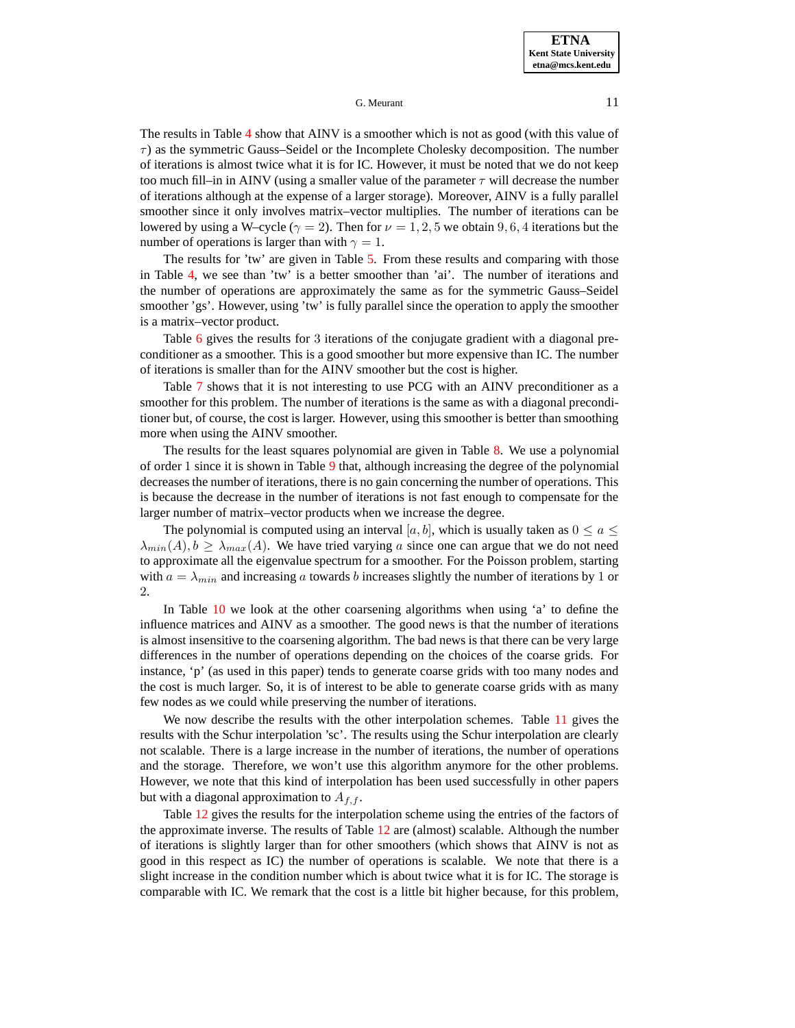The results in Table 4 show that AINV is a smoother which is not as good (with this value of $\tau$) as the symmetric Gauss–Seidel or the Incomplete Cholesky decomposition. The number of iterations is almost twice what it is for IC. However, it must be noted that we do not keep too much fill–in in AINV (using a smaller value of the parameter $\tau$ will decrease the number of iterations although at the expense of a larger storage). Moreover, AINV is a fully parallel smoother since it only involves matrix–vector multiplies. The number of iterations can be lowered by using a W–cycle ($\gamma = 2$). Then for $\nu = 1, 2, 5$ we obtain $9, 6, 4$ iterations but the number of operations is larger than with $\gamma = 1$.

The results for 'tw' are given in Table 5. From these results and comparing with those in Table 4, we see than 'tw' is a better smoother than 'ai'. The number of iterations and the number of operations are approximately the same as for the symmetric Gauss–Seidel smoother 'gs'. However, using 'tw' is fully parallel since the operation to apply the smoother is a matrix–vector product.

Table 6 gives the results for 3 iterations of the conjugate gradient with a diagonal preconditioner as a smoother. This is a good smoother but more expensive than IC. The number of iterations is smaller than for the AINV smoother but the cost is higher.

Table 7 shows that it is not interesting to use PCG with an AINV preconditioner as a smoother for this problem. The number of iterations is the same as with a diagonal preconditioner but, of course, the cost is larger. However, using this smoother is better than smoothing more when using the AINV smoother.

The results for the least squares polynomial are given in Table 8. We use a polynomial of order 1 since it is shown in Table 9 that, although increasing the degree of the polynomial decreases the number of iterations, there is no gain concerning the number of operations. This is because the decrease in the number of iterations is not fast enough to compensate for the larger number of matrix–vector products when we increase the degree.

The polynomial is computed using an interval $[a, b]$, which is usually taken as $0 \leq a \leq \lambda_{min}(A), b \geq \lambda_{max}(A)$. We have tried varying $a$ since one can argue that we do not need to approximate all the eigenvalue spectrum for a smoother. For the Poisson problem, starting with $a = \lambda_{min}$ and increasing $a$ towards $b$ increases slightly the number of iterations by 1 or 2.

In Table 10 we look at the other coarsening algorithms when using 'a' to define the influence matrices and AINV as a smoother. The good news is that the number of iterations is almost insensitive to the coarsening algorithm. The bad news is that there can be very large differences in the number of operations depending on the choices of the coarse grids. For instance, 'p' (as used in this paper) tends to generate coarse grids with too many nodes and the cost is much larger. So, it is of interest to be able to generate coarse grids with as many few nodes as we could while preserving the number of iterations.

We now describe the results with the other interpolation schemes. Table 11 gives the results with the Schur interpolation 'sc'. The results using the Schur interpolation are clearly not scalable. There is a large increase in the number of iterations, the number of operations and the storage. Therefore, we won't use this algorithm anymore for the other problems. However, we note that this kind of interpolation has been used successfully in other papers but with a diagonal approximation to $A_{f,f}$.

Table 12 gives the results for the interpolation scheme using the entries of the factors of the approximate inverse. The results of Table 12 are (almost) scalable. Although the number of iterations is slightly larger than for other smoothers (which shows that AINV is not as good in this respect as IC) the number of operations is scalable. We note that there is a slight increase in the condition number which is about twice what it is for IC. The storage is comparable with IC. We remark that the cost is a little bit higher because, for this problem,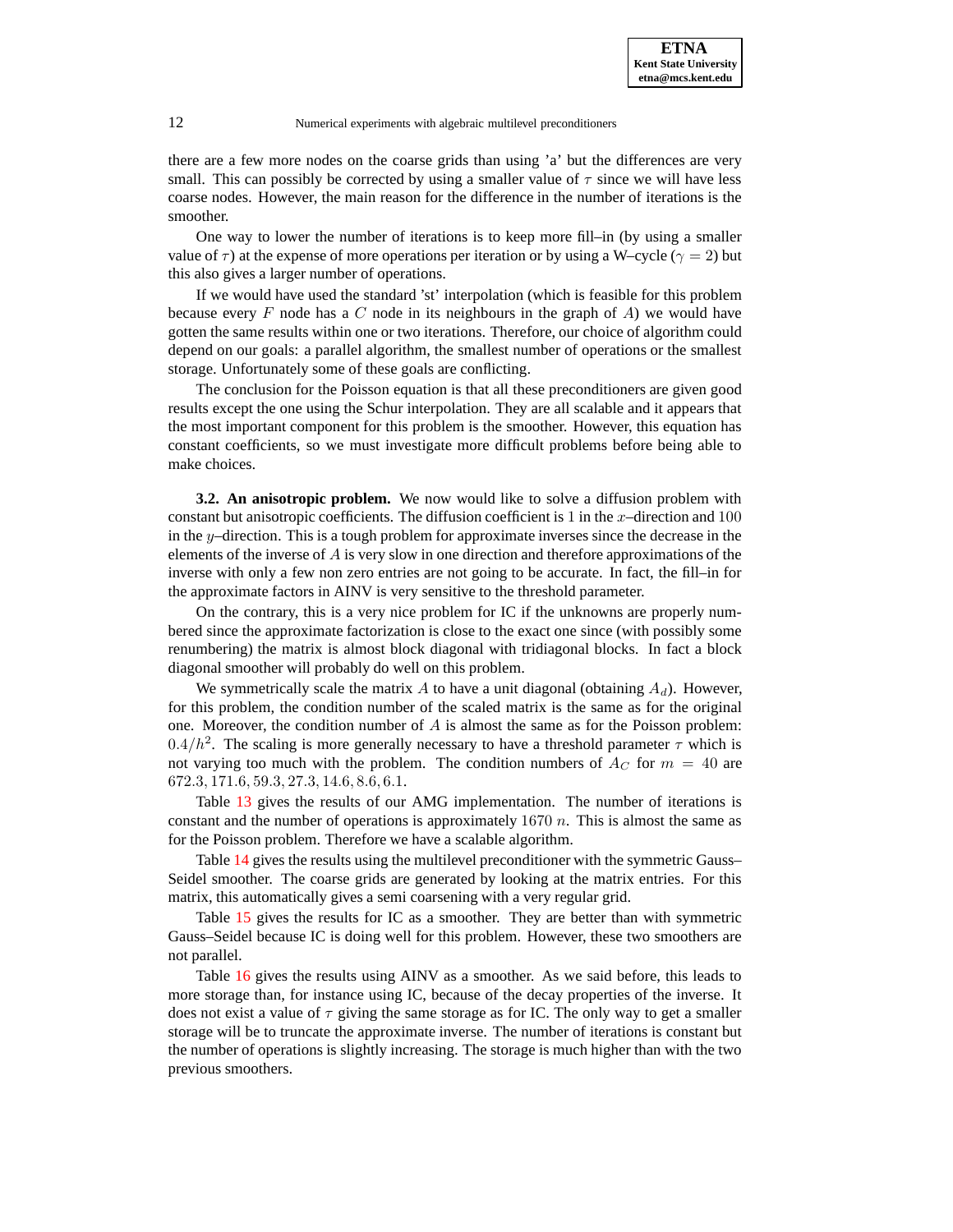there are a few more nodes on the coarse grids than using 'a' but the differences are very small. This can possibly be corrected by using a smaller value of $\tau$ since we will have less coarse nodes. However, the main reason for the difference in the number of iterations is the smoother.

One way to lower the number of iterations is to keep more fill–in (by using a smaller value of $\tau$) at the expense of more operations per iteration or by using a W–cycle ($\gamma = 2$) but this also gives a larger number of operations.

If we would have used the standard 'st' interpolation (which is feasible for this problem because every $F$ node has a $C$ node in its neighbours in the graph of $A$) we would have gotten the same results within one or two iterations. Therefore, our choice of algorithm could depend on our goals: a parallel algorithm, the smallest number of operations or the smallest storage. Unfortunately some of these goals are conflicting.

The conclusion for the Poisson equation is that all these preconditioners are given good results except the one using the Schur interpolation. They are all scalable and it appears that the most important component for this problem is the smoother. However, this equation has constant coefficients, so we must investigate more difficult problems before being able to make choices.

**3.2. An anisotropic problem.** We now would like to solve a diffusion problem with constant but anisotropic coefficients. The diffusion coefficient is $1$ in the $x$–direction and $100$ in the $y$–direction. This is a tough problem for approximate inverses since the decrease in the elements of the inverse of $A$ is very slow in one direction and therefore approximations of the inverse with only a few non zero entries are not going to be accurate. In fact, the fill–in for the approximate factors in AINV is very sensitive to the threshold parameter.

On the contrary, this is a very nice problem for IC if the unknowns are properly numbered since the approximate factorization is close to the exact one since (with possibly some renumbering) the matrix is almost block diagonal with tridiagonal blocks. In fact a block diagonal smoother will probably do well on this problem.

We symmetrically scale the matrix $A$ to have a unit diagonal (obtaining $A_d$). However, for this problem, the condition number of the scaled matrix is the same as for the original one. Moreover, the condition number of $A$ is almost the same as for the Poisson problem: $0.4/h^2$. The scaling is more generally necessary to have a threshold parameter $\tau$ which is not varying too much with the problem. The condition numbers of $A_C$ for $m = 40$ are $672.3, 171.6, 59.3, 27.3, 14.6, 8.6, 6.1$.

Table 13 gives the results of our AMG implementation. The number of iterations is constant and the number of operations is approximately $1670\ n$. This is almost the same as for the Poisson problem. Therefore we have a scalable algorithm.

Table 14 gives the results using the multilevel preconditioner with the symmetric Gauss–Seidel smoother. The coarse grids are generated by looking at the matrix entries. For this matrix, this automatically gives a semi coarsening with a very regular grid.

Table 15 gives the results for IC as a smoother. They are better than with symmetric Gauss–Seidel because IC is doing well for this problem. However, these two smoothers are not parallel.

Table 16 gives the results using AINV as a smoother. As we said before, this leads to more storage than, for instance using IC, because of the decay properties of the inverse. It does not exist a value of $\tau$ giving the same storage as for IC. The only way to get a smaller storage will be to truncate the approximate inverse. The number of iterations is constant but the number of operations is slightly increasing. The storage is much higher than with the two previous smoothers.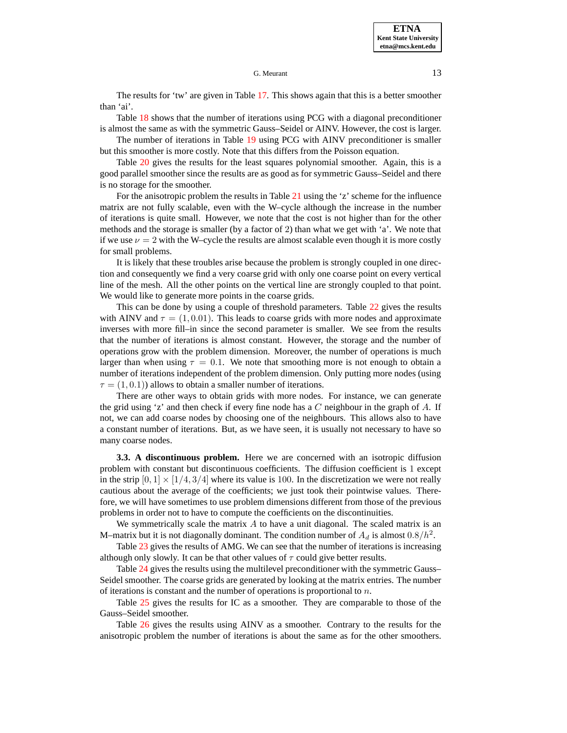The results for 'tw' are given in Table 17. This shows again that this is a better smoother than 'ai'.

Table 18 shows that the number of iterations using PCG with a diagonal preconditioner is almost the same as with the symmetric Gauss–Seidel or AINV. However, the cost is larger.

The number of iterations in Table 19 using PCG with AINV preconditioner is smaller but this smoother is more costly. Note that this differs from the Poisson equation.

Table 20 gives the results for the least squares polynomial smoother. Again, this is a good parallel smoother since the results are as good as for symmetric Gauss–Seidel and there is no storage for the smoother.

For the anisotropic problem the results in Table 21 using the 'z' scheme for the influence matrix are not fully scalable, even with the W–cycle although the increase in the number of iterations is quite small. However, we note that the cost is not higher than for the other methods and the storage is smaller (by a factor of 2) than what we get with 'a'. We note that if we use $\nu = 2$ with the W–cycle the results are almost scalable even though it is more costly for small problems.

It is likely that these troubles arise because the problem is strongly coupled in one direction and consequently we find a very coarse grid with only one coarse point on every vertical line of the mesh. All the other points on the vertical line are strongly coupled to that point. We would like to generate more points in the coarse grids.

This can be done by using a couple of threshold parameters. Table 22 gives the results with AINV and $\tau = (1, 0.01)$. This leads to coarse grids with more nodes and approximate inverses with more fill–in since the second parameter is smaller. We see from the results that the number of iterations is almost constant. However, the storage and the number of operations grow with the problem dimension. Moreover, the number of operations is much larger than when using $\tau = 0.1$. We note that smoothing more is not enough to obtain a number of iterations independent of the problem dimension. Only putting more nodes (using $\tau = (1, 0.1)$) allows to obtain a smaller number of iterations.

There are other ways to obtain grids with more nodes. For instance, we can generate the grid using 'z' and then check if every fine node has a $C$ neighbour in the graph of $A$. If not, we can add coarse nodes by choosing one of the neighbours. This allows also to have a constant number of iterations. But, as we have seen, it is usually not necessary to have so many coarse nodes.

### 3.3. A discontinuous problem.

Here we are concerned with an isotropic diffusion problem with constant but discontinuous coefficients. The diffusion coefficient is $1$ except in the strip $[0, 1] \times [1/4, 3/4]$ where its value is $100$. In the discretization we were not really cautious about the average of the coefficients; we just took their pointwise values. Therefore, we will have sometimes to use problem dimensions different from those of the previous problems in order not to have to compute the coefficients on the discontinuities.

We symmetrically scale the matrix $A$ to have a unit diagonal. The scaled matrix is an M–matrix but it is not diagonally dominant. The condition number of $A_d$ is almost $0.8/h^2$.

Table 23 gives the results of AMG. We can see that the number of iterations is increasing although only slowly. It can be that other values of $\tau$ could give better results.

Table 24 gives the results using the multilevel preconditioner with the symmetric Gauss–Seidel smoother. The coarse grids are generated by looking at the matrix entries. The number of iterations is constant and the number of operations is proportional to $n$.

Table 25 gives the results for IC as a smoother. They are comparable to those of the Gauss–Seidel smoother.

Table 26 gives the results using AINV as a smoother. Contrary to the results for the anisotropic problem the number of iterations is about the same as for the other smoothers.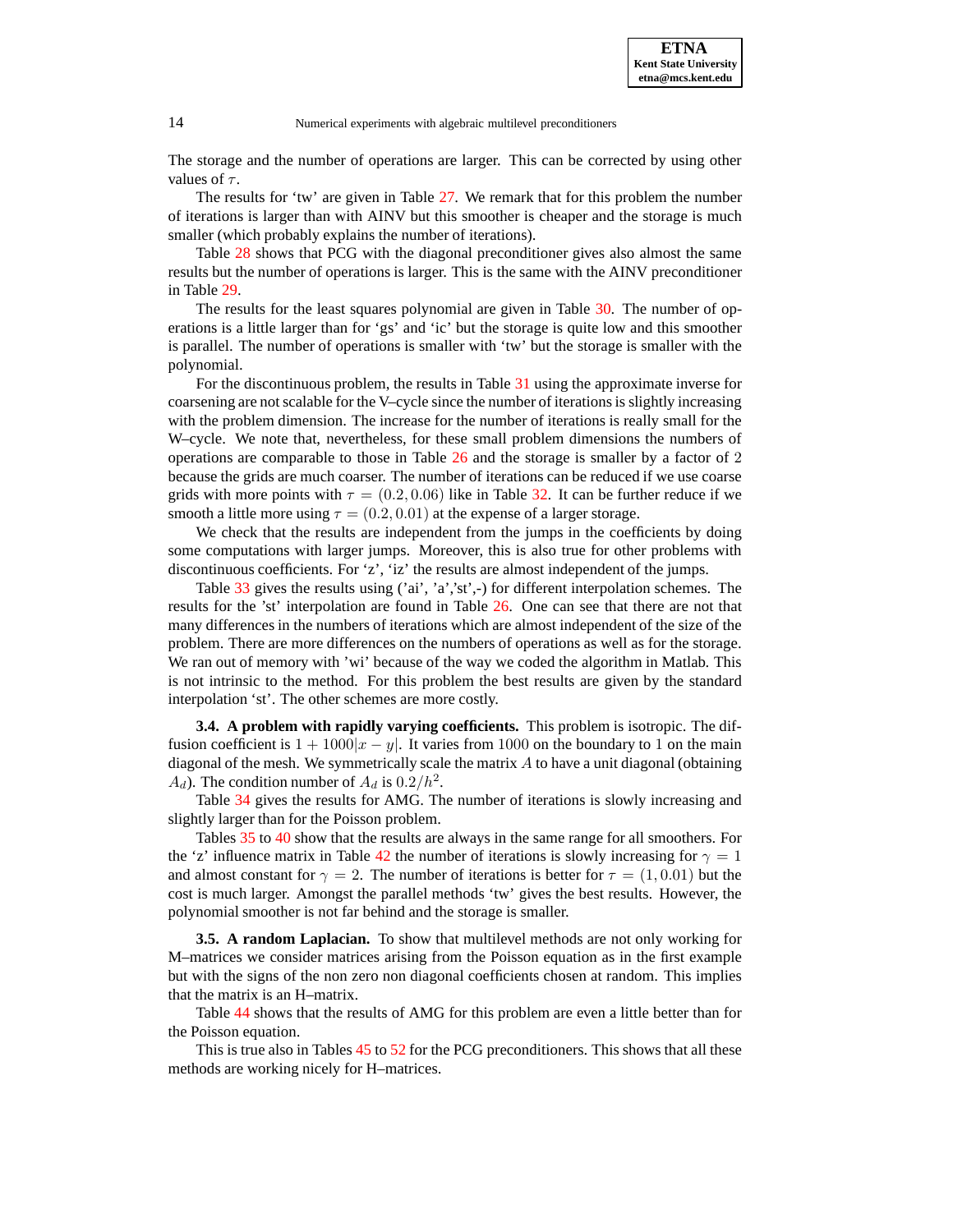The storage and the number of operations are larger. This can be corrected by using other values of $\tau$.

The results for 'tw' are given in Table 27. We remark that for this problem the number of iterations is larger than with AINV but this smoother is cheaper and the storage is much smaller (which probably explains the number of iterations).

Table 28 shows that PCG with the diagonal preconditioner gives also almost the same results but the number of operations is larger. This is the same with the AINV preconditioner in Table 29.

The results for the least squares polynomial are given in Table 30. The number of operations is a little larger than for 'gs' and 'ic' but the storage is quite low and this smoother is parallel. The number of operations is smaller with 'tw' but the storage is smaller with the polynomial.

For the discontinuous problem, the results in Table 31 using the approximate inverse for coarsening are not scalable for the V–cycle since the number of iterations is slightly increasing with the problem dimension. The increase for the number of iterations is really small for the W–cycle. We note that, nevertheless, for these small problem dimensions the numbers of operations are comparable to those in Table 26 and the storage is smaller by a factor of 2 because the grids are much coarser. The number of iterations can be reduced if we use coarse grids with more points with $\tau = (0.2, 0.06)$ like in Table 32. It can be further reduce if we smooth a little more using $\tau = (0.2, 0.01)$ at the expense of a larger storage.

We check that the results are independent from the jumps in the coefficients by doing some computations with larger jumps. Moreover, this is also true for other problems with discontinuous coefficients. For 'z', 'iz' the results are almost independent of the jumps.

Table 33 gives the results using ('ai', 'a','st',-) for different interpolation schemes. The results for the 'st' interpolation are found in Table 26. One can see that there are not that many differences in the numbers of iterations which are almost independent of the size of the problem. There are more differences on the numbers of operations as well as for the storage. We ran out of memory with 'wi' because of the way we coded the algorithm in Matlab. This is not intrinsic to the method. For this problem the best results are given by the standard interpolation 'st'. The other schemes are more costly.

**3.4. A problem with rapidly varying coefficients.** This problem is isotropic. The diffusion coefficient is $1 + 1000|x - y|$. It varies from $1000$ on the boundary to $1$ on the main diagonal of the mesh. We symmetrically scale the matrix $A$ to have a unit diagonal (obtaining $A_d$). The condition number of $A_d$ is $0.2/h^2$.

Table 34 gives the results for AMG. The number of iterations is slowly increasing and slightly larger than for the Poisson problem.

Tables 35 to 40 show that the results are always in the same range for all smoothers. For the 'z' influence matrix in Table 42 the number of iterations is slowly increasing for $\gamma = 1$ and almost constant for $\gamma = 2$. The number of iterations is better for $\tau = (1, 0.01)$ but the cost is much larger. Amongst the parallel methods 'tw' gives the best results. However, the polynomial smoother is not far behind and the storage is smaller.

**3.5. A random Laplacian.** To show that multilevel methods are not only working for M–matrices we consider matrices arising from the Poisson equation as in the first example but with the signs of the non zero non diagonal coefficients chosen at random. This implies that the matrix is an H–matrix.

Table 44 shows that the results of AMG for this problem are even a little better than for the Poisson equation.

This is true also in Tables 45 to 52 for the PCG preconditioners. This shows that all these methods are working nicely for H–matrices.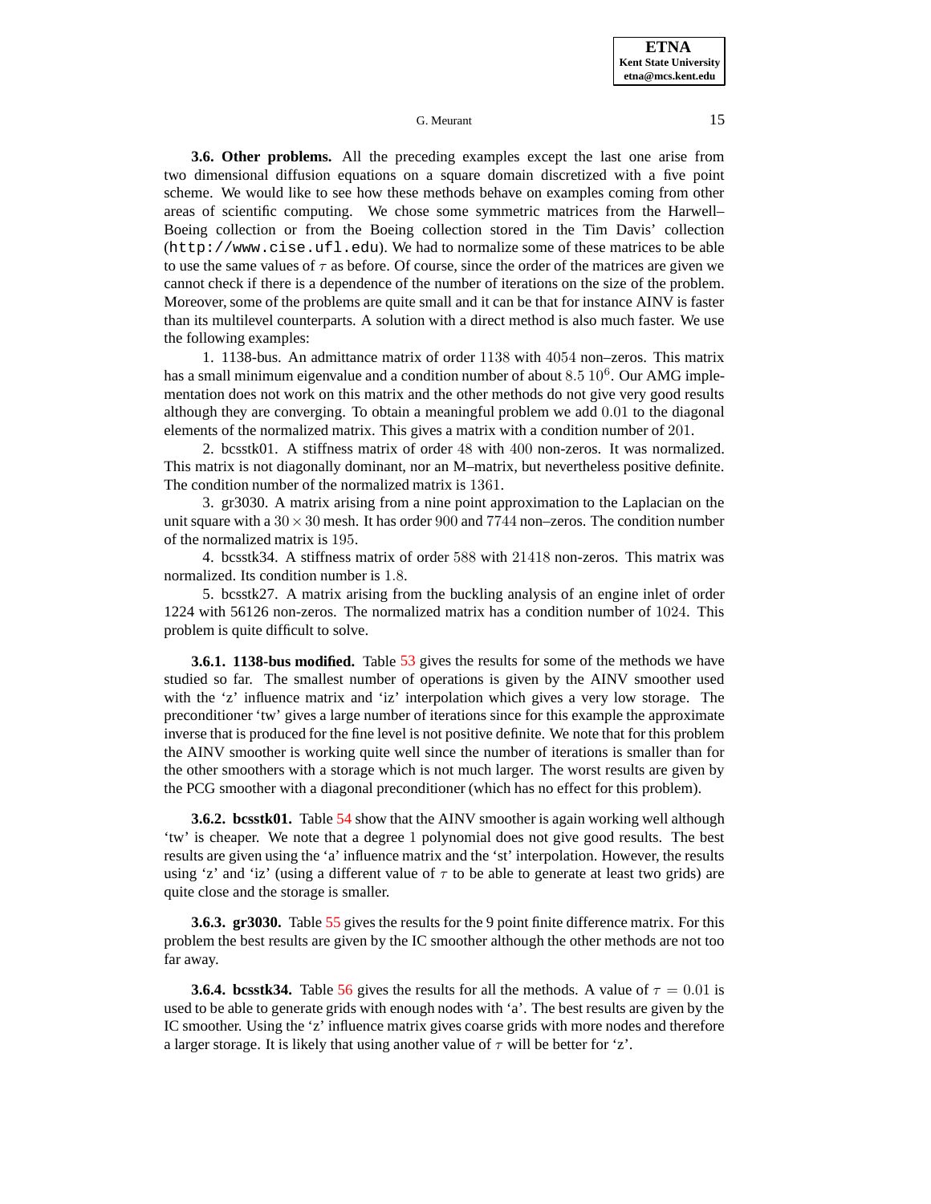**3.6. Other problems.** All the preceding examples except the last one arise from two dimensional diffusion equations on a square domain discretized with a five point scheme. We would like to see how these methods behave on examples coming from other areas of scientific computing. We chose some symmetric matrices from the Harwell–Boeing collection or from the Boeing collection stored in the Tim Davis' collection (`http://www.cise.ufl.edu`). We had to normalize some of these matrices to be able to use the same values of $\tau$ as before. Of course, since the order of the matrices are given we cannot check if there is a dependence of the number of iterations on the size of the problem. Moreover, some of the problems are quite small and it can be that for instance AINV is faster than its multilevel counterparts. A solution with a direct method is also much faster. We use the following examples:

1. 1138-bus. An admittance matrix of order $1138$ with $4054$ non–zeros. This matrix has a small minimum eigenvalue and a condition number of about $8.5\ 10^6$. Our AMG implementation does not work on this matrix and the other methods do not give very good results although they are converging. To obtain a meaningful problem we add $0.01$ to the diagonal elements of the normalized matrix. This gives a matrix with a condition number of $201$.
2. bcsstk01. A stiffness matrix of order $48$ with $400$ non-zeros. It was normalized. This matrix is not diagonally dominant, nor an M–matrix, but nevertheless positive definite. The condition number of the normalized matrix is $1361$.
3. gr3030. A matrix arising from a nine point approximation to the Laplacian on the unit square with a $30 \times 30$ mesh. It has order $900$ and $7744$ non–zeros. The condition number of the normalized matrix is $195$.
4. bcsstk34. A stiffness matrix of order $588$ with $21418$ non-zeros. This matrix was normalized. Its condition number is $1.8$.
5. bcsstk27. A matrix arising from the buckling analysis of an engine inlet of order 1224 with 56126 non-zeros. The normalized matrix has a condition number of $1024$. This problem is quite difficult to solve.

**3.6.1. 1138-bus modified.** Table 53 gives the results for some of the methods we have studied so far. The smallest number of operations is given by the AINV smoother used with the 'z' influence matrix and 'iz' interpolation which gives a very low storage. The preconditioner 'tw' gives a large number of iterations since for this example the approximate inverse that is produced for the fine level is not positive definite. We note that for this problem the AINV smoother is working quite well since the number of iterations is smaller than for the other smoothers with a storage which is not much larger. The worst results are given by the PCG smoother with a diagonal preconditioner (which has no effect for this problem).

**3.6.2. bcsstk01.** Table 54 show that the AINV smoother is again working well although 'tw' is cheaper. We note that a degree $1$ polynomial does not give good results. The best results are given using the 'a' influence matrix and the 'st' interpolation. However, the results using 'z' and 'iz' (using a different value of $\tau$ to be able to generate at least two grids) are quite close and the storage is smaller.

**3.6.3. gr3030.** Table 55 gives the results for the 9 point finite difference matrix. For this problem the best results are given by the IC smoother although the other methods are not too far away.

**3.6.4. bcsstk34.** Table 56 gives the results for all the methods. A value of $\tau = 0.01$ is used to be able to generate grids with enough nodes with 'a'. The best results are given by the IC smoother. Using the 'z' influence matrix gives coarse grids with more nodes and therefore a larger storage. It is likely that using another value of $\tau$ will be better for 'z'.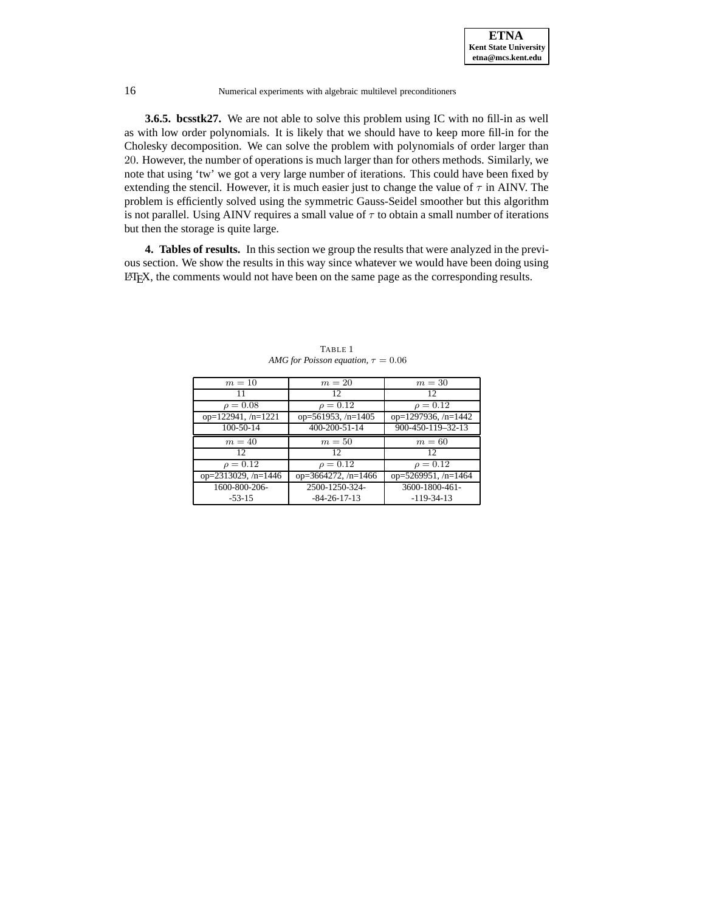**3.6.5. bcsstk27.** We are not able to solve this problem using IC with no fill-in as well as with low order polynomials. It is likely that we should have to keep more fill-in for the Cholesky decomposition. We can solve the problem with polynomials of order larger than $20$. However, the number of operations is much larger than for others methods. Similarly, we note that using 'tw' we got a very large number of iterations. This could have been fixed by extending the stencil. However, it is much easier just to change the value of $\tau$ in AINV. The problem is efficiently solved using the symmetric Gauss-Seidel smoother but this algorithm is not parallel. Using AINV requires a small value of $\tau$ to obtain a small number of iterations but then the storage is quite large.

## 4. Tables of results.

In this section we group the results that were analyzed in the previous section. We show the results in this way since whatever we would have been doing using LaTeX, the comments would not have been on the same page as the corresponding results.

TABLE 1
*AMG for Poisson equation, $\tau = 0.06$*

| $m = 10$ | $m = 20$ | $m = 30$ |
|---|---|---|
| 11 | 12 | 12 |
| $\rho = 0.08$ | $\rho = 0.12$ | $\rho = 0.12$ |
| op=122941, /n=1221 | op=561953, /n=1405 | op=1297936, /n=1442 |
| 100-50-14 | 400-200-51-14 | 900-450-119–32-13 |
| $m = 40$ | $m = 50$ | $m = 60$ |
| 12 | 12 | 12 |
| $\rho = 0.12$ | $\rho = 0.12$ | $\rho = 0.12$ |
| op=2313029, /n=1446 | op=3664272, /n=1466 | op=5269951, /n=1464 |
| 1600-800-206- -53-15 | 2500-1250-324- -84-26-17-13 | 3600-1800-461- -119-34-13 |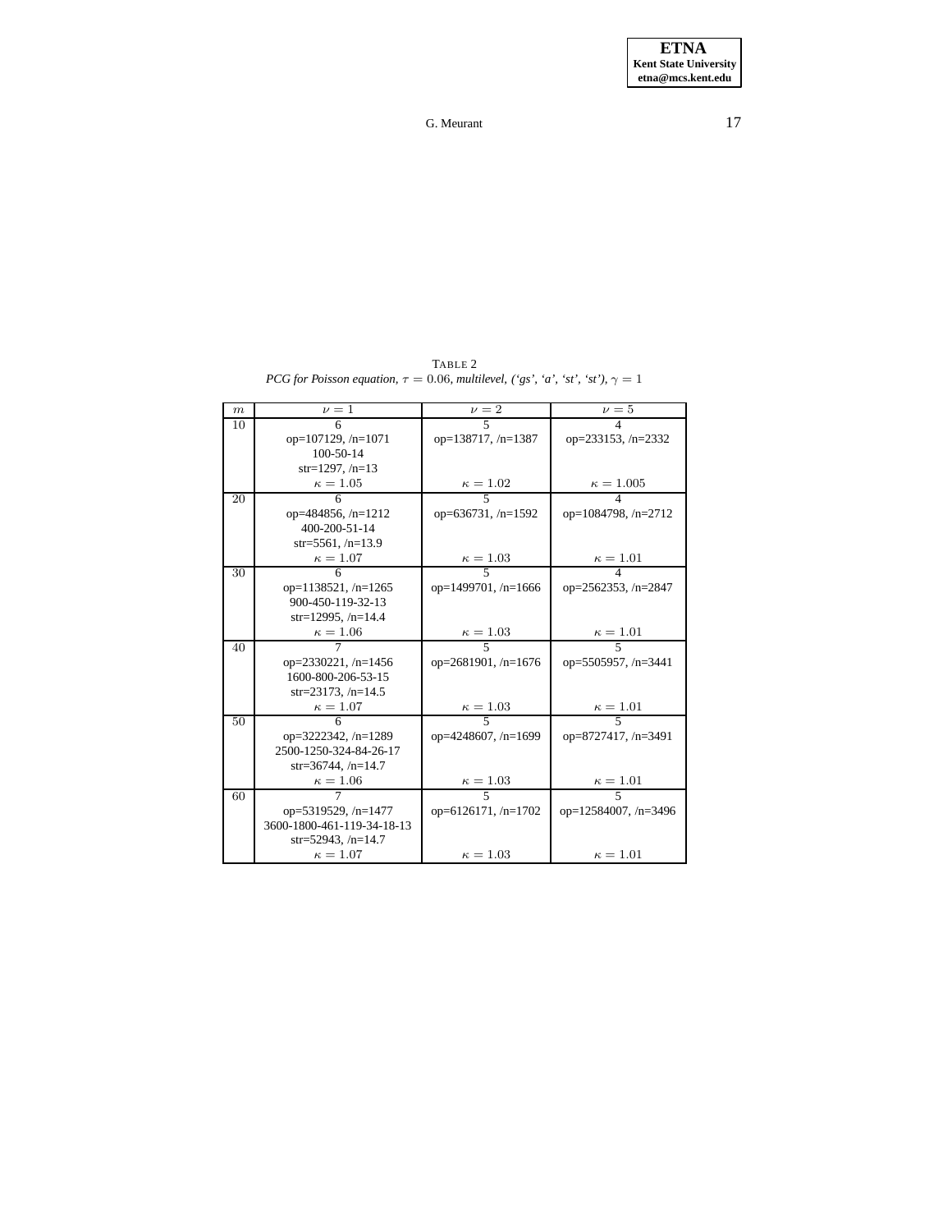TABLE 2
*PCG for Poisson equation, $\tau = 0.06$, multilevel, ('gs', 'a', 'st', 'st'), $\gamma = 1$*

| $m$ | $\nu = 1$ | $\nu = 2$ | $\nu = 5$ |
|---|---|---|---|
| 10 | 6<br>op=107129, /n=1071<br>100-50-14<br>str=1297, /n=13<br>$\kappa = 1.05$ | 5<br>op=138717, /n=1387<br>$\kappa = 1.02$ | 4<br>op=233153, /n=2332<br>$\kappa = 1.005$ |
| 20 | 6<br>op=484856, /n=1212<br>400-200-51-14<br>str=5561, /n=13.9<br>$\kappa = 1.07$ | 5<br>op=636731, /n=1592<br>$\kappa = 1.03$ | 4<br>op=1084798, /n=2712<br>$\kappa = 1.01$ |
| 30 | 6<br>op=1138521, /n=1265<br>900-450-119-32-13<br>str=12995, /n=14.4<br>$\kappa = 1.06$ | 5<br>op=1499701, /n=1666<br>$\kappa = 1.03$ | 4<br>op=2562353, /n=2847<br>$\kappa = 1.01$ |
| 40 | 7<br>op=2330221, /n=1456<br>1600-800-206-53-15<br>str=23173, /n=14.5<br>$\kappa = 1.07$ | 5<br>op=2681901, /n=1676<br>$\kappa = 1.03$ | 5<br>op=5505957, /n=3441<br>$\kappa = 1.01$ |
| 50 | 6<br>op=3222342, /n=1289<br>2500-1250-324-84-26-17<br>str=36744, /n=14.7<br>$\kappa = 1.06$ | 5<br>op=4248607, /n=1699<br>$\kappa = 1.03$ | 5<br>op=8727417, /n=3491<br>$\kappa = 1.01$ |
| 60 | 7<br>op=5319529, /n=1477<br>3600-1800-461-119-34-18-13<br>str=52943, /n=14.7<br>$\kappa = 1.07$ | 5<br>op=6126171, /n=1702<br>$\kappa = 1.03$ | 5<br>op=12584007, /n=3496<br>$\kappa = 1.01$ |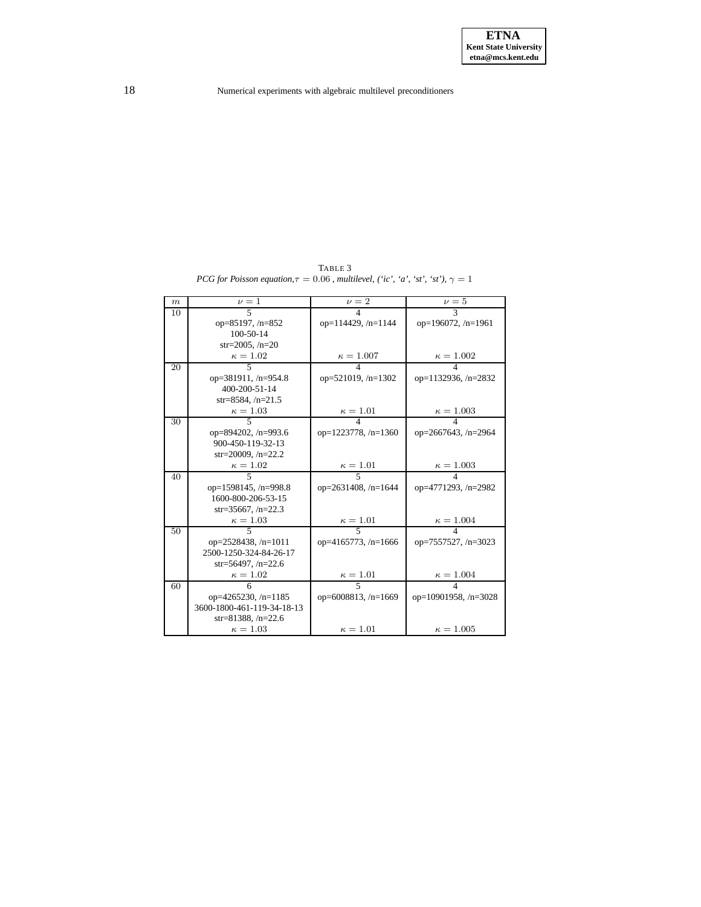TABLE 3
*PCG for Poisson equation,* $\tau = 0.06$ *, multilevel, ('ic', 'a', 'st', 'st'),* $\gamma = 1$

| $m$ | $\nu = 1$ | $\nu = 2$ | $\nu = 5$ |
|---|---|---|---|
| 10 | 5<br>op=85197, /n=852<br>100-50-14<br>str=2005, /n=20<br>$\kappa = 1.02$ | 4<br>op=114429, /n=1144<br><br><br>$\kappa = 1.007$ | 3<br>op=196072, /n=1961<br><br><br>$\kappa = 1.002$ |
| 20 | 5<br>op=381911, /n=954.8<br>400-200-51-14<br>str=8584, /n=21.5<br>$\kappa = 1.03$ | 4<br>op=521019, /n=1302<br><br><br>$\kappa = 1.01$ | 4<br>op=1132936, /n=2832<br><br><br>$\kappa = 1.003$ |
| 30 | 5<br>op=894202, /n=993.6<br>900-450-119-32-13<br>str=20009, /n=22.2<br>$\kappa = 1.02$ | 4<br>op=1223778, /n=1360<br><br><br>$\kappa = 1.01$ | 4<br>op=2667643, /n=2964<br><br><br>$\kappa = 1.003$ |
| 40 | 5<br>op=1598145, /n=998.8<br>1600-800-206-53-15<br>str=35667, /n=22.3<br>$\kappa = 1.03$ | 5<br>op=2631408, /n=1644<br><br><br>$\kappa = 1.01$ | 4<br>op=4771293, /n=2982<br><br><br>$\kappa = 1.004$ |
| 50 | 5<br>op=2528438, /n=1011<br>2500-1250-324-84-26-17<br>str=56497, /n=22.6<br>$\kappa = 1.02$ | 5<br>op=4165773, /n=1666<br><br><br>$\kappa = 1.01$ | 4<br>op=7557527, /n=3023<br><br><br>$\kappa = 1.004$ |
| 60 | 6<br>op=4265230, /n=1185<br>3600-1800-461-119-34-18-13<br>str=81388, /n=22.6<br>$\kappa = 1.03$ | 5<br>op=6008813, /n=1669<br><br><br>$\kappa = 1.01$ | 4<br>op=10901958, /n=3028<br><br><br>$\kappa = 1.005$ |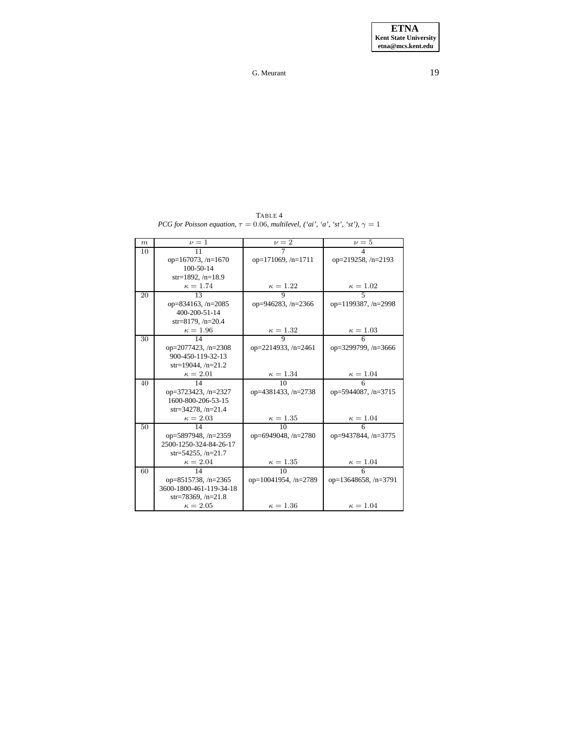TABLE 4
*PCG for Poisson equation, $\tau = 0.06$, multilevel, ('ai', 'a', 'st', 'st'), $\gamma = 1$*

| $m$ | $\nu = 1$ | $\nu = 2$ | $\nu = 5$ |
|---|---|---|---|
| 10 | 11<br>op=167073, /n=1670<br>100-50-14<br>str=1892, /n=18.9<br>$\kappa = 1.74$ | 7<br>op=171069, /n=1711<br><br><br>$\kappa = 1.22$ | 4<br>op=219258, /n=2193<br><br><br>$\kappa = 1.02$ |
| 20 | 13<br>op=834163, /n=2085<br>400-200-51-14<br>str=8179, /n=20.4<br>$\kappa = 1.96$ | 9<br>op=946283, /n=2366<br><br><br>$\kappa = 1.32$ | 5<br>op=1199387, /n=2998<br><br><br>$\kappa = 1.03$ |
| 30 | 14<br>op=2077423, /n=2308<br>900-450-119-32-13<br>str=19044, /n=21.2<br>$\kappa = 2.01$ | 9<br>op=2214933, /n=2461<br><br><br>$\kappa = 1.34$ | 6<br>op=3299799, /n=3666<br><br><br>$\kappa = 1.04$ |
| 40 | 14<br>op=3723423, /n=2327<br>1600-800-206-53-15<br>str=34278, /n=21.4<br>$\kappa = 2.03$ | 10<br>op=4381433, /n=2738<br><br><br>$\kappa = 1.35$ | 6<br>op=5944087, /n=3715<br><br><br>$\kappa = 1.04$ |
| 50 | 14<br>op=5897948, /n=2359<br>2500-1250-324-84-26-17<br>str=54255, /n=21.7<br>$\kappa = 2.04$ | 10<br>op=6949048, /n=2780<br><br><br>$\kappa = 1.35$ | 6<br>op=9437844, /n=3775<br><br><br>$\kappa = 1.04$ |
| 60 | 14<br>op=8515738, /n=2365<br>3600-1800-461-119-34-18<br>str=78369, /n=21.8<br>$\kappa = 2.05$ | 10<br>op=10041954, /n=2789<br><br><br>$\kappa = 1.36$ | 6<br>op=13648658, /n=3791<br><br><br>$\kappa = 1.04$ |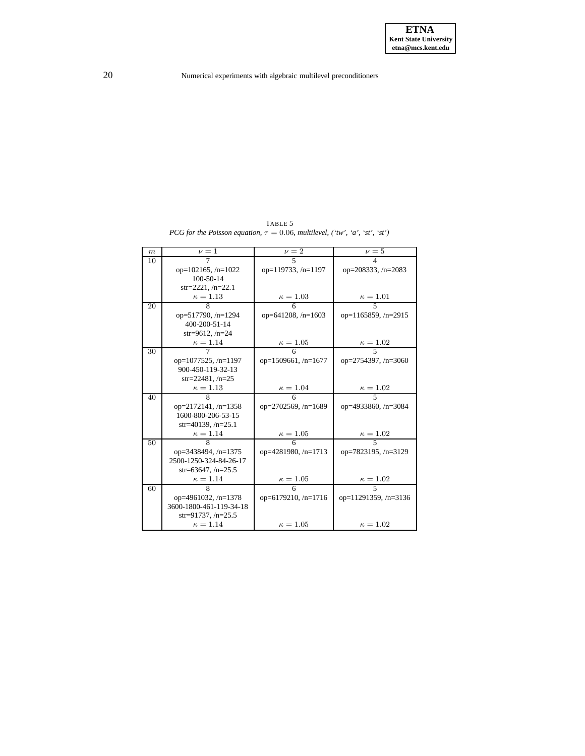TABLE 5
*PCG for the Poisson equation, $\tau = 0.06$, multilevel, ('tw', 'a', 'st', 'st')*

| $m$ | $\nu = 1$ | $\nu = 2$ | $\nu = 5$ |
|---|---|---|---|
| 10 | 7<br>op=102165, /n=1022<br>100-50-14<br>str=2221, /n=22.1<br>$\kappa = 1.13$ | 5<br>op=119733, /n=1197<br>$\kappa = 1.03$ | 4<br>op=208333, /n=2083<br>$\kappa = 1.01$ |
| 20 | 8<br>op=517790, /n=1294<br>400-200-51-14<br>str=9612, /n=24<br>$\kappa = 1.14$ | 6<br>op=641208, /n=1603<br>$\kappa = 1.05$ | 5<br>op=1165859, /n=2915<br>$\kappa = 1.02$ |
| 30 | 7<br>op=1077525, /n=1197<br>900-450-119-32-13<br>str=22481, /n=25<br>$\kappa = 1.13$ | 6<br>op=1509661, /n=1677<br>$\kappa = 1.04$ | 5<br>op=2754397, /n=3060<br>$\kappa = 1.02$ |
| 40 | 8<br>op=2172141, /n=1358<br>1600-800-206-53-15<br>str=40139, /n=25.1<br>$\kappa = 1.14$ | 6<br>op=2702569, /n=1689<br>$\kappa = 1.05$ | 5<br>op=4933860, /n=3084<br>$\kappa = 1.02$ |
| 50 | 8<br>op=3438494, /n=1375<br>2500-1250-324-84-26-17<br>str=63647, /n=25.5<br>$\kappa = 1.14$ | 6<br>op=4281980, /n=1713<br>$\kappa = 1.05$ | 5<br>op=7823195, /n=3129<br>$\kappa = 1.02$ |
| 60 | 8<br>op=4961032, /n=1378<br>3600-1800-461-119-34-18<br>str=91737, /n=25.5<br>$\kappa = 1.14$ | 6<br>op=6179210, /n=1716<br>$\kappa = 1.05$ | 5<br>op=11291359, /n=3136<br>$\kappa = 1.02$ |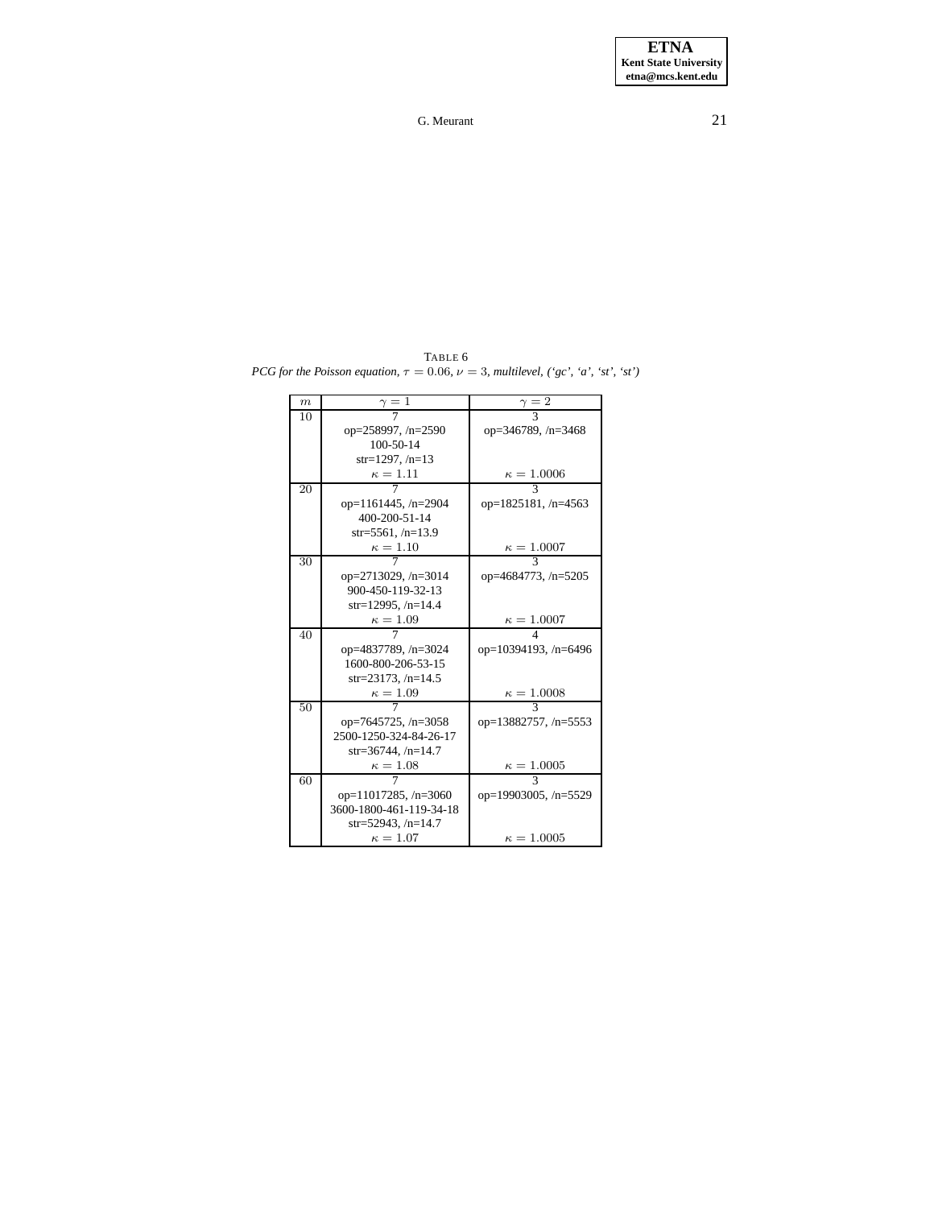TABLE 6
*PCG for the Poisson equation, $\tau = 0.06$, $\nu = 3$, multilevel, ('gc', 'a', 'st', 'st')*

| $m$ | $\gamma = 1$ | $\gamma = 2$ |
|---|---|---|
| 10 | 7<br>op=258997, /n=2590<br>100-50-14<br>str=1297, /n=13<br>$\kappa = 1.11$ | 3<br>op=346789, /n=3468<br><br><br>$\kappa = 1.0006$ |
| 20 | 7<br>op=1161445, /n=2904<br>400-200-51-14<br>str=5561, /n=13.9<br>$\kappa = 1.10$ | 3<br>op=1825181, /n=4563<br><br><br>$\kappa = 1.0007$ |
| 30 | 7<br>op=2713029, /n=3014<br>900-450-119-32-13<br>str=12995, /n=14.4<br>$\kappa = 1.09$ | 3<br>op=4684773, /n=5205<br><br><br>$\kappa = 1.0007$ |
| 40 | 7<br>op=4837789, /n=3024<br>1600-800-206-53-15<br>str=23173, /n=14.5<br>$\kappa = 1.09$ | 4<br>op=10394193, /n=6496<br><br><br>$\kappa = 1.0008$ |
| 50 | 7<br>op=7645725, /n=3058<br>2500-1250-324-84-26-17<br>str=36744, /n=14.7<br>$\kappa = 1.08$ | 3<br>op=13882757, /n=5553<br><br><br>$\kappa = 1.0005$ |
| 60 | 7<br>op=11017285, /n=3060<br>3600-1800-461-119-34-18<br>str=52943, /n=14.7<br>$\kappa = 1.07$ | 3<br>op=19903005, /n=5529<br><br><br>$\kappa = 1.0005$ |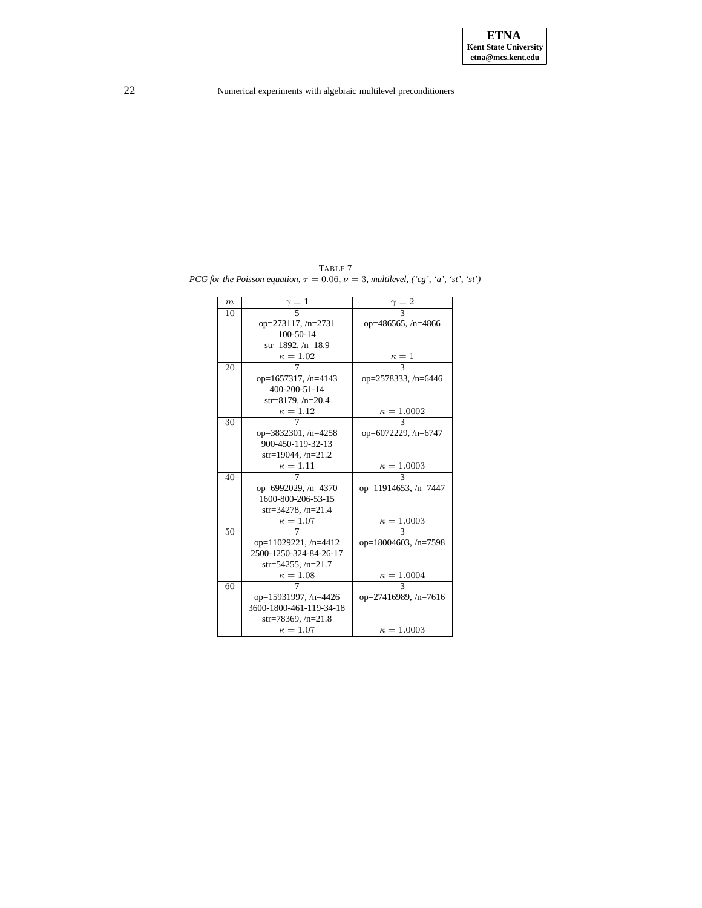TABLE 7

*PCG for the Poisson equation, $\tau = 0.06$, $\nu = 3$, multilevel, ('cg', 'a', 'st', 'st')*

| $m$ | $\gamma = 1$ | $\gamma = 2$ |
|---|---|---|
| 10 | 5<br>op=273117, /n=2731<br>100-50-14<br>str=1892, /n=18.9<br>$\kappa = 1.02$ | 3<br>op=486565, /n=4866<br><br><br>$\kappa = 1$ |
| 20 | 7<br>op=1657317, /n=4143<br>400-200-51-14<br>str=8179, /n=20.4<br>$\kappa = 1.12$ | 3<br>op=2578333, /n=6446<br><br><br>$\kappa = 1.0002$ |
| 30 | 7<br>op=3832301, /n=4258<br>900-450-119-32-13<br>str=19044, /n=21.2<br>$\kappa = 1.11$ | 3<br>op=6072229, /n=6747<br><br><br>$\kappa = 1.0003$ |
| 40 | 7<br>op=6992029, /n=4370<br>1600-800-206-53-15<br>str=34278, /n=21.4<br>$\kappa = 1.07$ | 3<br>op=11914653, /n=7447<br><br><br>$\kappa = 1.0003$ |
| 50 | 7<br>op=11029221, /n=4412<br>2500-1250-324-84-26-17<br>str=54255, /n=21.7<br>$\kappa = 1.08$ | 3<br>op=18004603, /n=7598<br><br><br>$\kappa = 1.0004$ |
| 60 | 7<br>op=15931997, /n=4426<br>3600-1800-461-119-34-18<br>str=78369, /n=21.8<br>$\kappa = 1.07$ | 3<br>op=27416989, /n=7616<br><br><br>$\kappa = 1.0003$ |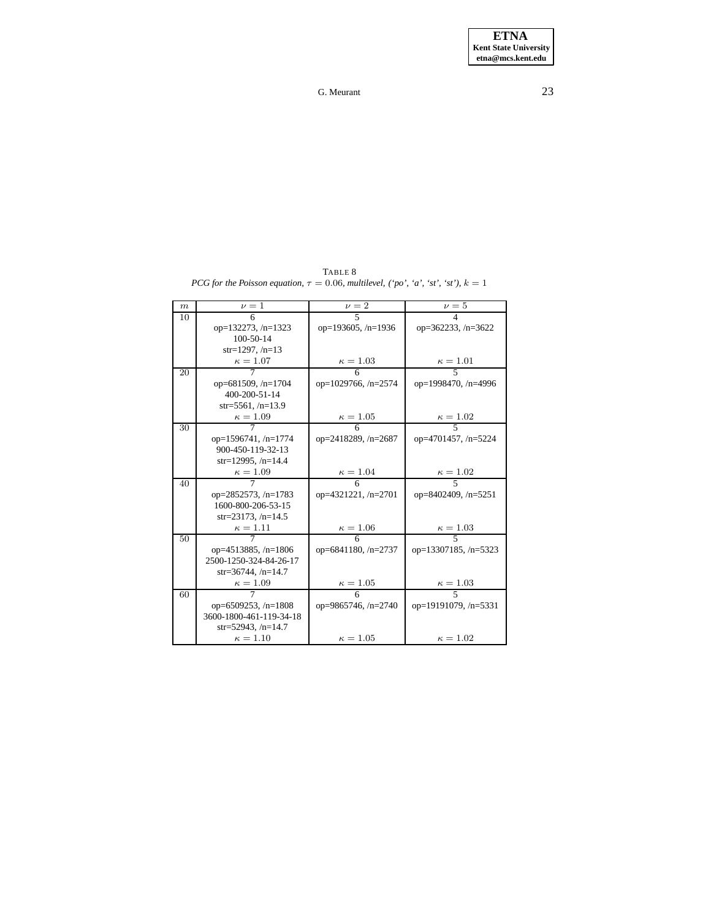TABLE 8

*PCG for the Poisson equation, $\tau = 0.06$, multilevel, ('po', 'a', 'st', 'st'), $k = 1$*

| $m$ | $\nu = 1$ | $\nu = 2$ | $\nu = 5$ |
|---|---|---|---|
| 10 | 6<br>op=132273, /n=1323<br>100-50-14<br>str=1297, /n=13<br>$\kappa = 1.07$ | 5<br>op=193605, /n=1936<br><br><br>$\kappa = 1.03$ | 4<br>op=362233, /n=3622<br><br><br>$\kappa = 1.01$ |
| 20 | 7<br>op=681509, /n=1704<br>400-200-51-14<br>str=5561, /n=13.9<br>$\kappa = 1.09$ | 6<br>op=1029766, /n=2574<br><br><br>$\kappa = 1.05$ | 5<br>op=1998470, /n=4996<br><br><br>$\kappa = 1.02$ |
| 30 | 7<br>op=1596741, /n=1774<br>900-450-119-32-13<br>str=12995, /n=14.4<br>$\kappa = 1.09$ | 6<br>op=2418289, /n=2687<br><br><br>$\kappa = 1.04$ | 5<br>op=4701457, /n=5224<br><br><br>$\kappa = 1.02$ |
| 40 | 7<br>op=2852573, /n=1783<br>1600-800-206-53-15<br>str=23173, /n=14.5<br>$\kappa = 1.11$ | 6<br>op=4321221, /n=2701<br><br><br>$\kappa = 1.06$ | 5<br>op=8402409, /n=5251<br><br><br>$\kappa = 1.03$ |
| 50 | 7<br>op=4513885, /n=1806<br>2500-1250-324-84-26-17<br>str=36744, /n=14.7<br>$\kappa = 1.09$ | 6<br>op=6841180, /n=2737<br><br><br>$\kappa = 1.05$ | 5<br>op=13307185, /n=5323<br><br><br>$\kappa = 1.03$ |
| 60 | 7<br>op=6509253, /n=1808<br>3600-1800-461-119-34-18<br>str=52943, /n=14.7<br>$\kappa = 1.10$ | 6<br>op=9865746, /n=2740<br><br><br>$\kappa = 1.05$ | 5<br>op=19191079, /n=5331<br><br><br>$\kappa = 1.02$ |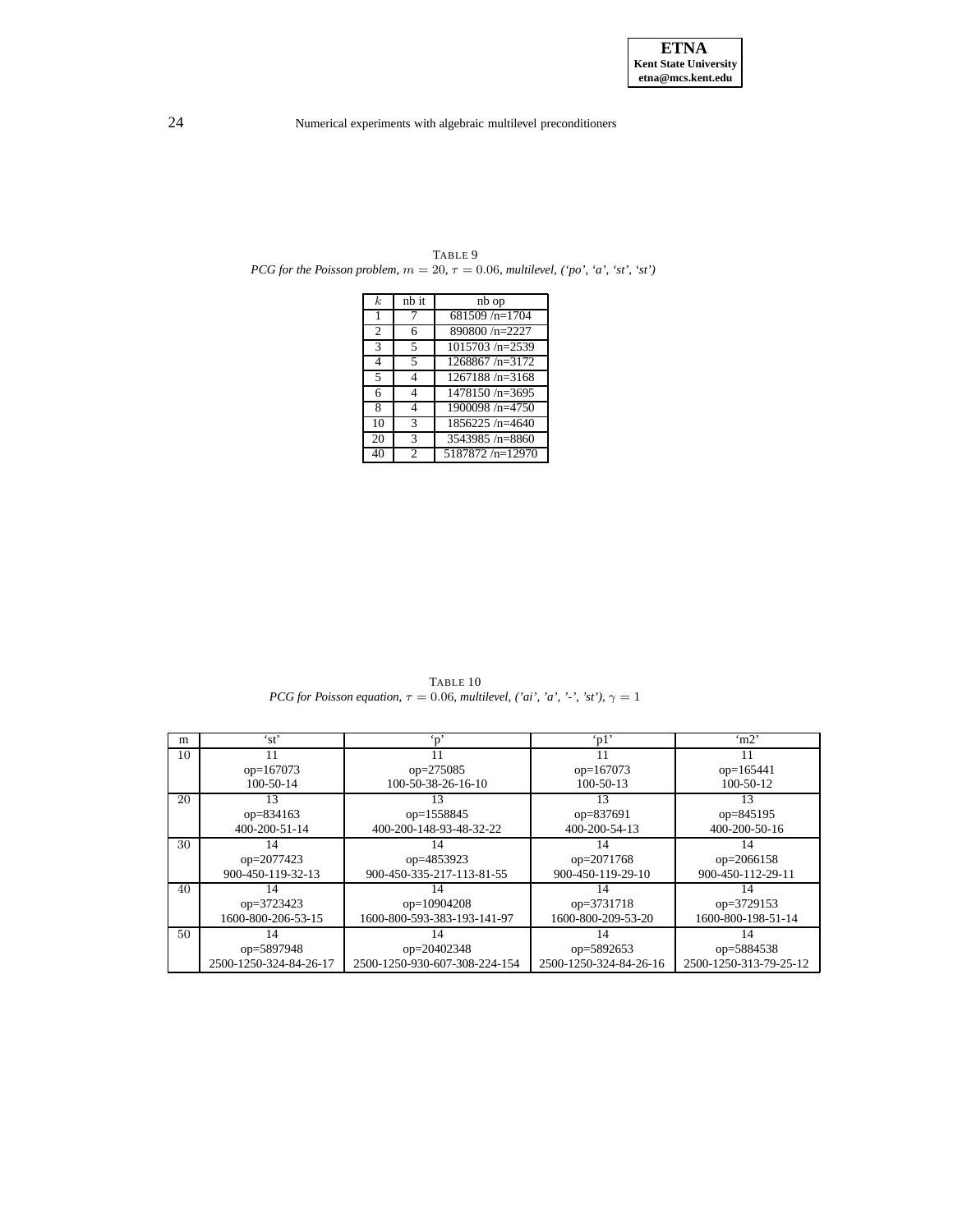TABLE 9

*PCG for the Poisson problem, $m = 20$, $\tau = 0.06$, multilevel, ('po', 'a', 'st', 'st')*

| $k$ | nb it | nb op |
|---|---|---|
| 1 | 7 | 681509 /n=1704 |
| 2 | 6 | 890800 /n=2227 |
| 3 | 5 | 1015703 /n=2539 |
| 4 | 5 | 1268867 /n=3172 |
| 5 | 4 | 1267188 /n=3168 |
| 6 | 4 | 1478150 /n=3695 |
| 8 | 4 | 1900098 /n=4750 |
| 10 | 3 | 1856225 /n=4640 |
| 20 | 3 | 3543985 /n=8860 |
| 40 | 2 | 5187872 /n=12970 |

TABLE 10

*PCG for Poisson equation, $\tau = 0.06$, multilevel, ('ai', 'a', '-', 'st'), $\gamma = 1$*

| m | 'st' | 'p' | 'p1' | 'm2' |
|---|---|---|---|---|
| 10 | 11<br>op=167073<br>100-50-14 | 11<br>op=275085<br>100-50-38-26-16-10 | 11<br>op=167073<br>100-50-13 | 11<br>op=165441<br>100-50-12 |
| 20 | 13<br>op=834163<br>400-200-51-14 | 13<br>op=1558845<br>400-200-148-93-48-32-22 | 13<br>op=837691<br>400-200-54-13 | 13<br>op=845195<br>400-200-50-16 |
| 30 | 14<br>op=2077423<br>900-450-119-32-13 | 14<br>op=4853923<br>900-450-335-217-113-81-55 | 14<br>op=2071768<br>900-450-119-29-10 | 14<br>op=2066158<br>900-450-112-29-11 |
| 40 | 14<br>op=3723423<br>1600-800-206-53-15 | 14<br>op=10904208<br>1600-800-593-383-193-141-97 | 14<br>op=3731718<br>1600-800-209-53-20 | 14<br>op=3729153<br>1600-800-198-51-14 |
| 50 | 14<br>op=5897948<br>2500-1250-324-84-26-17 | 14<br>op=20402348<br>2500-1250-930-607-308-224-154 | 14<br>op=5892653<br>2500-1250-324-84-26-16 | 14<br>op=5884538<br>2500-1250-313-79-25-12 |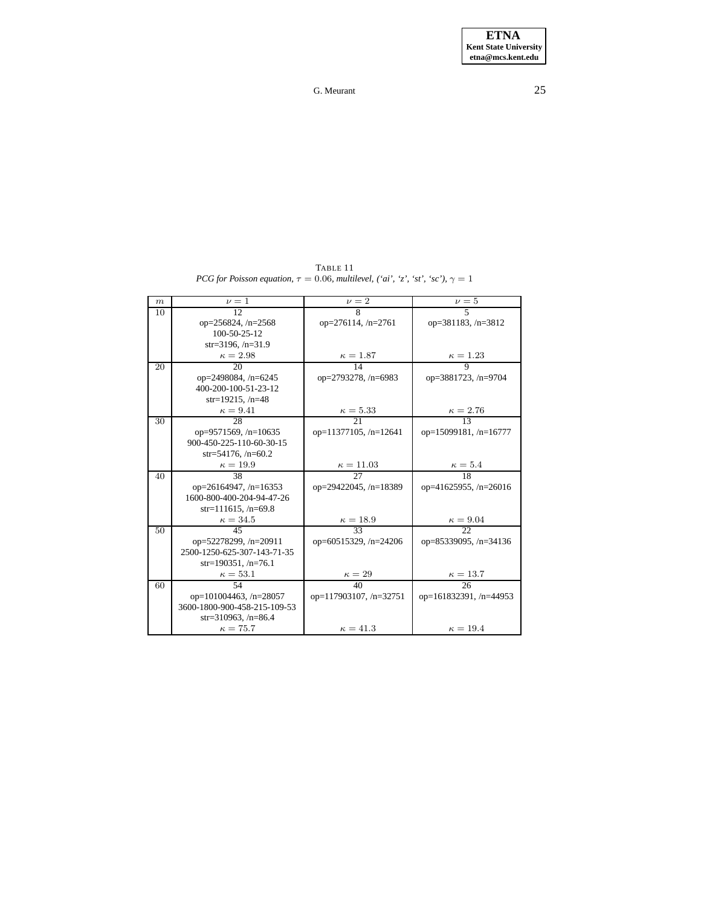TABLE 11

*PCG for Poisson equation, $\tau = 0.06$, multilevel, ('ai', 'z', 'st', 'sc'), $\gamma = 1$*

| $m$ | $\nu = 1$ | $\nu = 2$ | $\nu = 5$ |
|---|---|---|---|
| 10 | 12<br>op=256824, /n=2568<br>100-50-25-12<br>str=3196, /n=31.9<br>$\kappa = 2.98$ | 8<br>op=276114, /n=2761<br><br><br>$\kappa = 1.87$ | 5<br>op=381183, /n=3812<br><br><br>$\kappa = 1.23$ |
| 20 | 20<br>op=2498084, /n=6245<br>400-200-100-51-23-12<br>str=19215, /n=48<br>$\kappa = 9.41$ | 14<br>op=2793278, /n=6983<br><br><br>$\kappa = 5.33$ | 9<br>op=3881723, /n=9704<br><br><br>$\kappa = 2.76$ |
| 30 | 28<br>op=9571569, /n=10635<br>900-450-225-110-60-30-15<br>str=54176, /n=60.2<br>$\kappa = 19.9$ | 21<br>op=11377105, /n=12641<br><br><br>$\kappa = 11.03$ | 13<br>op=15099181, /n=16777<br><br><br>$\kappa = 5.4$ |
| 40 | 38<br>op=26164947, /n=16353<br>1600-800-400-204-94-47-26<br>str=111615, /n=69.8<br>$\kappa = 34.5$ | 27<br>op=29422045, /n=18389<br><br><br>$\kappa = 18.9$ | 18<br>op=41625955, /n=26016<br><br><br>$\kappa = 9.04$ |
| 50 | 45<br>op=52278299, /n=20911<br>2500-1250-625-307-143-71-35<br>str=190351, /n=76.1<br>$\kappa = 53.1$ | 33<br>op=60515329, /n=24206<br><br><br>$\kappa = 29$ | 22<br>op=85339095, /n=34136<br><br><br>$\kappa = 13.7$ |
| 60 | 54<br>op=101004463, /n=28057<br>3600-1800-900-458-215-109-53<br>str=310963, /n=86.4<br>$\kappa = 75.7$ | 40<br>op=117903107, /n=32751<br><br><br>$\kappa = 41.3$ | 26<br>op=161832391, /n=44953<br><br><br>$\kappa = 19.4$ |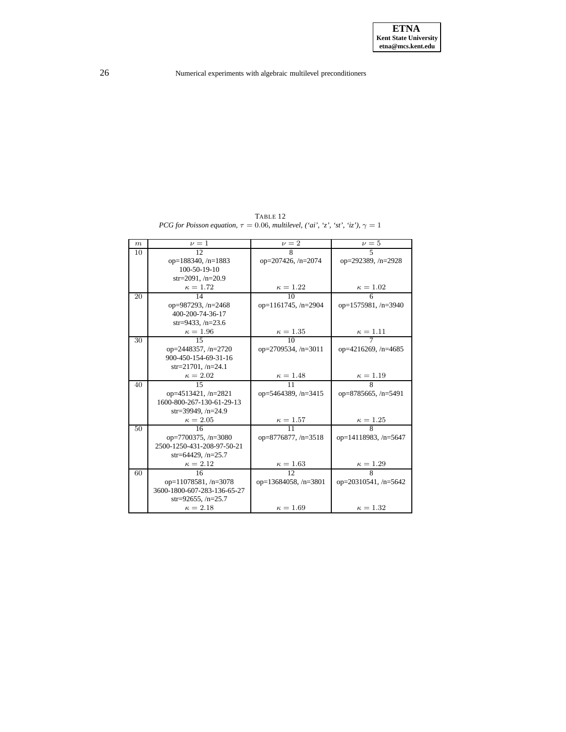TABLE 12
*PCG for Poisson equation, $\tau = 0.06$, multilevel, ('ai', 'z', 'st', 'iz'), $\gamma = 1$*

| $m$ | $\nu = 1$ | $\nu = 2$ | $\nu = 5$ |
|---|---|---|---|
| 10 | 12<br>op=188340, /n=1883<br>100-50-19-10<br>str=2091, /n=20.9<br>$\kappa = 1.72$ | 8<br>op=207426, /n=2074<br><br><br>$\kappa = 1.22$ | 5<br>op=292389, /n=2928<br><br><br>$\kappa = 1.02$ |
| 20 | 14<br>op=987293, /n=2468<br>400-200-74-36-17<br>str=9433, /n=23.6<br>$\kappa = 1.96$ | 10<br>op=1161745, /n=2904<br><br><br>$\kappa = 1.35$ | 6<br>op=1575981, /n=3940<br><br><br>$\kappa = 1.11$ |
| 30 | 15<br>op=2448357, /n=2720<br>900-450-154-69-31-16<br>str=21701, /n=24.1<br>$\kappa = 2.02$ | 10<br>op=2709534, /n=3011<br><br><br>$\kappa = 1.48$ | 7<br>op=4216269, /n=4685<br><br><br>$\kappa = 1.19$ |
| 40 | 15<br>op=4513421, /n=2821<br>1600-800-267-130-61-29-13<br>str=39949, /n=24.9<br>$\kappa = 2.05$ | 11<br>op=5464389, /n=3415<br><br><br>$\kappa = 1.57$ | 8<br>op=8785665, /n=5491<br><br><br>$\kappa = 1.25$ |
| 50 | 16<br>op=7700375, /n=3080<br>2500-1250-431-208-97-50-21<br>str=64429, /n=25.7<br>$\kappa = 2.12$ | 11<br>op=8776877, /n=3518<br><br><br>$\kappa = 1.63$ | 8<br>op=14118983, /n=5647<br><br><br>$\kappa = 1.29$ |
| 60 | 16<br>op=11078581, /n=3078<br>3600-1800-607-283-136-65-27<br>str=92655, /n=25.7<br>$\kappa = 2.18$ | 12<br>op=13684058, /n=3801<br><br><br>$\kappa = 1.69$ | 8<br>op=20310541, /n=5642<br><br><br>$\kappa = 1.32$ |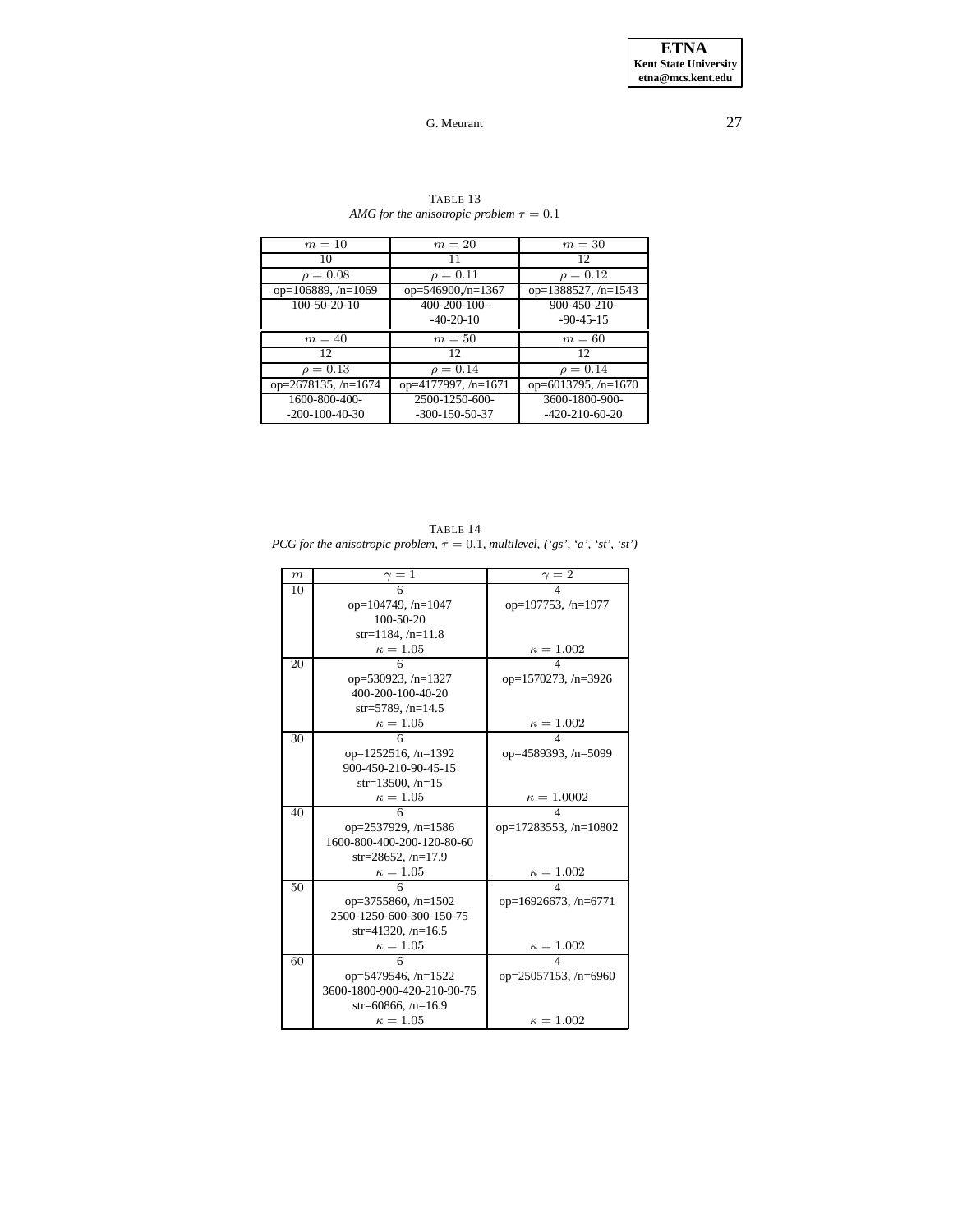TABLE 13

*AMG for the anisotropic problem $\tau = 0.1$*

| $m = 10$ | $m = 20$ | $m = 30$ |
|---|---|---|
| 10 | 11 | 12 |
| $\rho = 0.08$ | $\rho = 0.11$ | $\rho = 0.12$ |
| op=106889, /n=1069 | op=546900,/n=1367 | op=1388527, /n=1543 |
| 100-50-20-10 | 400-200-100- -40-20-10 | 900-450-210- -90-45-15 |
| $m = 40$ | $m = 50$ | $m = 60$ |
| 12 | 12 | 12 |
| $\rho = 0.13$ | $\rho = 0.14$ | $\rho = 0.14$ |
| op=2678135, /n=1674 | op=4177997, /n=1671 | op=6013795, /n=1670 |
| 1600-800-400- -200-100-40-30 | 2500-1250-600- -300-150-50-37 | 3600-1800-900- -420-210-60-20 |

TABLE 14

*PCG for the anisotropic problem, $\tau = 0.1$, multilevel, ('gs', 'a', 'st', 'st')*

| $m$ | $\gamma = 1$ | $\gamma = 2$ |
|---|---|---|
| 10 | 6<br>op=104749, /n=1047<br>100-50-20<br>str=1184, /n=11.8<br>$\kappa = 1.05$ | 4<br>op=197753, /n=1977<br><br><br>$\kappa = 1.002$ |
| 20 | 6<br>op=530923, /n=1327<br>400-200-100-40-20<br>str=5789, /n=14.5<br>$\kappa = 1.05$ | 4<br>op=1570273, /n=3926<br><br><br>$\kappa = 1.002$ |
| 30 | 6<br>op=1252516, /n=1392<br>900-450-210-90-45-15<br>str=13500, /n=15<br>$\kappa = 1.05$ | 4<br>op=4589393, /n=5099<br><br><br>$\kappa = 1.0002$ |
| 40 | 6<br>op=2537929, /n=1586<br>1600-800-400-200-120-80-60<br>str=28652, /n=17.9<br>$\kappa = 1.05$ | 4<br>op=17283553, /n=10802<br><br><br>$\kappa = 1.002$ |
| 50 | 6<br>op=3755860, /n=1502<br>2500-1250-600-300-150-75<br>str=41320, /n=16.5<br>$\kappa = 1.05$ | 4<br>op=16926673, /n=6771<br><br><br>$\kappa = 1.002$ |
| 60 | 6<br>op=5479546, /n=1522<br>3600-1800-900-420-210-90-75<br>str=60866, /n=16.9<br>$\kappa = 1.05$ | 4<br>op=25057153, /n=6960<br><br><br>$\kappa = 1.002$ |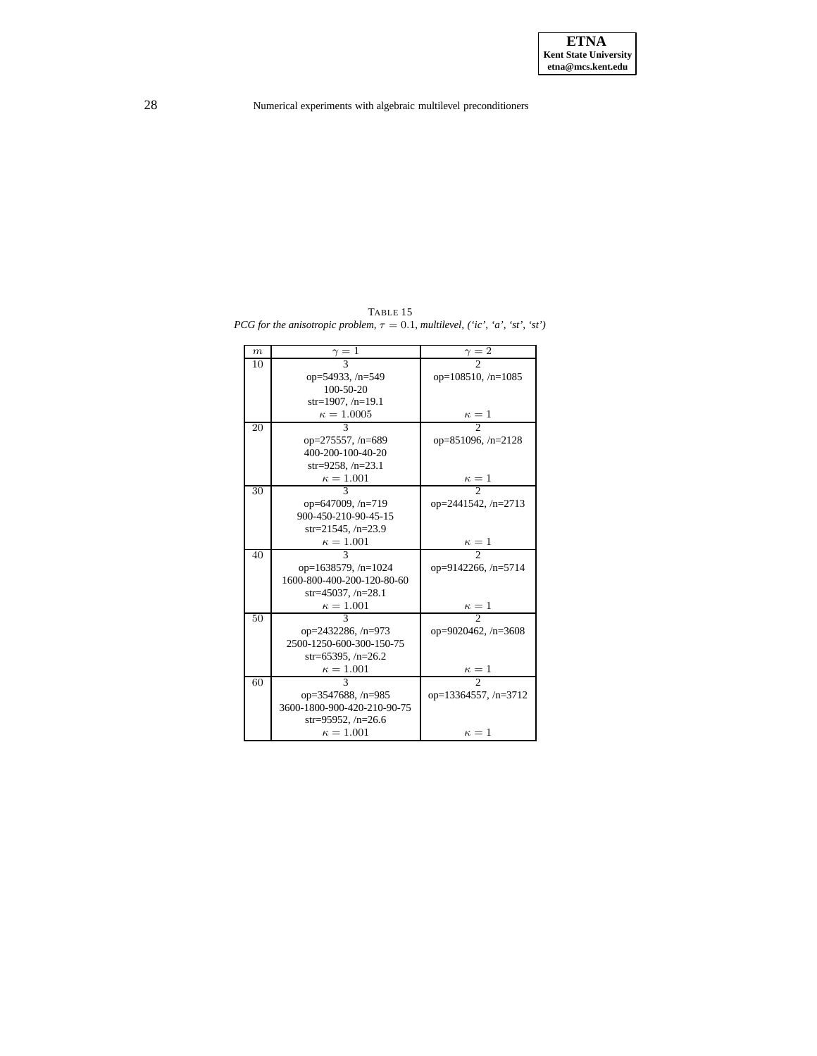TABLE 15
*PCG for the anisotropic problem, $\tau = 0.1$, multilevel, ('ic', 'a', 'st', 'st')*

| $m$ | $\gamma = 1$ | $\gamma = 2$ |
|---|---|---|
| 10 | 3<br>op=54933, /n=549<br>100-50-20<br>str=1907, /n=19.1<br>$\kappa = 1.0005$ | 2<br>op=108510, /n=1085<br><br><br>$\kappa = 1$ |
| 20 | 3<br>op=275557, /n=689<br>400-200-100-40-20<br>str=9258, /n=23.1<br>$\kappa = 1.001$ | 2<br>op=851096, /n=2128<br><br><br>$\kappa = 1$ |
| 30 | 3<br>op=647009, /n=719<br>900-450-210-90-45-15<br>str=21545, /n=23.9<br>$\kappa = 1.001$ | 2<br>op=2441542, /n=2713<br><br><br>$\kappa = 1$ |
| 40 | 3<br>op=1638579, /n=1024<br>1600-800-400-200-120-80-60<br>str=45037, /n=28.1<br>$\kappa = 1.001$ | 2<br>op=9142266, /n=5714<br><br><br>$\kappa = 1$ |
| 50 | 3<br>op=2432286, /n=973<br>2500-1250-600-300-150-75<br>str=65395, /n=26.2<br>$\kappa = 1.001$ | 2<br>op=9020462, /n=3608<br><br><br>$\kappa = 1$ |
| 60 | 3<br>op=3547688, /n=985<br>3600-1800-900-420-210-90-75<br>str=95952, /n=26.6<br>$\kappa = 1.001$ | 2<br>op=13364557, /n=3712<br><br><br>$\kappa = 1$ |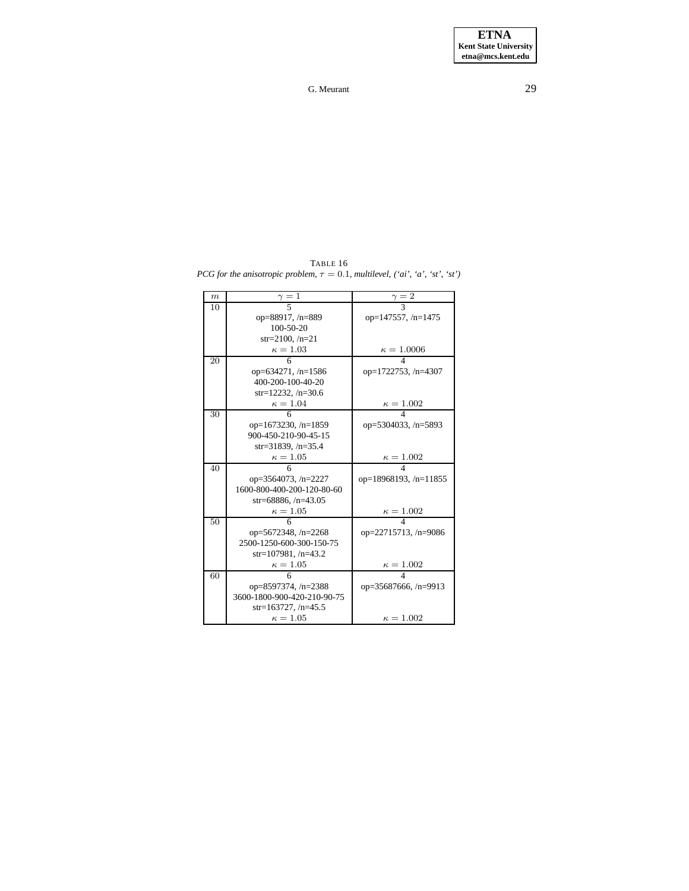TABLE 16

*PCG for the anisotropic problem, $\tau = 0.1$, multilevel, ('ai', 'a', 'st', 'st')*

| $m$ | $\gamma = 1$ | $\gamma = 2$ |
|---|---|---|
| 10 | 5<br>op=88917, /n=889<br>100-50-20<br>str=2100, /n=21<br>$\kappa = 1.03$ | 3<br>op=147557, /n=1475<br><br><br>$\kappa = 1.0006$ |
| 20 | 6<br>op=634271, /n=1586<br>400-200-100-40-20<br>str=12232, /n=30.6<br>$\kappa = 1.04$ | 4<br>op=1722753, /n=4307<br><br><br>$\kappa = 1.002$ |
| 30 | 6<br>op=1673230, /n=1859<br>900-450-210-90-45-15<br>str=31839, /n=35.4<br>$\kappa = 1.05$ | 4<br>op=5304033, /n=5893<br><br><br>$\kappa = 1.002$ |
| 40 | 6<br>op=3564073, /n=2227<br>1600-800-400-200-120-80-60<br>str=68886, /n=43.05<br>$\kappa = 1.05$ | 4<br>op=18968193, /n=11855<br><br><br>$\kappa = 1.002$ |
| 50 | 6<br>op=5672348, /n=2268<br>2500-1250-600-300-150-75<br>str=107981, /n=43.2<br>$\kappa = 1.05$ | 4<br>op=22715713, /n=9086<br><br><br>$\kappa = 1.002$ |
| 60 | 6<br>op=8597374, /n=2388<br>3600-1800-900-420-210-90-75<br>str=163727, /n=45.5<br>$\kappa = 1.05$ | 4<br>op=35687666, /n=9913<br><br><br>$\kappa = 1.002$ |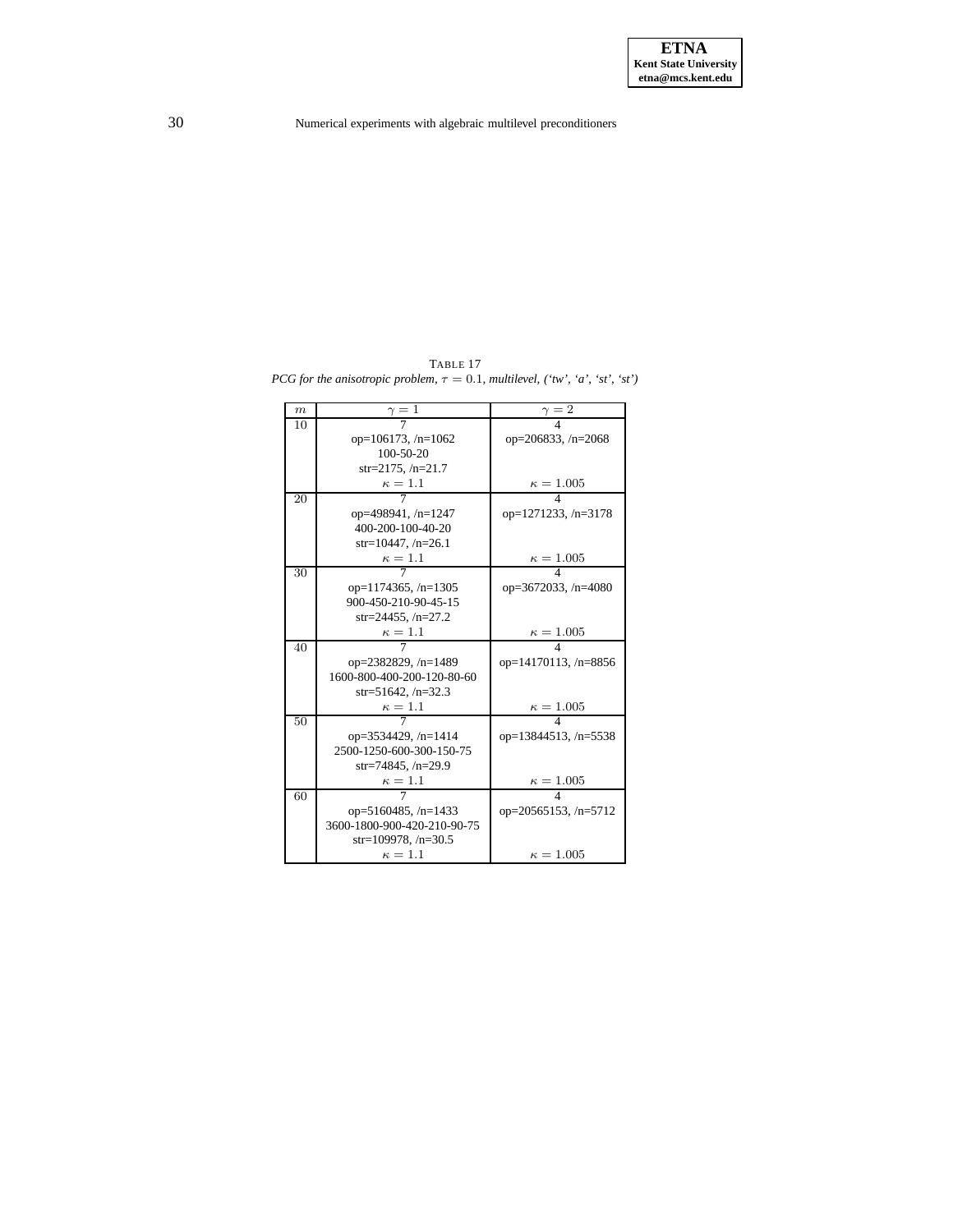TABLE 17

*PCG for the anisotropic problem, $\tau = 0.1$, multilevel, ('tw', 'a', 'st', 'st')*

| $m$ | $\gamma = 1$ | $\gamma = 2$ |
|---|---|---|
| 10 | 7<br>op=106173, /n=1062<br>100-50-20<br>str=2175, /n=21.7<br>$\kappa = 1.1$ | 4<br>op=206833, /n=2068<br><br><br>$\kappa = 1.005$ |
| 20 | 7<br>op=498941, /n=1247<br>400-200-100-40-20<br>str=10447, /n=26.1<br>$\kappa = 1.1$ | 4<br>op=1271233, /n=3178<br><br><br>$\kappa = 1.005$ |
| 30 | 7<br>op=1174365, /n=1305<br>900-450-210-90-45-15<br>str=24455, /n=27.2<br>$\kappa = 1.1$ | 4<br>op=3672033, /n=4080<br><br><br>$\kappa = 1.005$ |
| 40 | 7<br>op=2382829, /n=1489<br>1600-800-400-200-120-80-60<br>str=51642, /n=32.3<br>$\kappa = 1.1$ | 4<br>op=14170113, /n=8856<br><br><br>$\kappa = 1.005$ |
| 50 | 7<br>op=3534429, /n=1414<br>2500-1250-600-300-150-75<br>str=74845, /n=29.9<br>$\kappa = 1.1$ | 4<br>op=13844513, /n=5538<br><br><br>$\kappa = 1.005$ |
| 60 | 7<br>op=5160485, /n=1433<br>3600-1800-900-420-210-90-75<br>str=109978, /n=30.5<br>$\kappa = 1.1$ | 4<br>op=20565153, /n=5712<br><br><br>$\kappa = 1.005$ |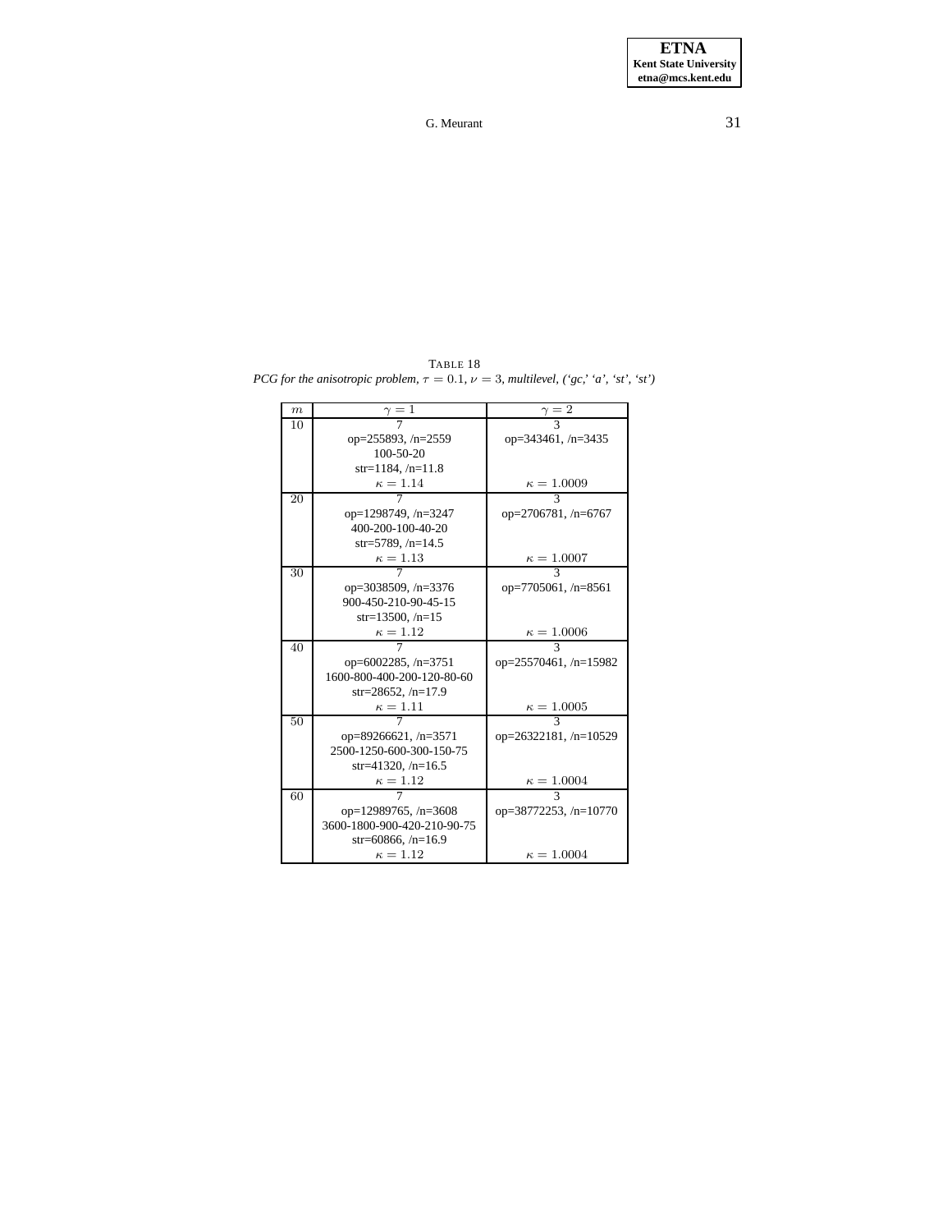TABLE 18

*PCG for the anisotropic problem, $\tau = 0.1$, $\nu = 3$, multilevel, ('gc,' 'a', 'st', 'st')*

| $m$ | $\gamma = 1$ | $\gamma = 2$ |
|---|---|---|
| 10 | 7<br>op=255893, /n=2559<br>100-50-20<br>str=1184, /n=11.8<br>$\kappa = 1.14$ | 3<br>op=343461, /n=3435<br><br><br>$\kappa = 1.0009$ |
| 20 | 7<br>op=1298749, /n=3247<br>400-200-100-40-20<br>str=5789, /n=14.5<br>$\kappa = 1.13$ | 3<br>op=2706781, /n=6767<br><br><br>$\kappa = 1.0007$ |
| 30 | 7<br>op=3038509, /n=3376<br>900-450-210-90-45-15<br>str=13500, /n=15<br>$\kappa = 1.12$ | 3<br>op=7705061, /n=8561<br><br><br>$\kappa = 1.0006$ |
| 40 | 7<br>op=6002285, /n=3751<br>1600-800-400-200-120-80-60<br>str=28652, /n=17.9<br>$\kappa = 1.11$ | 3<br>op=25570461, /n=15982<br><br><br>$\kappa = 1.0005$ |
| 50 | 7<br>op=89266621, /n=3571<br>2500-1250-600-300-150-75<br>str=41320, /n=16.5<br>$\kappa = 1.12$ | 3<br>op=26322181, /n=10529<br><br><br>$\kappa = 1.0004$ |
| 60 | 7<br>op=12989765, /n=3608<br>3600-1800-900-420-210-90-75<br>str=60866, /n=16.9<br>$\kappa = 1.12$ | 3<br>op=38772253, /n=10770<br><br><br>$\kappa = 1.0004$ |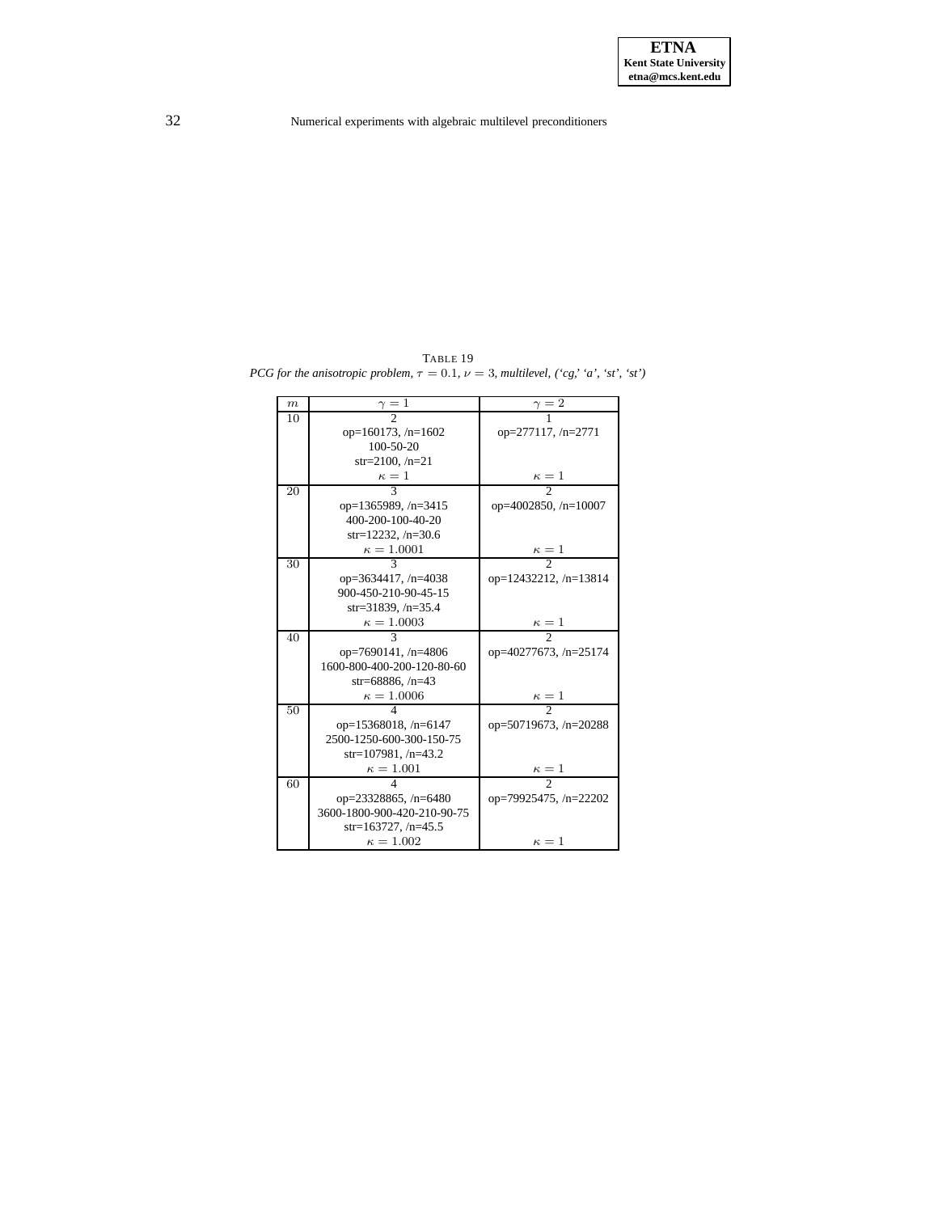TABLE 19

*PCG for the anisotropic problem, $\tau = 0.1$, $\nu = 3$, multilevel, ('cg,' 'a', 'st', 'st')*

| $m$ | $\gamma = 1$ | $\gamma = 2$ |
|---|---|---|
| 10 | 2<br>op=160173, /n=1602<br>100-50-20<br>str=2100, /n=21<br>$\kappa = 1$ | 1<br>op=277117, /n=2771<br><br><br>$\kappa = 1$ |
| 20 | 3<br>op=1365989, /n=3415<br>400-200-100-40-20<br>str=12232, /n=30.6<br>$\kappa = 1.0001$ | 2<br>op=4002850, /n=10007<br><br><br>$\kappa = 1$ |
| 30 | 3<br>op=3634417, /n=4038<br>900-450-210-90-45-15<br>str=31839, /n=35.4<br>$\kappa = 1.0003$ | 2<br>op=12432212, /n=13814<br><br><br>$\kappa = 1$ |
| 40 | 3<br>op=7690141, /n=4806<br>1600-800-400-200-120-80-60<br>str=68886, /n=43<br>$\kappa = 1.0006$ | 2<br>op=40277673, /n=25174<br><br><br>$\kappa = 1$ |
| 50 | 4<br>op=15368018, /n=6147<br>2500-1250-600-300-150-75<br>str=107981, /n=43.2<br>$\kappa = 1.001$ | 2<br>op=50719673, /n=20288<br><br><br>$\kappa = 1$ |
| 60 | 4<br>op=23328865, /n=6480<br>3600-1800-900-420-210-90-75<br>str=163727, /n=45.5<br>$\kappa = 1.002$ | 2<br>op=79925475, /n=22202<br><br><br>$\kappa = 1$ |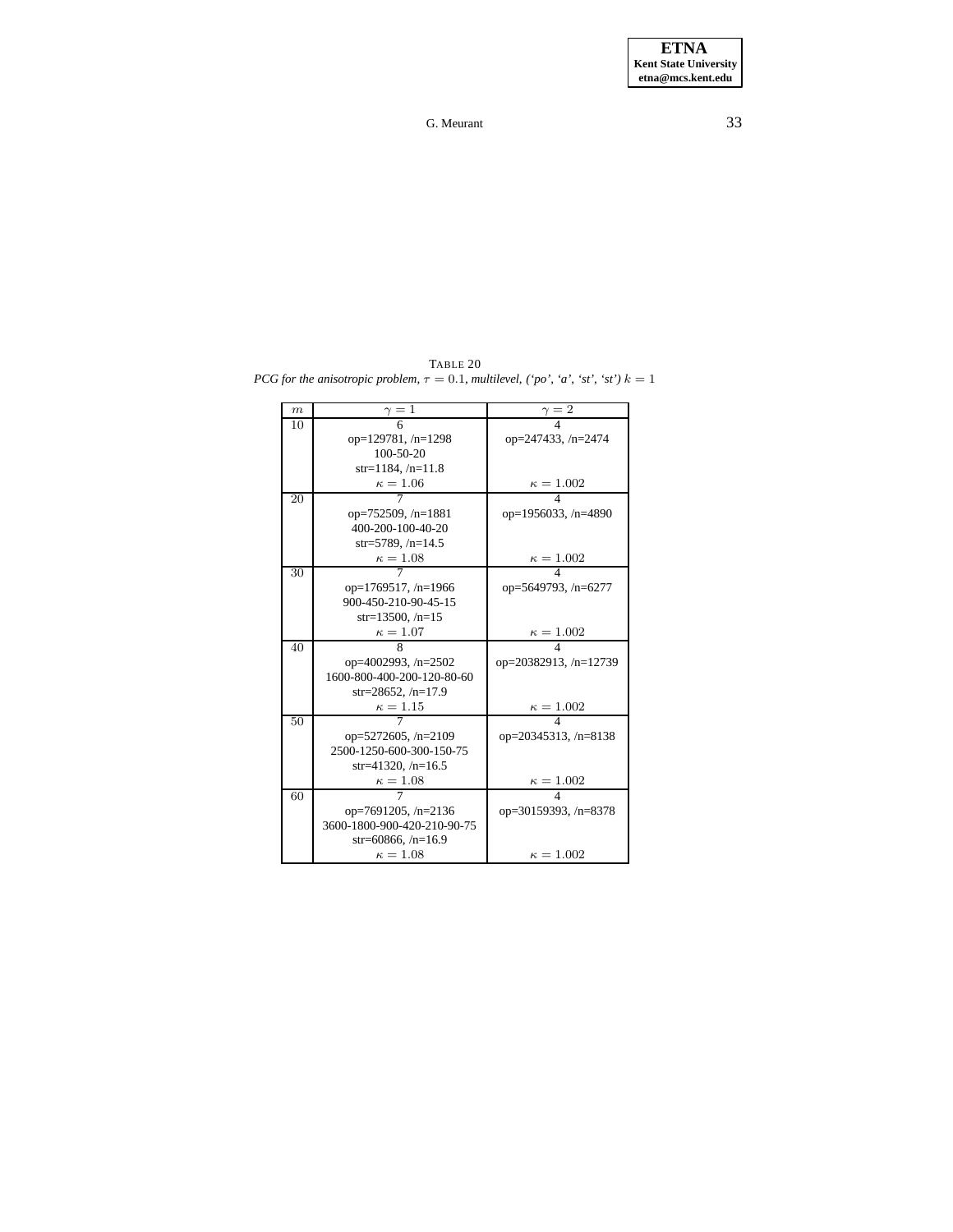TABLE 20
*PCG for the anisotropic problem, $\tau = 0.1$, multilevel, ('po', 'a', 'st', 'st') $k = 1$*

| $m$ | $\gamma = 1$ | $\gamma = 2$ |
|---|---|---|
| 10 | 6<br>op=129781, /n=1298<br>100-50-20<br>str=1184, /n=11.8<br>$\kappa = 1.06$ | 4<br>op=247433, /n=2474<br><br><br>$\kappa = 1.002$ |
| 20 | 7<br>op=752509, /n=1881<br>400-200-100-40-20<br>str=5789, /n=14.5<br>$\kappa = 1.08$ | 4<br>op=1956033, /n=4890<br><br><br>$\kappa = 1.002$ |
| 30 | 7<br>op=1769517, /n=1966<br>900-450-210-90-45-15<br>str=13500, /n=15<br>$\kappa = 1.07$ | 4<br>op=5649793, /n=6277<br><br><br>$\kappa = 1.002$ |
| 40 | 8<br>op=4002993, /n=2502<br>1600-800-400-200-120-80-60<br>str=28652, /n=17.9<br>$\kappa = 1.15$ | 4<br>op=20382913, /n=12739<br><br><br>$\kappa = 1.002$ |
| 50 | 7<br>op=5272605, /n=2109<br>2500-1250-600-300-150-75<br>str=41320, /n=16.5<br>$\kappa = 1.08$ | 4<br>op=20345313, /n=8138<br><br><br>$\kappa = 1.002$ |
| 60 | 7<br>op=7691205, /n=2136<br>3600-1800-900-420-210-90-75<br>str=60866, /n=16.9<br>$\kappa = 1.08$ | 4<br>op=30159393, /n=8378<br><br><br>$\kappa = 1.002$ |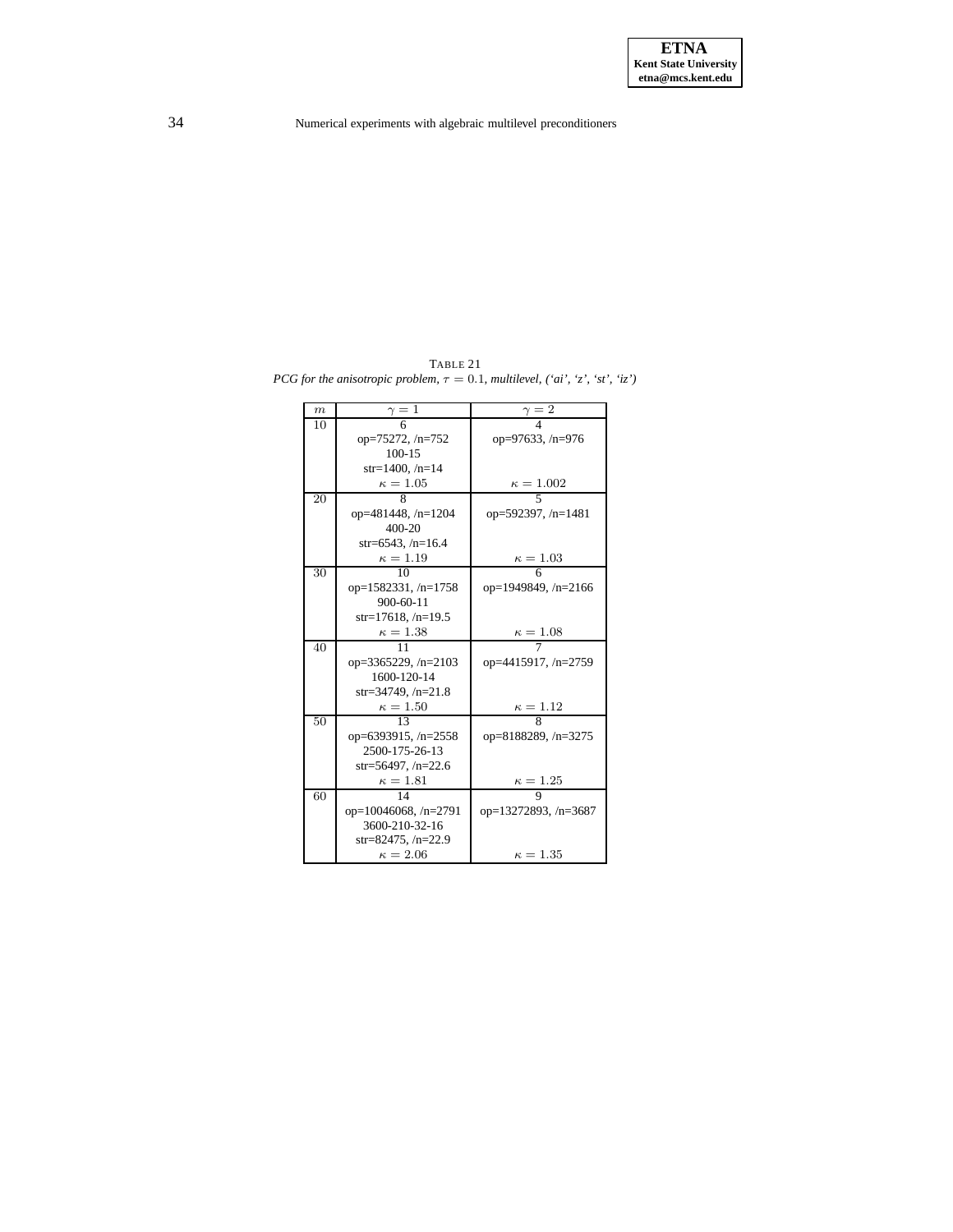TABLE 21

*PCG for the anisotropic problem, $\tau = 0.1$, multilevel, ('ai', 'z', 'st', 'iz')*

| $m$ | $\gamma = 1$ | $\gamma = 2$ |
|---|---|---|
| 10 | 6<br>op=75272, /n=752<br>100-15<br>str=1400, /n=14<br>$\kappa = 1.05$ | 4<br>op=97633, /n=976<br><br><br>$\kappa = 1.002$ |
| 20 | 8<br>op=481448, /n=1204<br>400-20<br>str=6543, /n=16.4<br>$\kappa = 1.19$ | 5<br>op=592397, /n=1481<br><br><br>$\kappa = 1.03$ |
| 30 | 10<br>op=1582331, /n=1758<br>900-60-11<br>str=17618, /n=19.5<br>$\kappa = 1.38$ | 6<br>op=1949849, /n=2166<br><br><br>$\kappa = 1.08$ |
| 40 | 11<br>op=3365229, /n=2103<br>1600-120-14<br>str=34749, /n=21.8<br>$\kappa = 1.50$ | 7<br>op=4415917, /n=2759<br><br><br>$\kappa = 1.12$ |
| 50 | 13<br>op=6393915, /n=2558<br>2500-175-26-13<br>str=56497, /n=22.6<br>$\kappa = 1.81$ | 8<br>op=8188289, /n=3275<br><br><br>$\kappa = 1.25$ |
| 60 | 14<br>op=10046068, /n=2791<br>3600-210-32-16<br>str=82475, /n=22.9<br>$\kappa = 2.06$ | 9<br>op=13272893, /n=3687<br><br><br>$\kappa = 1.35$ |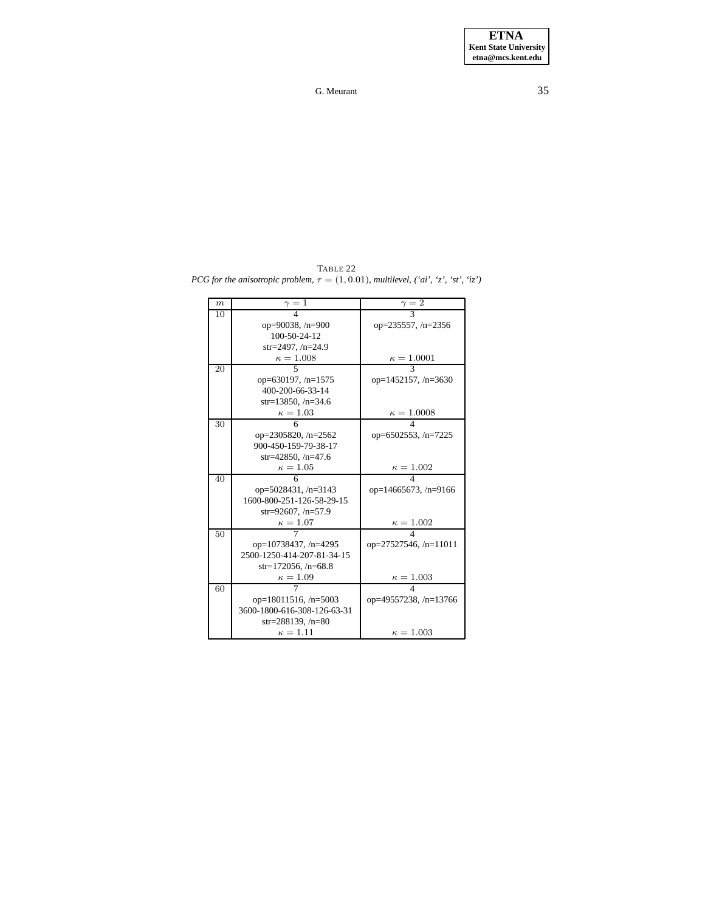TABLE 22

*PCG for the anisotropic problem, $\tau = (1, 0.01)$, multilevel, ('ai', 'z', 'st', 'iz')*

| $m$ | $\gamma = 1$ | $\gamma = 2$ |
|---|---|---|
| 10 | 4<br>op=90038, /n=900<br>100-50-24-12<br>str=2497, /n=24.9<br>$\kappa = 1.008$ | 3<br>op=235557, /n=2356<br><br><br>$\kappa = 1.0001$ |
| 20 | 5<br>op=630197, /n=1575<br>400-200-66-33-14<br>str=13850, /n=34.6<br>$\kappa = 1.03$ | 3<br>op=1452157, /n=3630<br><br><br>$\kappa = 1.0008$ |
| 30 | 6<br>op=2305820, /n=2562<br>900-450-159-79-38-17<br>str=42850, /n=47.6<br>$\kappa = 1.05$ | 4<br>op=6502553, /n=7225<br><br><br>$\kappa = 1.002$ |
| 40 | 6<br>op=5028431, /n=3143<br>1600-800-251-126-58-29-15<br>str=92607, /n=57.9<br>$\kappa = 1.07$ | 4<br>op=14665673, /n=9166<br><br><br>$\kappa = 1.002$ |
| 50 | 7<br>op=10738437, /n=4295<br>2500-1250-414-207-81-34-15<br>str=172056, /n=68.8<br>$\kappa = 1.09$ | 4<br>op=27527546, /n=11011<br><br><br>$\kappa = 1.003$ |
| 60 | 7<br>op=18011516, /n=5003<br>3600-1800-616-308-126-63-31<br>str=288139, /n=80<br>$\kappa = 1.11$ | 4<br>op=49557238, /n=13766<br><br><br>$\kappa = 1.003$ |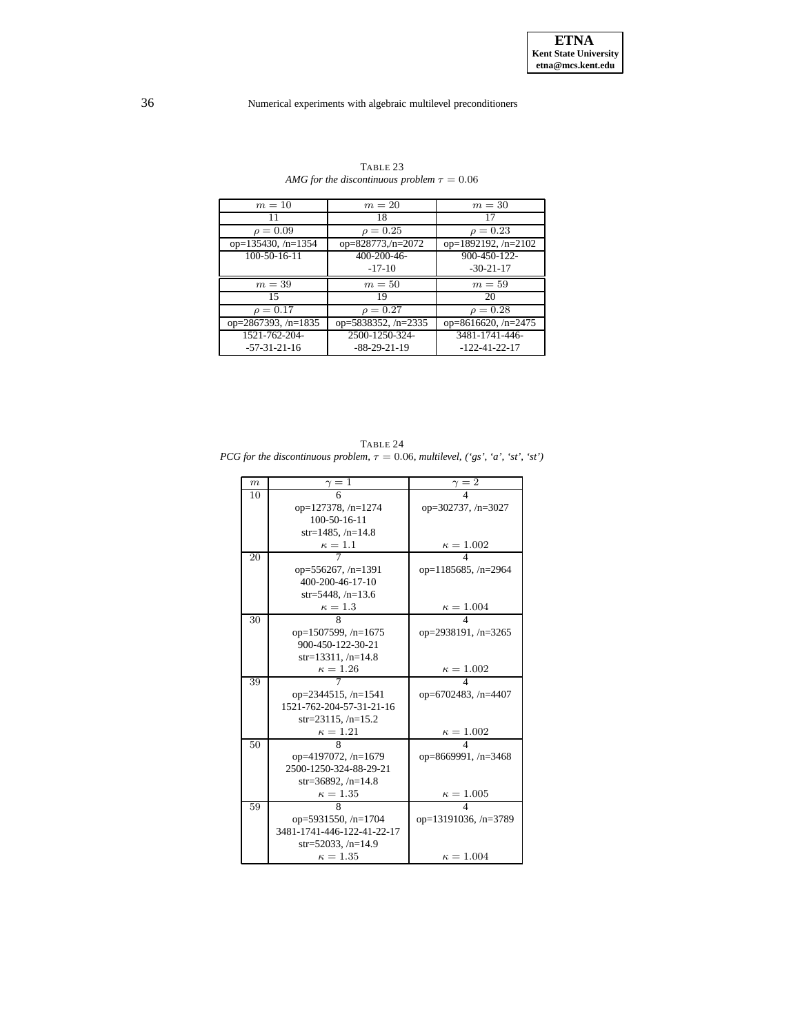TABLE 23
*AMG for the discontinuous problem $\tau = 0.06$*

| $m = 10$ | $m = 20$ | $m = 30$ |
|---|---|---|
| 11 | 18 | 17 |
| $\rho = 0.09$ | $\rho = 0.25$ | $\rho = 0.23$ |
| op=135430, /n=1354 | op=828773,/n=2072 | op=1892192, /n=2102 |
| 100-50-16-11 | 400-200-46-<br>-17-10 | 900-450-122-<br>-30-21-17 |
| $m = 39$ | $m = 50$ | $m = 59$ |
| 15 | 19 | 20 |
| $\rho = 0.17$ | $\rho = 0.27$ | $\rho = 0.28$ |
| op=2867393, /n=1835 | op=5838352, /n=2335 | op=8616620, /n=2475 |
| 1521-762-204-<br>-57-31-21-16 | 2500-1250-324-<br>-88-29-21-19 | 3481-1741-446-<br>-122-41-22-17 |

TABLE 24
*PCG for the discontinuous problem, $\tau = 0.06$, multilevel, ('gs', 'a', 'st', 'st')*

| $m$ | $\gamma = 1$ | $\gamma = 2$ |
|---|---|---|
| 10 | 6<br>op=127378, /n=1274<br>100-50-16-11<br>str=1485, /n=14.8<br>$\kappa = 1.1$ | 4<br>op=302737, /n=3027<br><br><br>$\kappa = 1.002$ |
| 20 | 7<br>op=556267, /n=1391<br>400-200-46-17-10<br>str=5448, /n=13.6<br>$\kappa = 1.3$ | 4<br>op=1185685, /n=2964<br><br><br>$\kappa = 1.004$ |
| 30 | 8<br>op=1507599, /n=1675<br>900-450-122-30-21<br>str=13311, /n=14.8<br>$\kappa = 1.26$ | 4<br>op=2938191, /n=3265<br><br><br>$\kappa = 1.002$ |
| 39 | 7<br>op=2344515, /n=1541<br>1521-762-204-57-31-21-16<br>str=23115, /n=15.2<br>$\kappa = 1.21$ | 4<br>op=6702483, /n=4407<br><br><br>$\kappa = 1.002$ |
| 50 | 8<br>op=4197072, /n=1679<br>2500-1250-324-88-29-21<br>str=36892, /n=14.8<br>$\kappa = 1.35$ | 4<br>op=8669991, /n=3468<br><br><br>$\kappa = 1.005$ |
| 59 | 8<br>op=5931550, /n=1704<br>3481-1741-446-122-41-22-17<br>str=52033, /n=14.9<br>$\kappa = 1.35$ | 4<br>op=13191036, /n=3789<br><br><br>$\kappa = 1.004$ |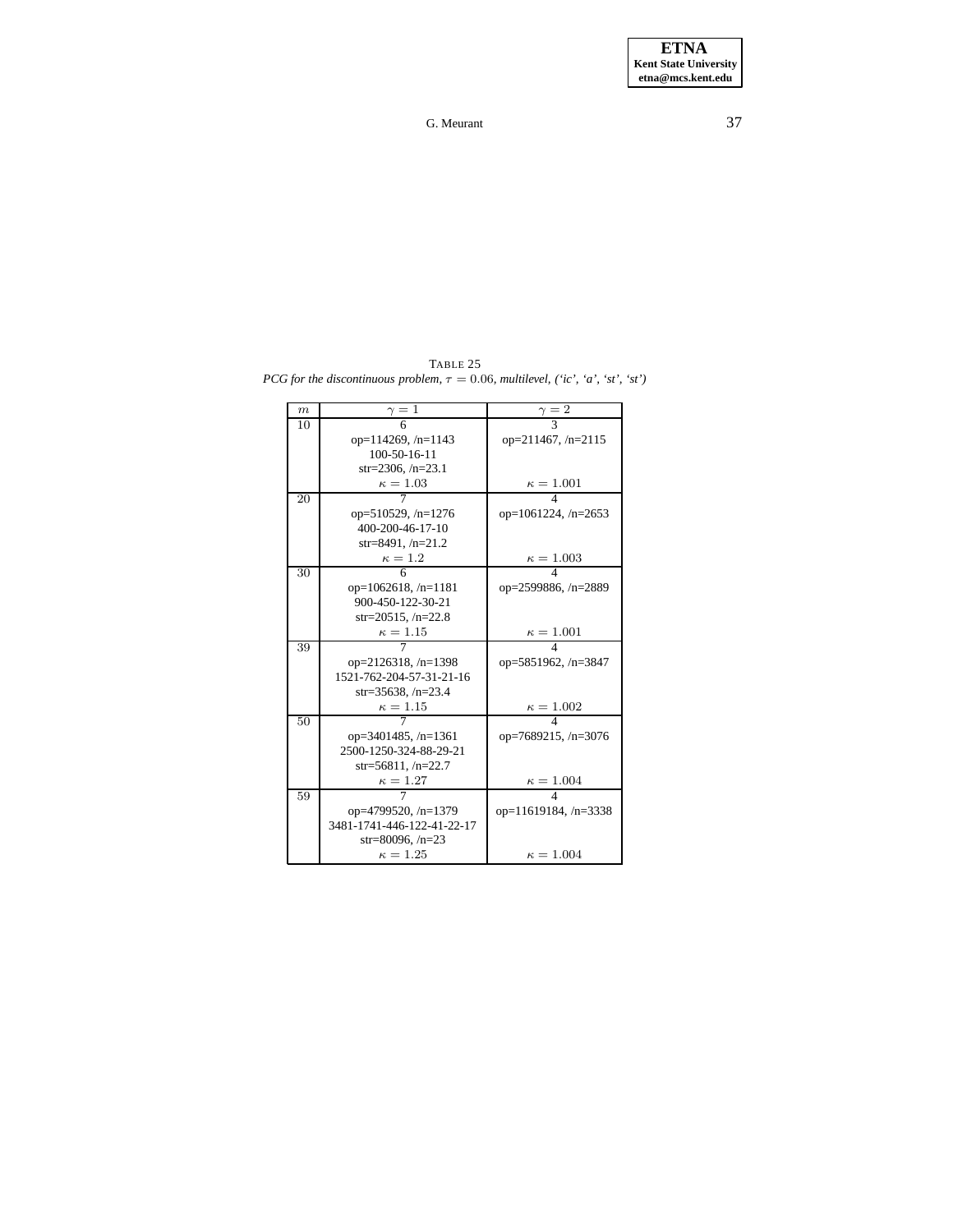TABLE 25
*PCG for the discontinuous problem, $\tau = 0.06$, multilevel, ('ic', 'a', 'st', 'st')*

| $m$ | $\gamma = 1$ | $\gamma = 2$ |
|---|---|---|
| 10 | 6<br>op=114269, /n=1143<br>100-50-16-11<br>str=2306, /n=23.1<br>$\kappa = 1.03$ | 3<br>op=211467, /n=2115<br><br><br>$\kappa = 1.001$ |
| 20 | 7<br>op=510529, /n=1276<br>400-200-46-17-10<br>str=8491, /n=21.2<br>$\kappa = 1.2$ | 4<br>op=1061224, /n=2653<br><br><br>$\kappa = 1.003$ |
| 30 | 6<br>op=1062618, /n=1181<br>900-450-122-30-21<br>str=20515, /n=22.8<br>$\kappa = 1.15$ | 4<br>op=2599886, /n=2889<br><br><br>$\kappa = 1.001$ |
| 39 | 7<br>op=2126318, /n=1398<br>1521-762-204-57-31-21-16<br>str=35638, /n=23.4<br>$\kappa = 1.15$ | 4<br>op=5851962, /n=3847<br><br><br>$\kappa = 1.002$ |
| 50 | 7<br>op=3401485, /n=1361<br>2500-1250-324-88-29-21<br>str=56811, /n=22.7<br>$\kappa = 1.27$ | 4<br>op=7689215, /n=3076<br><br><br>$\kappa = 1.004$ |
| 59 | 7<br>op=4799520, /n=1379<br>3481-1741-446-122-41-22-17<br>str=80096, /n=23<br>$\kappa = 1.25$ | 4<br>op=11619184, /n=3338<br><br><br>$\kappa = 1.004$ |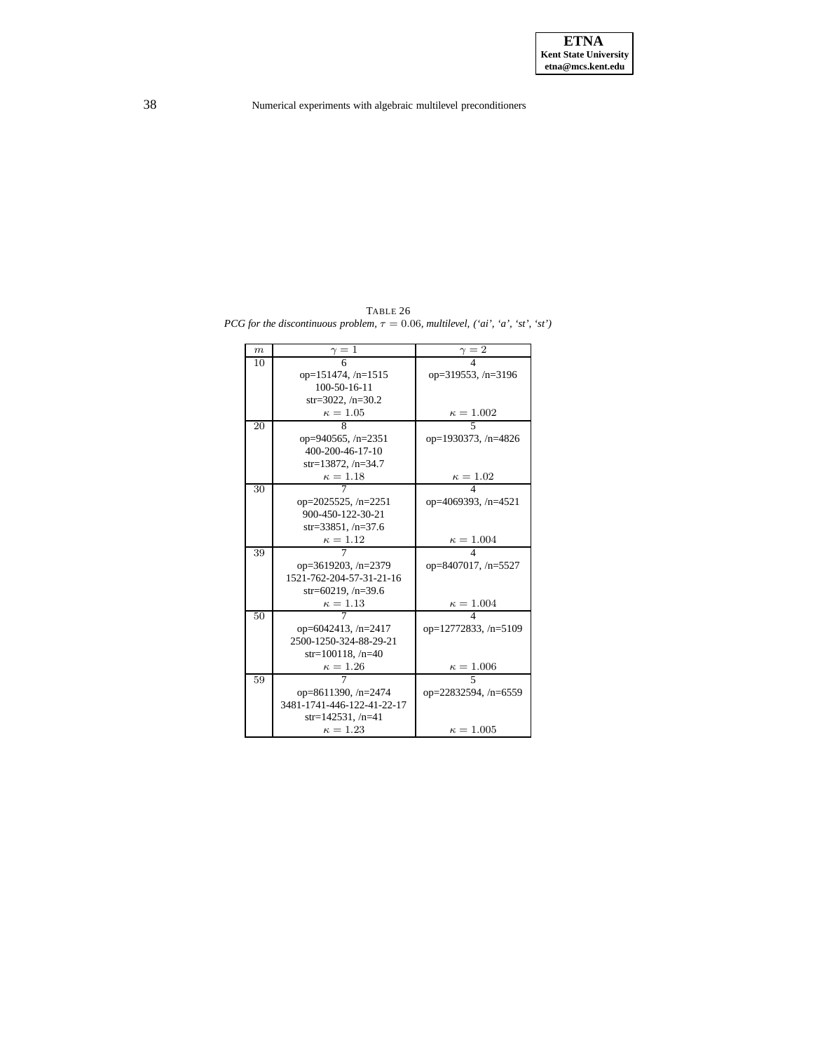TABLE 26

*PCG for the discontinuous problem, $\tau = 0.06$, multilevel, ('ai', 'a', 'st', 'st')*

| $m$ | $\gamma = 1$ | $\gamma = 2$ |
|---|---|---|
| 10 | 6<br>op=151474, /n=1515<br>100-50-16-11<br>str=3022, /n=30.2<br>$\kappa = 1.05$ | 4<br>op=319553, /n=3196<br><br><br>$\kappa = 1.002$ |
| 20 | 8<br>op=940565, /n=2351<br>400-200-46-17-10<br>str=13872, /n=34.7<br>$\kappa = 1.18$ | 5<br>op=1930373, /n=4826<br><br><br>$\kappa = 1.02$ |
| 30 | 7<br>op=2025525, /n=2251<br>900-450-122-30-21<br>str=33851, /n=37.6<br>$\kappa = 1.12$ | 4<br>op=4069393, /n=4521<br><br><br>$\kappa = 1.004$ |
| 39 | 7<br>op=3619203, /n=2379<br>1521-762-204-57-31-21-16<br>str=60219, /n=39.6<br>$\kappa = 1.13$ | 4<br>op=8407017, /n=5527<br><br><br>$\kappa = 1.004$ |
| 50 | 7<br>op=6042413, /n=2417<br>2500-1250-324-88-29-21<br>str=100118, /n=40<br>$\kappa = 1.26$ | 4<br>op=12772833, /n=5109<br><br><br>$\kappa = 1.006$ |
| 59 | 7<br>op=8611390, /n=2474<br>3481-1741-446-122-41-22-17<br>str=142531, /n=41<br>$\kappa = 1.23$ | 5<br>op=22832594, /n=6559<br><br><br>$\kappa = 1.005$ |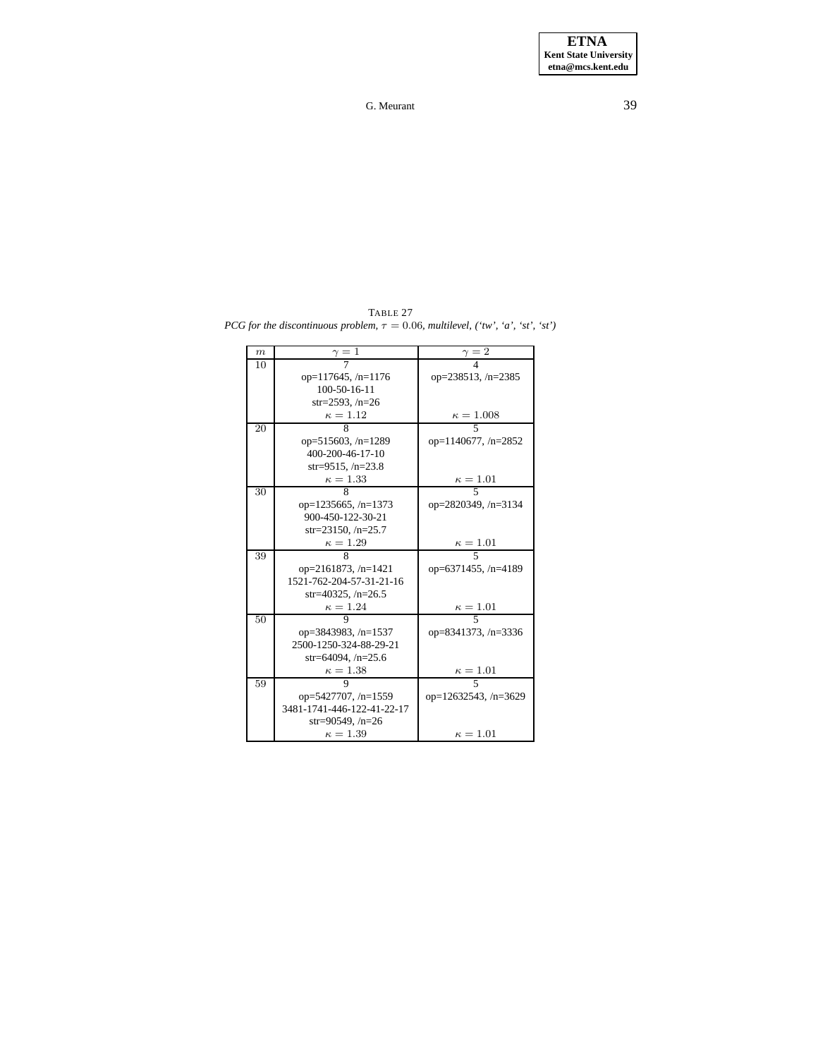TABLE 27
*PCG for the discontinuous problem, $\tau = 0.06$, multilevel, ('tw', 'a', 'st', 'st')*

| $m$ | $\gamma = 1$ | $\gamma = 2$ |
|---|---|---|
| 10 | 7<br>op=117645, /n=1176<br>100-50-16-11<br>str=2593, /n=26<br>$\kappa = 1.12$ | 4<br>op=238513, /n=2385<br><br><br>$\kappa = 1.008$ |
| 20 | 8<br>op=515603, /n=1289<br>400-200-46-17-10<br>str=9515, /n=23.8<br>$\kappa = 1.33$ | 5<br>op=1140677, /n=2852<br><br><br>$\kappa = 1.01$ |
| 30 | 8<br>op=1235665, /n=1373<br>900-450-122-30-21<br>str=23150, /n=25.7<br>$\kappa = 1.29$ | 5<br>op=2820349, /n=3134<br><br><br>$\kappa = 1.01$ |
| 39 | 8<br>op=2161873, /n=1421<br>1521-762-204-57-31-21-16<br>str=40325, /n=26.5<br>$\kappa = 1.24$ | 5<br>op=6371455, /n=4189<br><br><br>$\kappa = 1.01$ |
| 50 | 9<br>op=3843983, /n=1537<br>2500-1250-324-88-29-21<br>str=64094, /n=25.6<br>$\kappa = 1.38$ | 5<br>op=8341373, /n=3336<br><br><br>$\kappa = 1.01$ |
| 59 | 9<br>op=5427707, /n=1559<br>3481-1741-446-122-41-22-17<br>str=90549, /n=26<br>$\kappa = 1.39$ | 5<br>op=12632543, /n=3629<br><br><br>$\kappa = 1.01$ |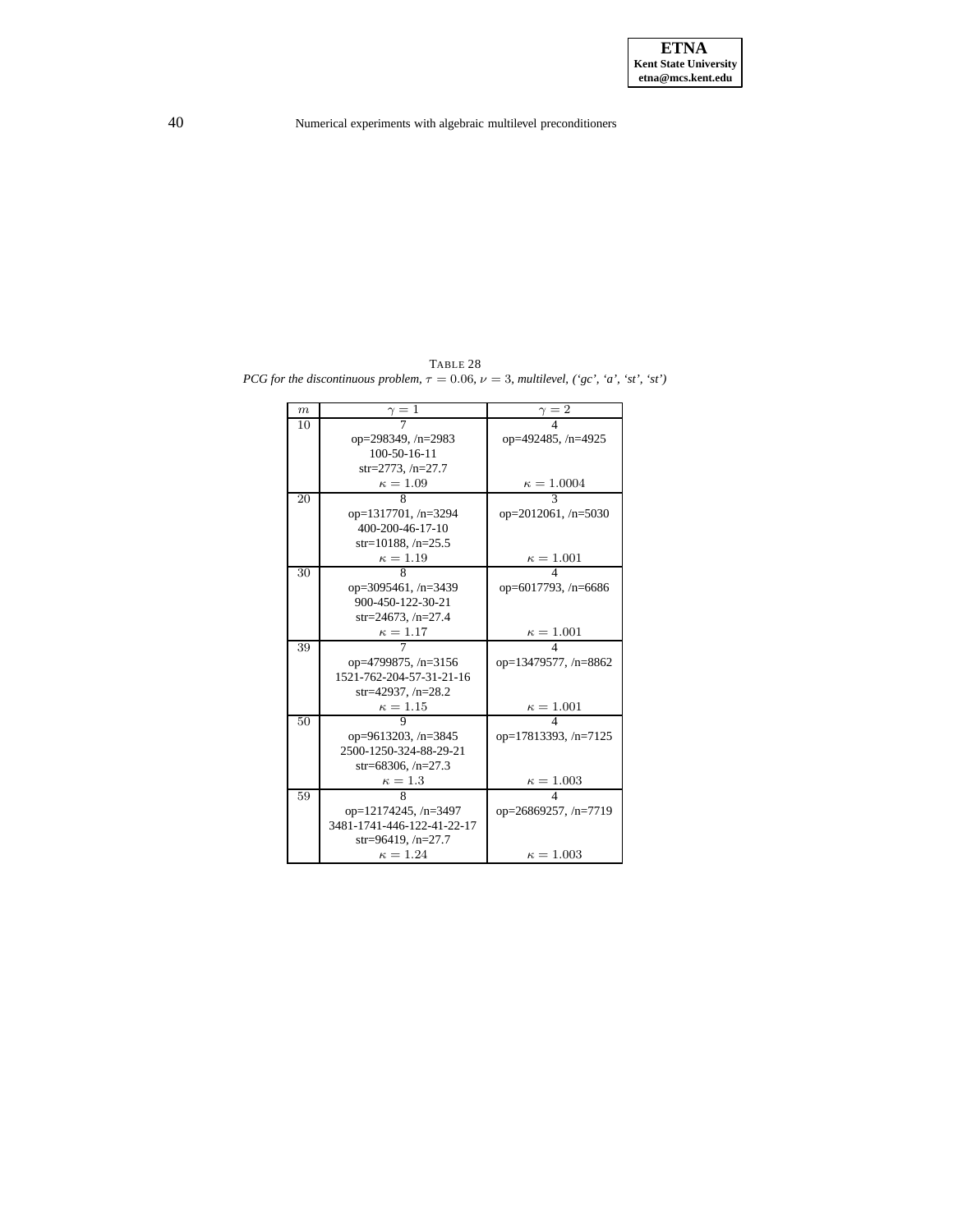TABLE 28
*PCG for the discontinuous problem, $\tau = 0.06$, $\nu = 3$, multilevel, ('gc', 'a', 'st', 'st')*

| $m$ | $\gamma = 1$ | $\gamma = 2$ |
|---|---|---|
| 10 | 7<br>op=298349, /n=2983<br>100-50-16-11<br>str=2773, /n=27.7<br>$\kappa = 1.09$ | 4<br>op=492485, /n=4925<br><br><br>$\kappa = 1.0004$ |
| 20 | 8<br>op=1317701, /n=3294<br>400-200-46-17-10<br>str=10188, /n=25.5<br>$\kappa = 1.19$ | 3<br>op=2012061, /n=5030<br><br><br>$\kappa = 1.001$ |
| 30 | 8<br>op=3095461, /n=3439<br>900-450-122-30-21<br>str=24673, /n=27.4<br>$\kappa = 1.17$ | 4<br>op=6017793, /n=6686<br><br><br>$\kappa = 1.001$ |
| 39 | 7<br>op=4799875, /n=3156<br>1521-762-204-57-31-21-16<br>str=42937, /n=28.2<br>$\kappa = 1.15$ | 4<br>op=13479577, /n=8862<br><br><br>$\kappa = 1.001$ |
| 50 | 9<br>op=9613203, /n=3845<br>2500-1250-324-88-29-21<br>str=68306, /n=27.3<br>$\kappa = 1.3$ | 4<br>op=17813393, /n=7125<br><br><br>$\kappa = 1.003$ |
| 59 | 8<br>op=12174245, /n=3497<br>3481-1741-446-122-41-22-17<br>str=96419, /n=27.7<br>$\kappa = 1.24$ | 4<br>op=26869257, /n=7719<br><br><br>$\kappa = 1.003$ |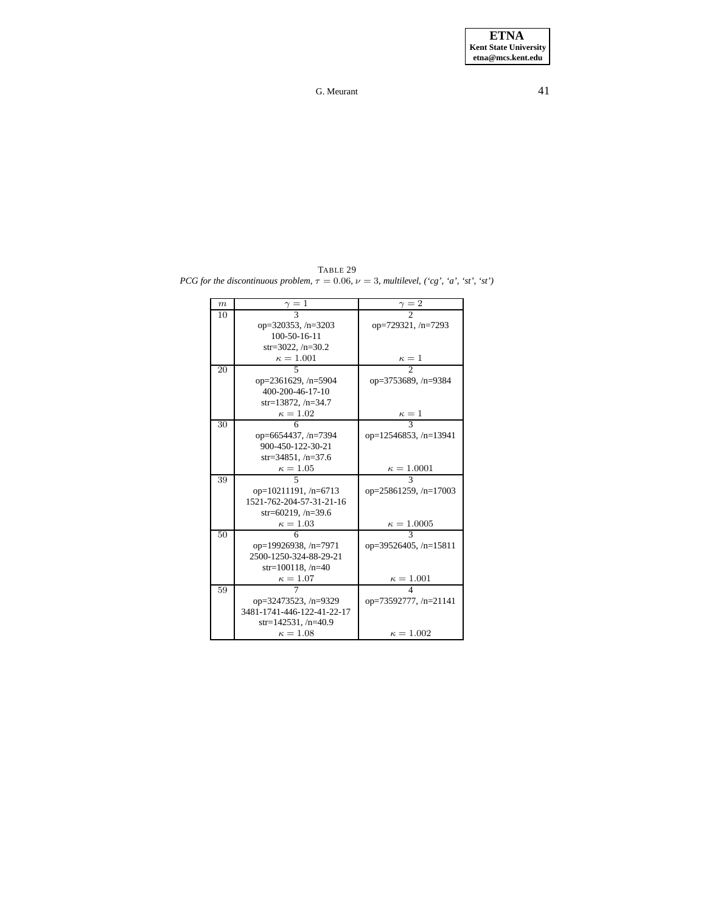TABLE 29

*PCG for the discontinuous problem, $\tau = 0.06$, $\nu = 3$, multilevel, ('cg', 'a', 'st', 'st')*

| $m$ | $\gamma = 1$ | $\gamma = 2$ |
|---|---|---|
| 10 | 3<br>op=320353, /n=3203<br>100-50-16-11<br>str=3022, /n=30.2<br>$\kappa = 1.001$ | 2<br>op=729321, /n=7293<br><br><br>$\kappa = 1$ |
| 20 | 5<br>op=2361629, /n=5904<br>400-200-46-17-10<br>str=13872, /n=34.7<br>$\kappa = 1.02$ | 2<br>op=3753689, /n=9384<br><br><br>$\kappa = 1$ |
| 30 | 6<br>op=6654437, /n=7394<br>900-450-122-30-21<br>str=34851, /n=37.6<br>$\kappa = 1.05$ | 3<br>op=12546853, /n=13941<br><br><br>$\kappa = 1.0001$ |
| 39 | 5<br>op=10211191, /n=6713<br>1521-762-204-57-31-21-16<br>str=60219, /n=39.6<br>$\kappa = 1.03$ | 3<br>op=25861259, /n=17003<br><br><br>$\kappa = 1.0005$ |
| 50 | 6<br>op=19926938, /n=7971<br>2500-1250-324-88-29-21<br>str=100118, /n=40<br>$\kappa = 1.07$ | 3<br>op=39526405, /n=15811<br><br><br>$\kappa = 1.001$ |
| 59 | 7<br>op=32473523, /n=9329<br>3481-1741-446-122-41-22-17<br>str=142531, /n=40.9<br>$\kappa = 1.08$ | 4<br>op=73592777, /n=21141<br><br><br>$\kappa = 1.002$ |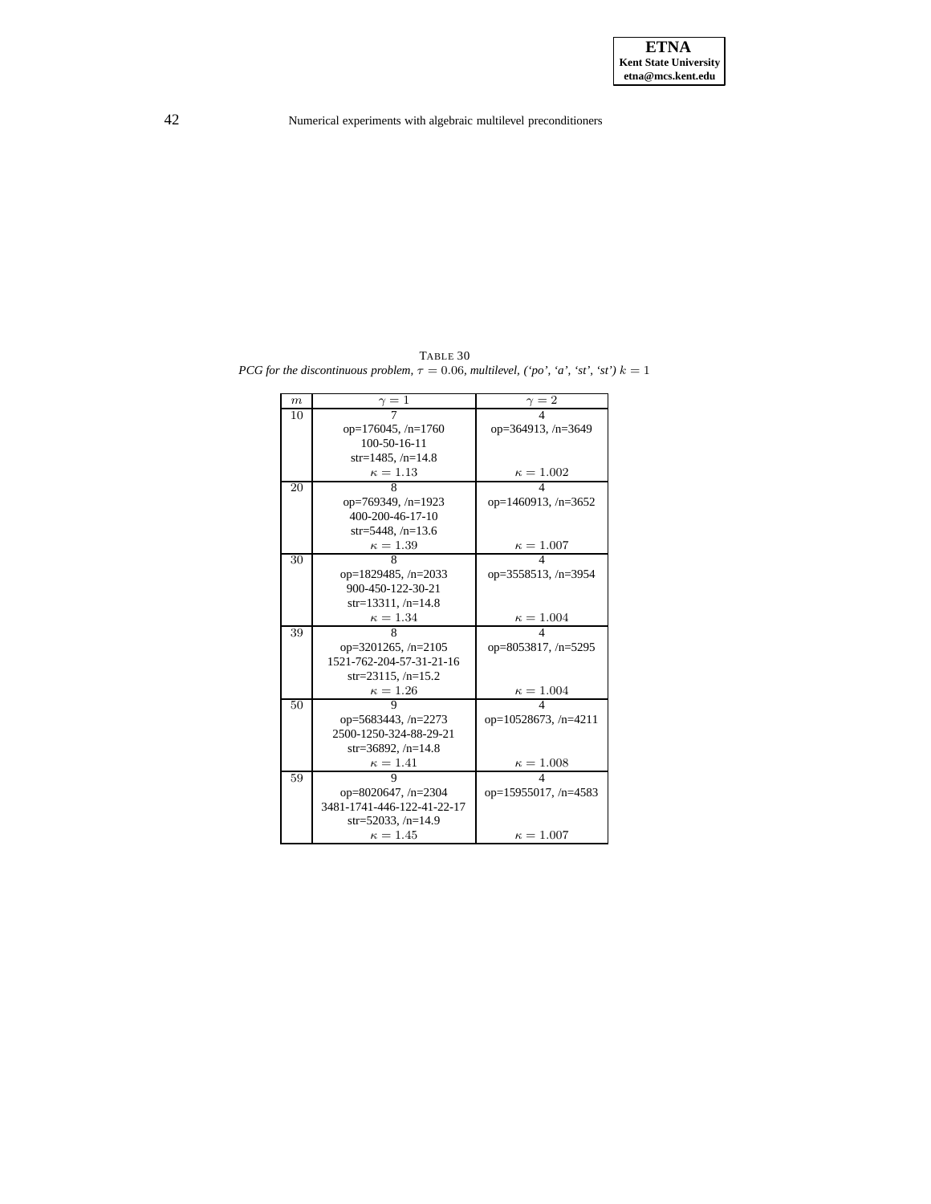TABLE 30
*PCG for the discontinuous problem, $\tau = 0.06$, multilevel, ('po', 'a', 'st', 'st') $k = 1$*

| $m$ | $\gamma = 1$ | $\gamma = 2$ |
|---|---|---|
| 10 | 7<br>op=176045, /n=1760<br>100-50-16-11<br>str=1485, /n=14.8<br>$\kappa = 1.13$ | 4<br>op=364913, /n=3649<br><br><br>$\kappa = 1.002$ |
| 20 | 8<br>op=769349, /n=1923<br>400-200-46-17-10<br>str=5448, /n=13.6<br>$\kappa = 1.39$ | 4<br>op=1460913, /n=3652<br><br><br>$\kappa = 1.007$ |
| 30 | 8<br>op=1829485, /n=2033<br>900-450-122-30-21<br>str=13311, /n=14.8<br>$\kappa = 1.34$ | 4<br>op=3558513, /n=3954<br><br><br>$\kappa = 1.004$ |
| 39 | 8<br>op=3201265, /n=2105<br>1521-762-204-57-31-21-16<br>str=23115, /n=15.2<br>$\kappa = 1.26$ | 4<br>op=8053817, /n=5295<br><br><br>$\kappa = 1.004$ |
| 50 | 9<br>op=5683443, /n=2273<br>2500-1250-324-88-29-21<br>str=36892, /n=14.8<br>$\kappa = 1.41$ | 4<br>op=10528673, /n=4211<br><br><br>$\kappa = 1.008$ |
| 59 | 9<br>op=8020647, /n=2304<br>3481-1741-446-122-41-22-17<br>str=52033, /n=14.9<br>$\kappa = 1.45$ | 4<br>op=15955017, /n=4583<br><br><br>$\kappa = 1.007$ |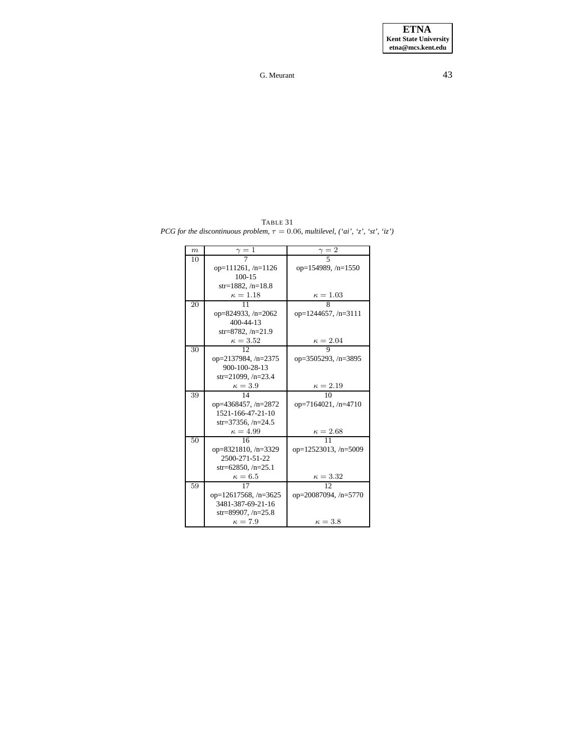TABLE 31
*PCG for the discontinuous problem, $\tau = 0.06$, multilevel, ('ai', 'z', 'st', 'iz')*

| $m$ | $\gamma = 1$ | $\gamma = 2$ |
|---|---|---|
| 10 | 7<br>op=111261, /n=1126<br>100-15<br>str=1882, /n=18.8<br>$\kappa = 1.18$ | 5<br>op=154989, /n=1550<br><br><br>$\kappa = 1.03$ |
| 20 | 11<br>op=824933, /n=2062<br>400-44-13<br>str=8782, /n=21.9<br>$\kappa = 3.52$ | 8<br>op=1244657, /n=3111<br><br><br>$\kappa = 2.04$ |
| 30 | 12<br>op=2137984, /n=2375<br>900-100-28-13<br>str=21099, /n=23.4<br>$\kappa = 3.9$ | 9<br>op=3505293, /n=3895<br><br><br>$\kappa = 2.19$ |
| 39 | 14<br>op=4368457, /n=2872<br>1521-166-47-21-10<br>str=37356, /n=24.5<br>$\kappa = 4.99$ | 10<br>op=7164021, /n=4710<br><br><br>$\kappa = 2.68$ |
| 50 | 16<br>op=8321810, /n=3329<br>2500-271-51-22<br>str=62850, /n=25.1<br>$\kappa = 6.5$ | 11<br>op=12523013, /n=5009<br><br><br>$\kappa = 3.32$ |
| 59 | 17<br>op=12617568, /n=3625<br>3481-387-69-21-16<br>str=89907, /n=25.8<br>$\kappa = 7.9$ | 12<br>op=20087094, /n=5770<br><br><br>$\kappa = 3.8$ |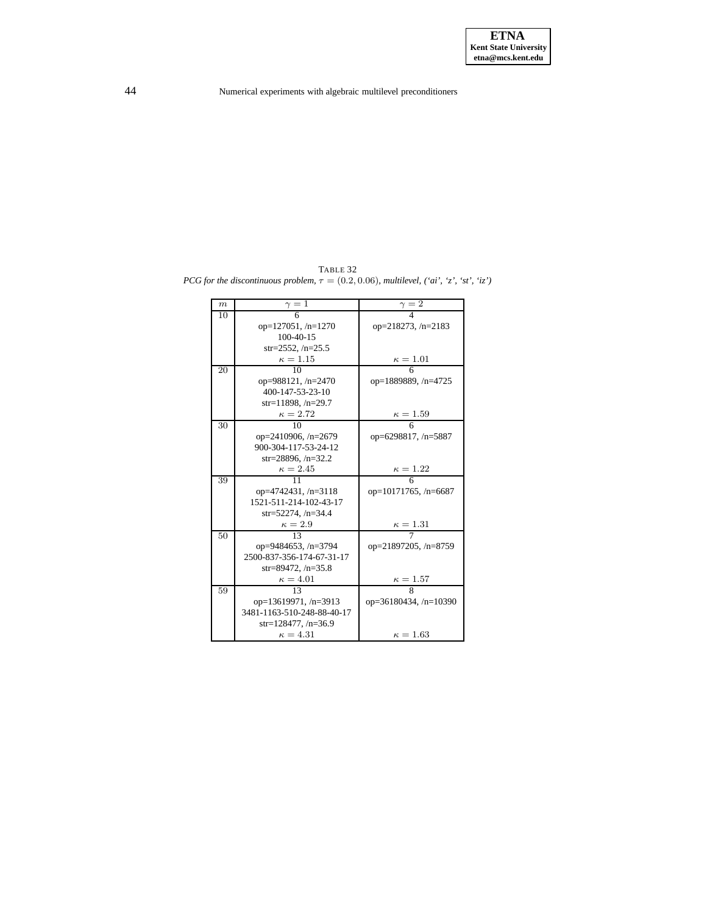TABLE 32
*PCG for the discontinuous problem, $\tau = (0.2, 0.06)$, multilevel, ('ai', 'z', 'st', 'iz')*

| $m$ | $\gamma = 1$ | $\gamma = 2$ |
|---|---|---|
| 10 | 6<br>op=127051, /n=1270<br>100-40-15<br>str=2552, /n=25.5<br>$\kappa = 1.15$ | 4<br>op=218273, /n=2183<br><br><br>$\kappa = 1.01$ |
| 20 | 10<br>op=988121, /n=2470<br>400-147-53-23-10<br>str=11898, /n=29.7<br>$\kappa = 2.72$ | 6<br>op=1889889, /n=4725<br><br><br>$\kappa = 1.59$ |
| 30 | 10<br>op=2410906, /n=2679<br>900-304-117-53-24-12<br>str=28896, /n=32.2<br>$\kappa = 2.45$ | 6<br>op=6298817, /n=5887<br><br><br>$\kappa = 1.22$ |
| 39 | 11<br>op=4742431, /n=3118<br>1521-511-214-102-43-17<br>str=52274, /n=34.4<br>$\kappa = 2.9$ | 6<br>op=10171765, /n=6687<br><br><br>$\kappa = 1.31$ |
| 50 | 13<br>op=9484653, /n=3794<br>2500-837-356-174-67-31-17<br>str=89472, /n=35.8<br>$\kappa = 4.01$ | 7<br>op=21897205, /n=8759<br><br><br>$\kappa = 1.57$ |
| 59 | 13<br>op=13619971, /n=3913<br>3481-1163-510-248-88-40-17<br>str=128477, /n=36.9<br>$\kappa = 4.31$ | 8<br>op=36180434, /n=10390<br><br><br>$\kappa = 1.63$ |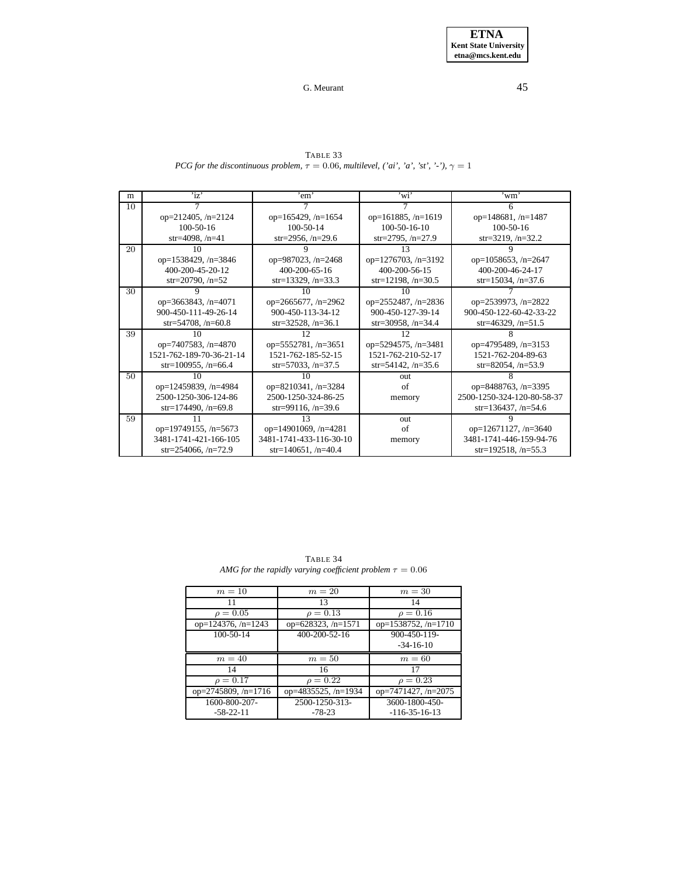TABLE 33
*PCG for the discontinuous problem, $\tau = 0.06$, multilevel, ('ai', 'a', 'st', '-'), $\gamma = 1$*

| m | 'iz' | 'em' | 'wi' | 'wm' |
|---|---|---|---|---|
| 10 | 7<br>op=212405, /n=2124<br>100-50-16<br>str=4098, /n=41 | 7<br>op=165429, /n=1654<br>100-50-14<br>str=2956, /n=29.6 | 7<br>op=161885, /n=1619<br>100-50-16-10<br>str=2795, /n=27.9 | 6<br>op=148681, /n=1487<br>100-50-16<br>str=3219, /n=32.2 |
| 20 | 10<br>op=1538429, /n=3846<br>400-200-45-20-12<br>str=20790, /n=52 | 9<br>op=987023, /n=2468<br>400-200-65-16<br>str=13329, /n=33.3 | 13<br>op=1276703, /n=3192<br>400-200-56-15<br>str=12198, /n=30.5 | 9<br>op=1058653, /n=2647<br>400-200-46-24-17<br>str=15034, /n=37.6 |
| 30 | 9<br>op=3663843, /n=4071<br>900-450-111-49-26-14<br>str=54708, /n=60.8 | 10<br>op=2665677, /n=2962<br>900-450-113-34-12<br>str=32528, /n=36.1 | 10<br>op=2552487, /n=2836<br>900-450-127-39-14<br>str=30958, /n=34.4 | 7<br>op=2539973, /n=2822<br>900-450-122-60-42-33-22<br>str=46329, /n=51.5 |
| 39 | 10<br>op=7407583, /n=4870<br>1521-762-189-70-36-21-14<br>str=100955, /n=66.4 | 12<br>op=5552781, /n=3651<br>1521-762-185-52-15<br>str=57033, /n=37.5 | 12<br>op=5294575, /n=3481<br>1521-762-210-52-17<br>str=54142, /n=35.6 | 8<br>op=4795489, /n=3153<br>1521-762-204-89-63<br>str=82054, /n=53.9 |
| 50 | 10<br>op=12459839, /n=4984<br>2500-1250-306-124-86<br>str=174490, /n=69.8 | 10<br>op=8210341, /n=3284<br>2500-1250-324-86-25<br>str=99116, /n=39.6 | out<br>of<br>memory | 8<br>op=8488763, /n=3395<br>2500-1250-324-120-80-58-37<br>str=136437, /n=54.6 |
| 59 | 11<br>op=19749155, /n=5673<br>3481-1741-421-166-105<br>str=254066, /n=72.9 | 13<br>op=14901069, /n=4281<br>3481-1741-433-116-30-10<br>str=140651, /n=40.4 | out<br>of<br>memory | 9<br>op=12671127, /n=3640<br>3481-1741-446-159-94-76<br>str=192518, /n=55.3 |

TABLE 34
*AMG for the rapidly varying coefficient problem $\tau = 0.06$*

| $m = 10$ | $m = 20$ | $m = 30$ |
|---|---|---|
| 11 | 13 | 14 |
| $\rho = 0.05$ | $\rho = 0.13$ | $\rho = 0.16$ |
| op=124376, /n=1243 | op=628323, /n=1571 | op=1538752, /n=1710 |
| 100-50-14 | 400-200-52-16 | 900-450-119-<br>-34-16-10 |
| $m = 40$ | $m = 50$ | $m = 60$ |
| 14 | 16 | 17 |
| $\rho = 0.17$ | $\rho = 0.22$ | $\rho = 0.23$ |
| op=2745809, /n=1716 | op=4835525, /n=1934 | op=7471427, /n=2075 |
| 1600-800-207-<br>-58-22-11 | 2500-1250-313-<br>-78-23 | 3600-1800-450-<br>-116-35-16-13 |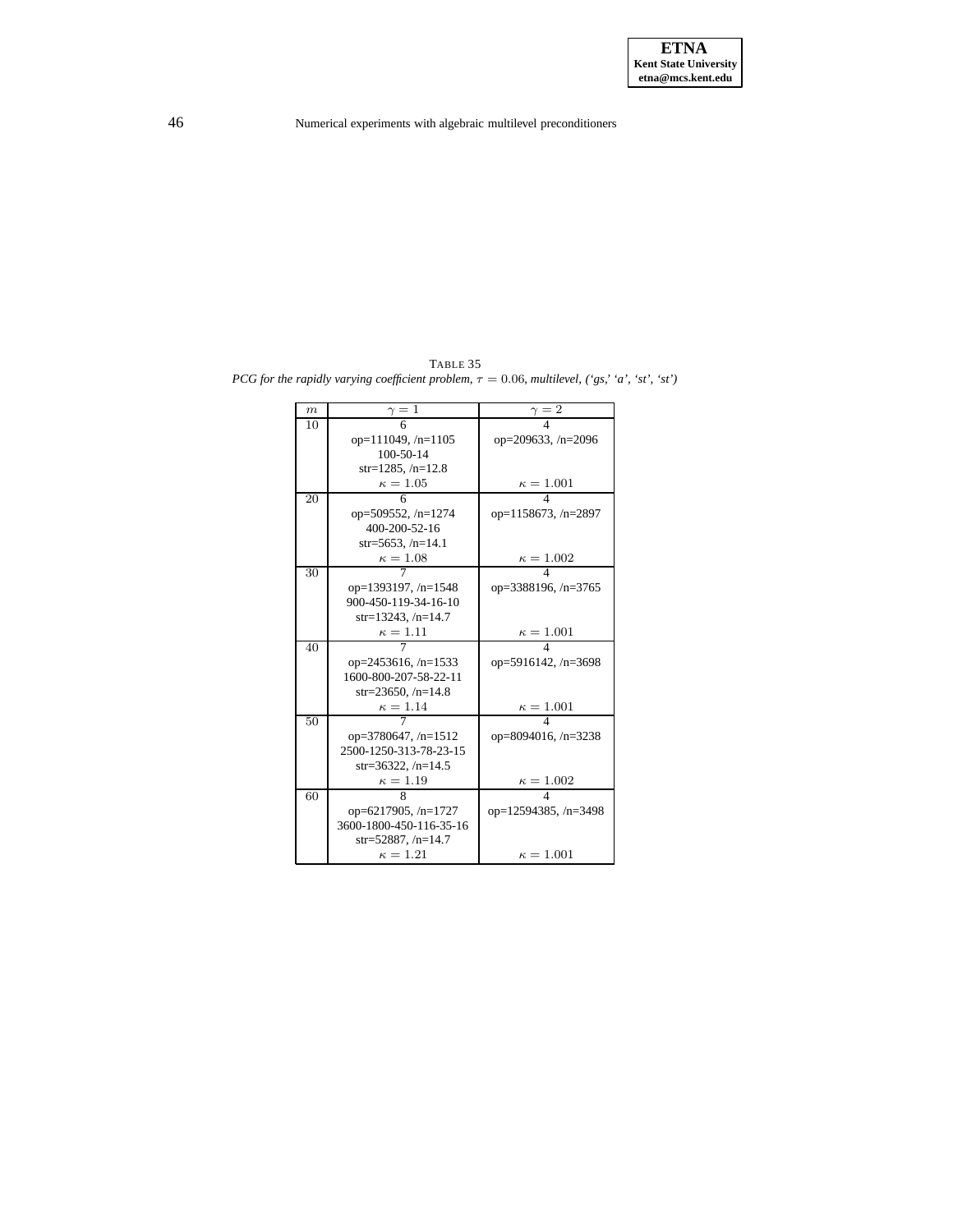TABLE 35
*PCG for the rapidly varying coefficient problem, $\tau = 0.06$, multilevel, ('gs,' 'a', 'st', 'st')*

| $m$ | $\gamma = 1$ | $\gamma = 2$ |
|---|---|---|
| 10 | 6<br>op=111049, /n=1105<br>100-50-14<br>str=1285, /n=12.8<br>$\kappa = 1.05$ | 4<br>op=209633, /n=2096<br><br><br>$\kappa = 1.001$ |
| 20 | 6<br>op=509552, /n=1274<br>400-200-52-16<br>str=5653, /n=14.1<br>$\kappa = 1.08$ | 4<br>op=1158673, /n=2897<br><br><br>$\kappa = 1.002$ |
| 30 | 7<br>op=1393197, /n=1548<br>900-450-119-34-16-10<br>str=13243, /n=14.7<br>$\kappa = 1.11$ | 4<br>op=3388196, /n=3765<br><br><br>$\kappa = 1.001$ |
| 40 | 7<br>op=2453616, /n=1533<br>1600-800-207-58-22-11<br>str=23650, /n=14.8<br>$\kappa = 1.14$ | 4<br>op=5916142, /n=3698<br><br><br>$\kappa = 1.001$ |
| 50 | 7<br>op=3780647, /n=1512<br>2500-1250-313-78-23-15<br>str=36322, /n=14.5<br>$\kappa = 1.19$ | 4<br>op=8094016, /n=3238<br><br><br>$\kappa = 1.002$ |
| 60 | 8<br>op=6217905, /n=1727<br>3600-1800-450-116-35-16<br>str=52887, /n=14.7<br>$\kappa = 1.21$ | 4<br>op=12594385, /n=3498<br><br><br>$\kappa = 1.001$ |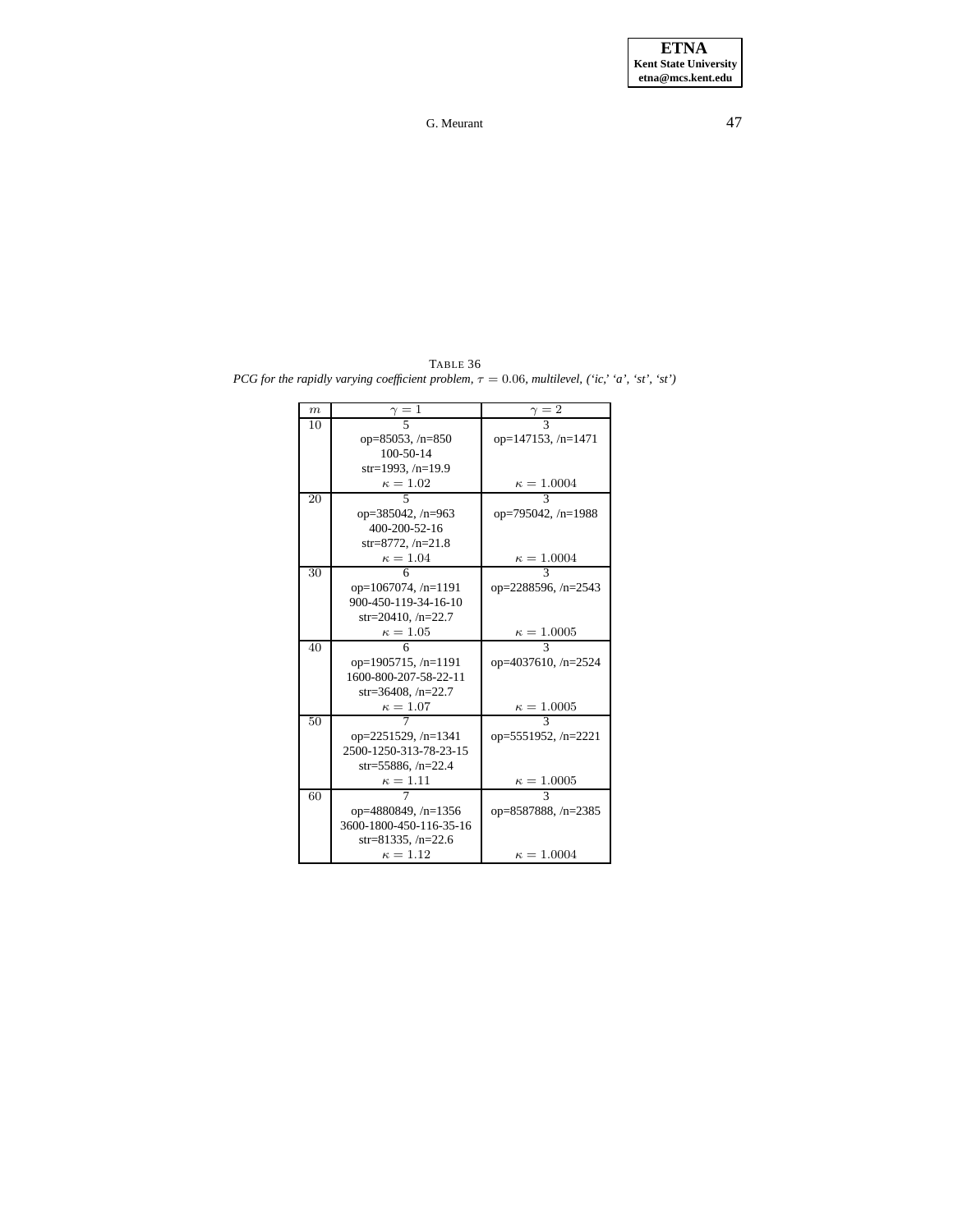TABLE 36
*PCG for the rapidly varying coefficient problem, $\tau = 0.06$, multilevel, ('ic,' 'a', 'st', 'st')*

| $m$ | $\gamma = 1$ | $\gamma = 2$ |
|---|---|---|
| 10 | 5<br>op=85053, /n=850<br>100-50-14<br>str=1993, /n=19.9<br>$\kappa = 1.02$ | 3<br>op=147153, /n=1471<br><br><br>$\kappa = 1.0004$ |
| 20 | 5<br>op=385042, /n=963<br>400-200-52-16<br>str=8772, /n=21.8<br>$\kappa = 1.04$ | 3<br>op=795042, /n=1988<br><br><br>$\kappa = 1.0004$ |
| 30 | 6<br>op=1067074, /n=1191<br>900-450-119-34-16-10<br>str=20410, /n=22.7<br>$\kappa = 1.05$ | 3<br>op=2288596, /n=2543<br><br><br>$\kappa = 1.0005$ |
| 40 | 6<br>op=1905715, /n=1191<br>1600-800-207-58-22-11<br>str=36408, /n=22.7<br>$\kappa = 1.07$ | 3<br>op=4037610, /n=2524<br><br><br>$\kappa = 1.0005$ |
| 50 | 7<br>op=2251529, /n=1341<br>2500-1250-313-78-23-15<br>str=55886, /n=22.4<br>$\kappa = 1.11$ | 3<br>op=5551952, /n=2221<br><br><br>$\kappa = 1.0005$ |
| 60 | 7<br>op=4880849, /n=1356<br>3600-1800-450-116-35-16<br>str=81335, /n=22.6<br>$\kappa = 1.12$ | 3<br>op=8587888, /n=2385<br><br><br>$\kappa = 1.0004$ |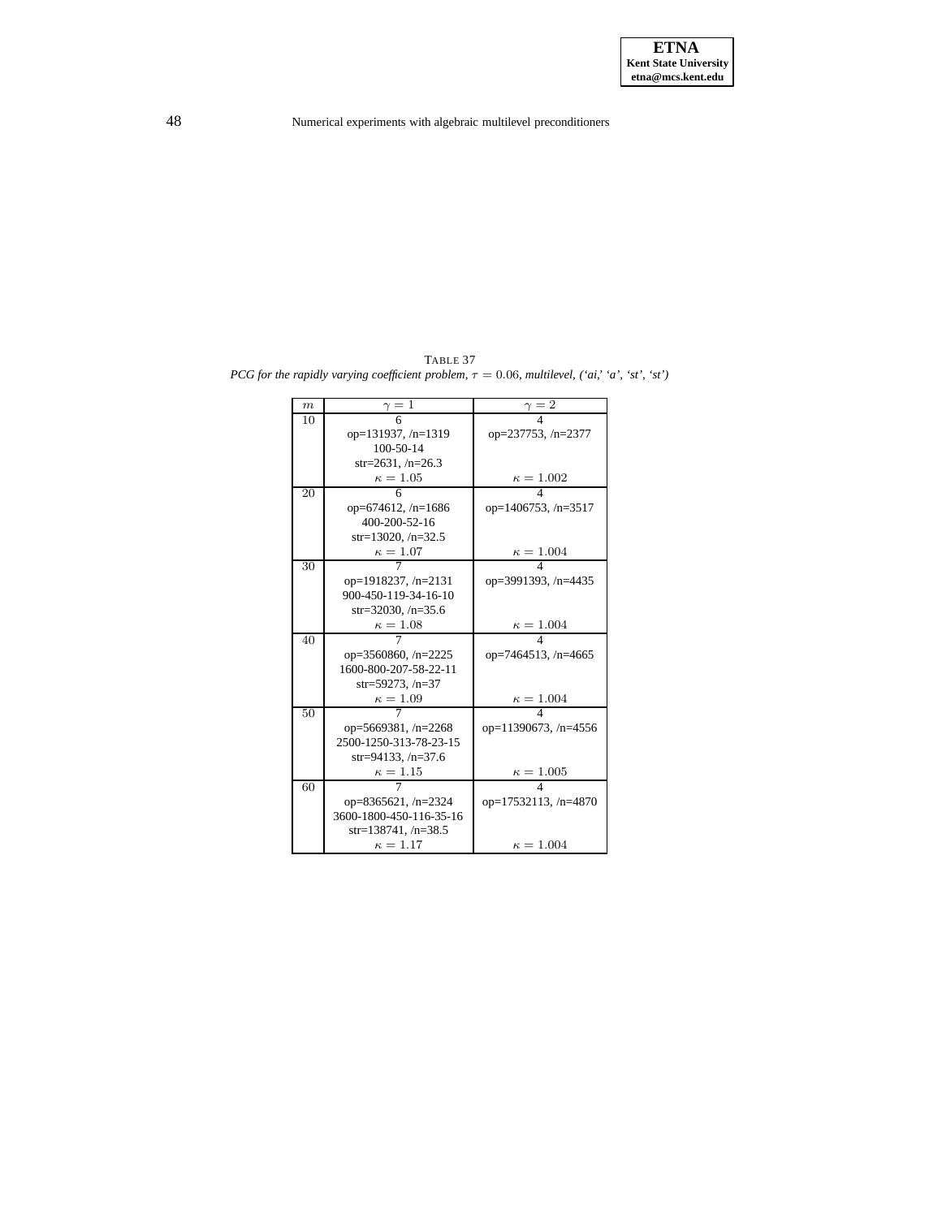TABLE 37

*PCG for the rapidly varying coefficient problem, $\tau = 0.06$, multilevel, ('ai,' 'a', 'st', 'st')*

| $m$ | $\gamma = 1$ | $\gamma = 2$ |
|---|---|---|
| 10 | 6<br>op=131937, /n=1319<br>100-50-14<br>str=2631, /n=26.3<br>$\kappa = 1.05$ | 4<br>op=237753, /n=2377<br><br><br>$\kappa = 1.002$ |
| 20 | 6<br>op=674612, /n=1686<br>400-200-52-16<br>str=13020, /n=32.5<br>$\kappa = 1.07$ | 4<br>op=1406753, /n=3517<br><br><br>$\kappa = 1.004$ |
| 30 | 7<br>op=1918237, /n=2131<br>900-450-119-34-16-10<br>str=32030, /n=35.6<br>$\kappa = 1.08$ | 4<br>op=3991393, /n=4435<br><br><br>$\kappa = 1.004$ |
| 40 | 7<br>op=3560860, /n=2225<br>1600-800-207-58-22-11<br>str=59273, /n=37<br>$\kappa = 1.09$ | 4<br>op=7464513, /n=4665<br><br><br>$\kappa = 1.004$ |
| 50 | 7<br>op=5669381, /n=2268<br>2500-1250-313-78-23-15<br>str=94133, /n=37.6<br>$\kappa = 1.15$ | 4<br>op=11390673, /n=4556<br><br><br>$\kappa = 1.005$ |
| 60 | 7<br>op=8365621, /n=2324<br>3600-1800-450-116-35-16<br>str=138741, /n=38.5<br>$\kappa = 1.17$ | 4<br>op=17532113, /n=4870<br><br><br>$\kappa = 1.004$ |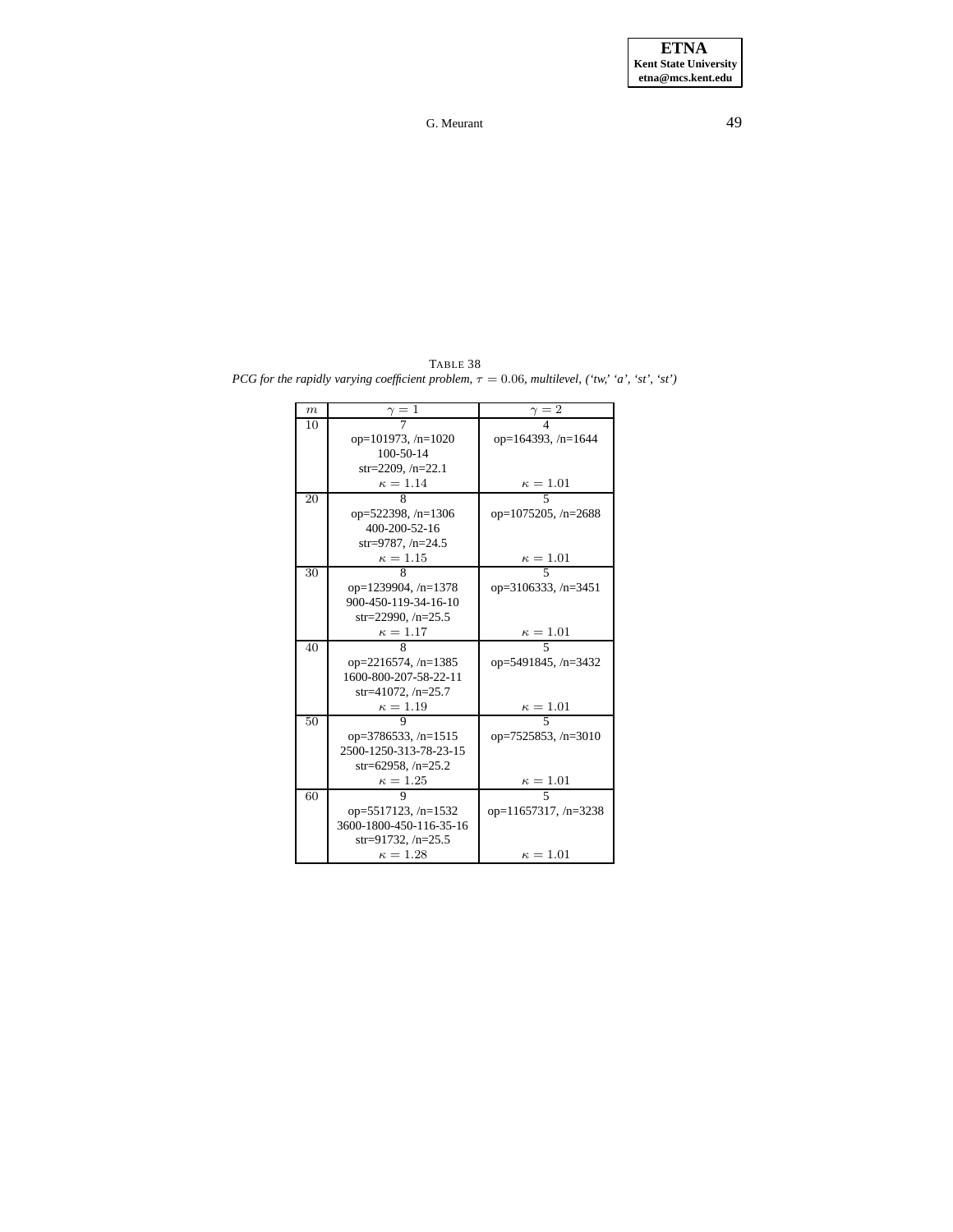TABLE 38

*PCG for the rapidly varying coefficient problem, $\tau = 0.06$, multilevel, ('tw,' 'a', 'st', 'st')*

| $m$ | $\gamma = 1$ | $\gamma = 2$ |
|---|---|---|
| 10 | 7<br>op=101973, /n=1020<br>100-50-14<br>str=2209, /n=22.1<br>$\kappa = 1.14$ | 4<br>op=164393, /n=1644<br><br><br>$\kappa = 1.01$ |
| 20 | 8<br>op=522398, /n=1306<br>400-200-52-16<br>str=9787, /n=24.5<br>$\kappa = 1.15$ | 5<br>op=1075205, /n=2688<br><br><br>$\kappa = 1.01$ |
| 30 | 8<br>op=1239904, /n=1378<br>900-450-119-34-16-10<br>str=22990, /n=25.5<br>$\kappa = 1.17$ | 5<br>op=3106333, /n=3451<br><br><br>$\kappa = 1.01$ |
| 40 | 8<br>op=2216574, /n=1385<br>1600-800-207-58-22-11<br>str=41072, /n=25.7<br>$\kappa = 1.19$ | 5<br>op=5491845, /n=3432<br><br><br>$\kappa = 1.01$ |
| 50 | 9<br>op=3786533, /n=1515<br>2500-1250-313-78-23-15<br>str=62958, /n=25.2<br>$\kappa = 1.25$ | 5<br>op=7525853, /n=3010<br><br><br>$\kappa = 1.01$ |
| 60 | 9<br>op=5517123, /n=1532<br>3600-1800-450-116-35-16<br>str=91732, /n=25.5<br>$\kappa = 1.28$ | 5<br>op=11657317, /n=3238<br><br><br>$\kappa = 1.01$ |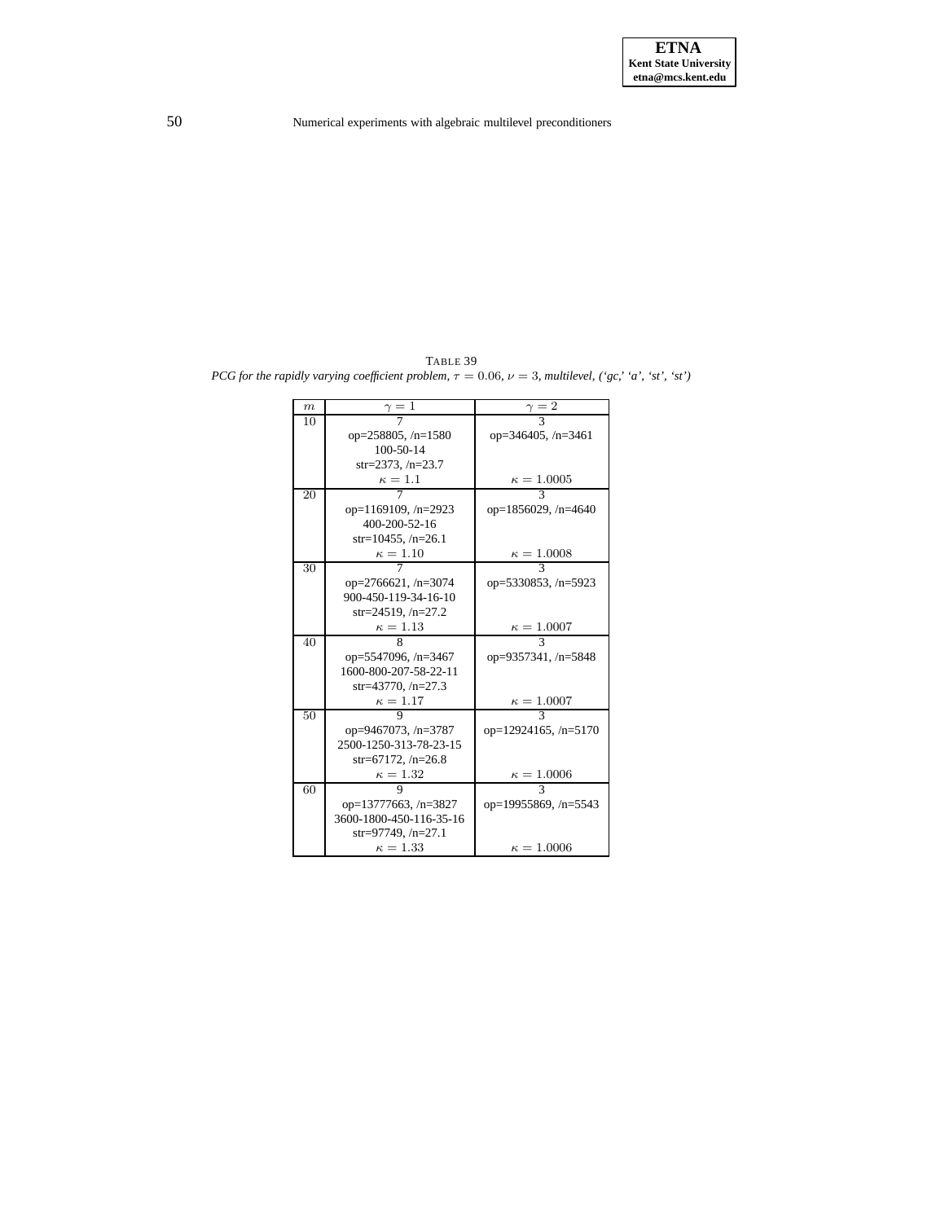TABLE 39
*PCG for the rapidly varying coefficient problem, $\tau = 0.06$, $\nu = 3$, multilevel, ('gc,' 'a', 'st', 'st')*

| $m$ | $\gamma = 1$ | $\gamma = 2$ |
|---|---|---|
| 10 | 7<br>op=258805, /n=1580<br>100-50-14<br>str=2373, /n=23.7<br>$\kappa = 1.1$ | 3<br>op=346405, /n=3461<br><br><br>$\kappa = 1.0005$ |
| 20 | 7<br>op=1169109, /n=2923<br>400-200-52-16<br>str=10455, /n=26.1<br>$\kappa = 1.10$ | 3<br>op=1856029, /n=4640<br><br><br>$\kappa = 1.0008$ |
| 30 | 7<br>op=2766621, /n=3074<br>900-450-119-34-16-10<br>str=24519, /n=27.2<br>$\kappa = 1.13$ | 3<br>op=5330853, /n=5923<br><br><br>$\kappa = 1.0007$ |
| 40 | 8<br>op=5547096, /n=3467<br>1600-800-207-58-22-11<br>str=43770, /n=27.3<br>$\kappa = 1.17$ | 3<br>op=9357341, /n=5848<br><br><br>$\kappa = 1.0007$ |
| 50 | 9<br>op=9467073, /n=3787<br>2500-1250-313-78-23-15<br>str=67172, /n=26.8<br>$\kappa = 1.32$ | 3<br>op=12924165, /n=5170<br><br><br>$\kappa = 1.0006$ |
| 60 | 9<br>op=13777663, /n=3827<br>3600-1800-450-116-35-16<br>str=97749, /n=27.1<br>$\kappa = 1.33$ | 3<br>op=19955869, /n=5543<br><br><br>$\kappa = 1.0006$ |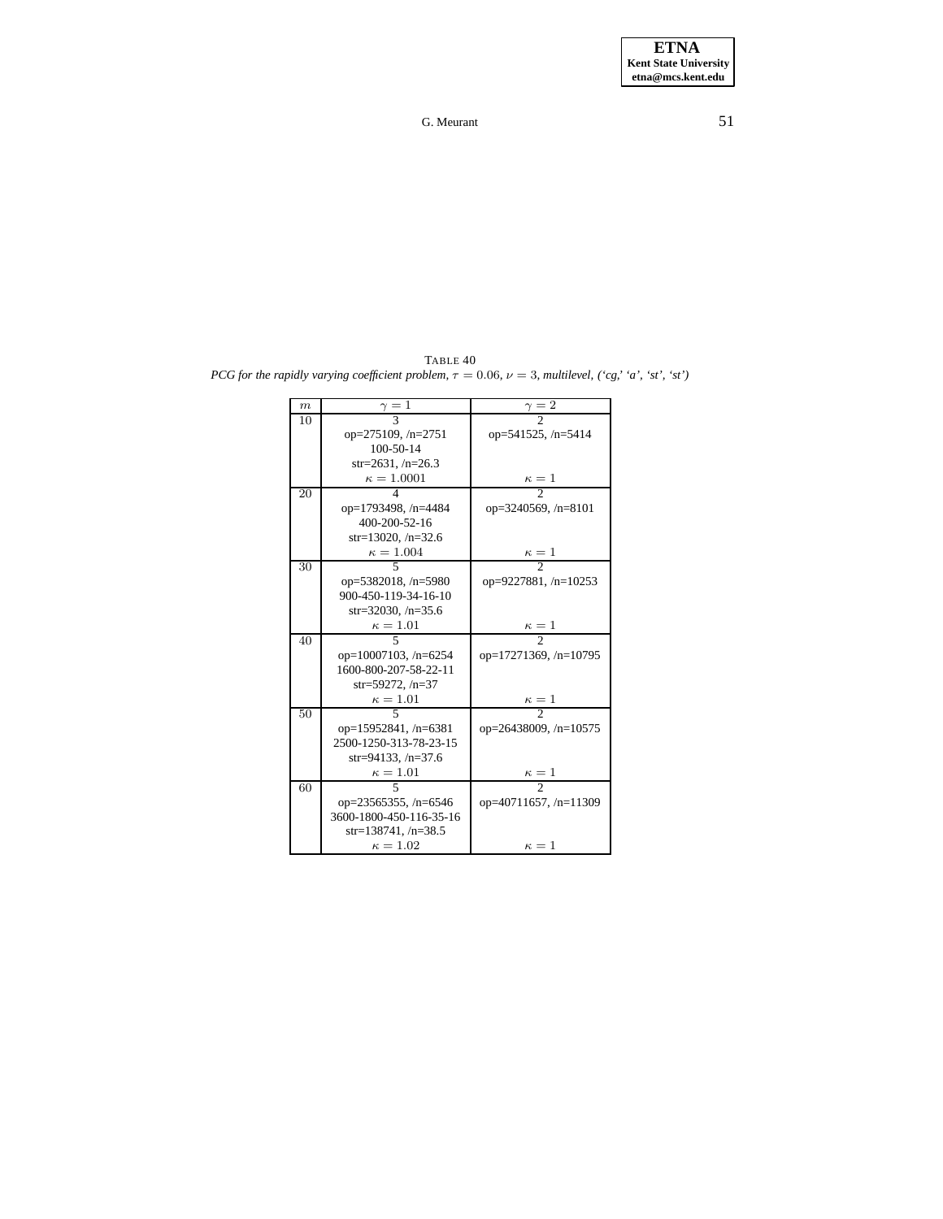TABLE 40

*PCG for the rapidly varying coefficient problem, $\tau = 0.06$, $\nu = 3$, multilevel, ('cg,' 'a', 'st', 'st')*

| $m$ | $\gamma = 1$ | $\gamma = 2$ |
|---|---|---|
| 10 | 3<br>op=275109, /n=2751<br>100-50-14<br>str=2631, /n=26.3<br>$\kappa = 1.0001$ | 2<br>op=541525, /n=5414<br><br><br>$\kappa = 1$ |
| 20 | 4<br>op=1793498, /n=4484<br>400-200-52-16<br>str=13020, /n=32.6<br>$\kappa = 1.004$ | 2<br>op=3240569, /n=8101<br><br><br>$\kappa = 1$ |
| 30 | 5<br>op=5382018, /n=5980<br>900-450-119-34-16-10<br>str=32030, /n=35.6<br>$\kappa = 1.01$ | 2<br>op=9227881, /n=10253<br><br><br>$\kappa = 1$ |
| 40 | 5<br>op=10007103, /n=6254<br>1600-800-207-58-22-11<br>str=59272, /n=37<br>$\kappa = 1.01$ | 2<br>op=17271369, /n=10795<br><br><br>$\kappa = 1$ |
| 50 | 5<br>op=15952841, /n=6381<br>2500-1250-313-78-23-15<br>str=94133, /n=37.6<br>$\kappa = 1.01$ | 2<br>op=26438009, /n=10575<br><br><br>$\kappa = 1$ |
| 60 | 5<br>op=23565355, /n=6546<br>3600-1800-450-116-35-16<br>str=138741, /n=38.5<br>$\kappa = 1.02$ | 2<br>op=40711657, /n=11309<br><br><br>$\kappa = 1$ |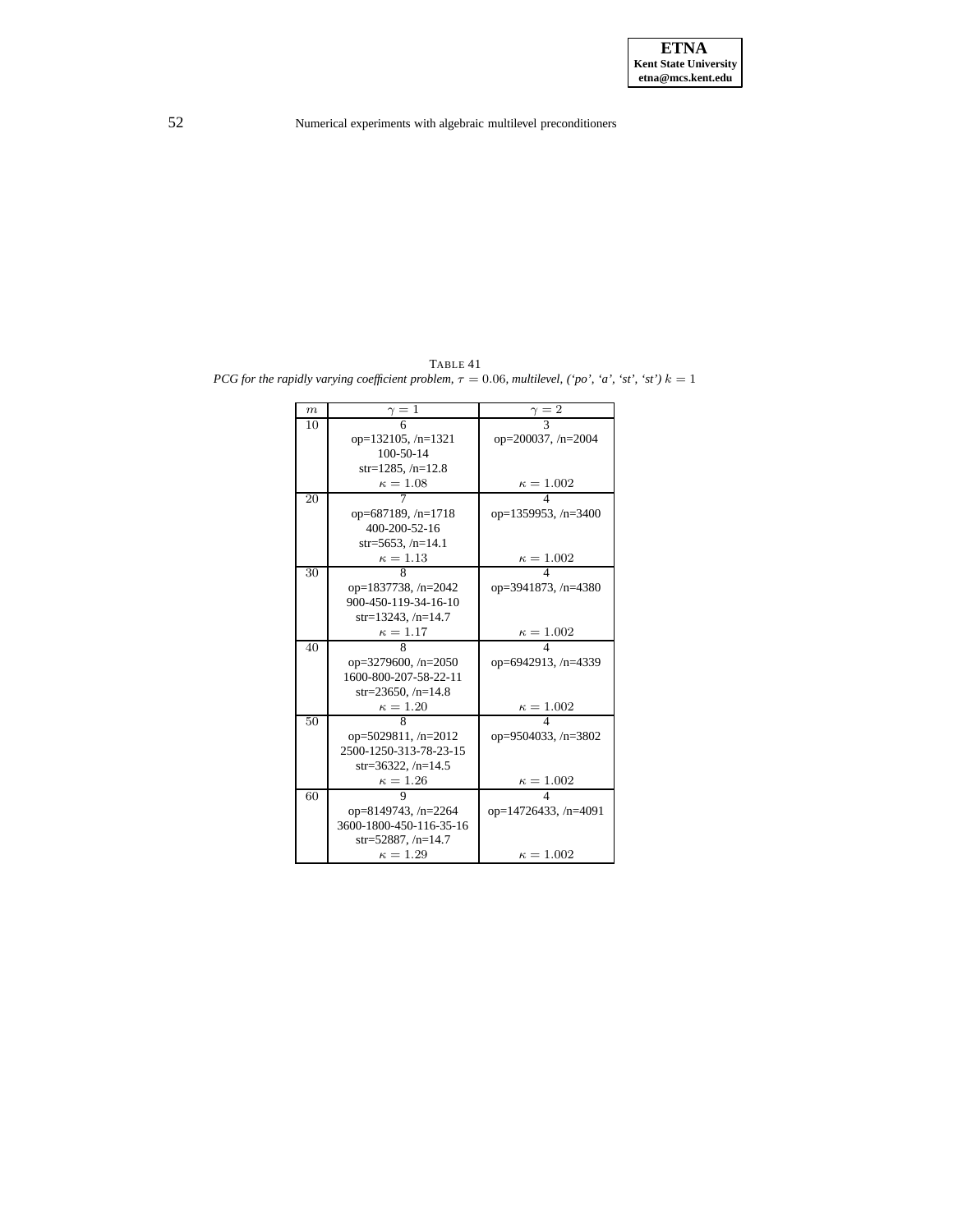TABLE 41
*PCG for the rapidly varying coefficient problem, $\tau = 0.06$, multilevel, ('po', 'a', 'st', 'st') $k = 1$*

| $m$ | $\gamma = 1$ | $\gamma = 2$ |
|---|---|---|
| 10 | 6<br>op=132105, /n=1321<br>100-50-14<br>str=1285, /n=12.8<br>$\kappa = 1.08$ | 3<br>op=200037, /n=2004<br><br><br>$\kappa = 1.002$ |
| 20 | 7<br>op=687189, /n=1718<br>400-200-52-16<br>str=5653, /n=14.1<br>$\kappa = 1.13$ | 4<br>op=1359953, /n=3400<br><br><br>$\kappa = 1.002$ |
| 30 | 8<br>op=1837738, /n=2042<br>900-450-119-34-16-10<br>str=13243, /n=14.7<br>$\kappa = 1.17$ | 4<br>op=3941873, /n=4380<br><br><br>$\kappa = 1.002$ |
| 40 | 8<br>op=3279600, /n=2050<br>1600-800-207-58-22-11<br>str=23650, /n=14.8<br>$\kappa = 1.20$ | 4<br>op=6942913, /n=4339<br><br><br>$\kappa = 1.002$ |
| 50 | 8<br>op=5029811, /n=2012<br>2500-1250-313-78-23-15<br>str=36322, /n=14.5<br>$\kappa = 1.26$ | 4<br>op=9504033, /n=3802<br><br><br>$\kappa = 1.002$ |
| 60 | 9<br>op=8149743, /n=2264<br>3600-1800-450-116-35-16<br>str=52887, /n=14.7<br>$\kappa = 1.29$ | 4<br>op=14726433, /n=4091<br><br><br>$\kappa = 1.002$ |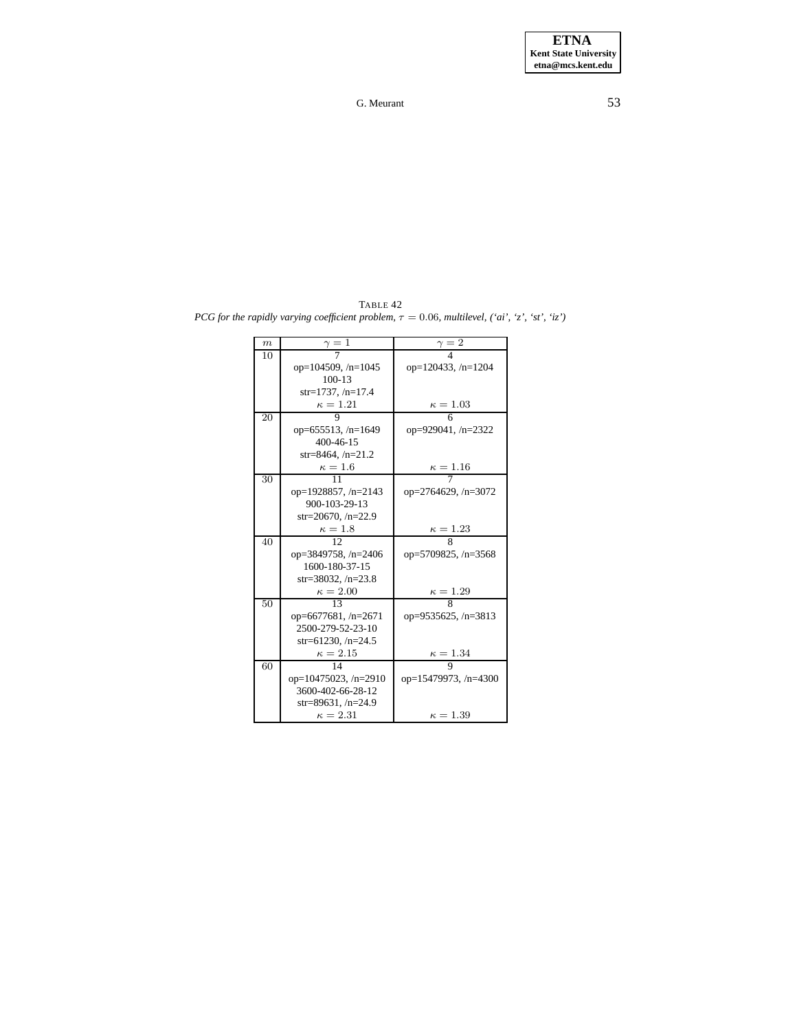TABLE 42
*PCG for the rapidly varying coefficient problem, $\tau = 0.06$, multilevel, ('ai', 'z', 'st', 'iz')*

| $m$ | $\gamma = 1$ | $\gamma = 2$ |
|---|---|---|
| 10 | 7<br>op=104509, /n=1045<br>100-13<br>str=1737, /n=17.4<br>$\kappa = 1.21$ | 4<br>op=120433, /n=1204<br><br><br>$\kappa = 1.03$ |
| 20 | 9<br>op=655513, /n=1649<br>400-46-15<br>str=8464, /n=21.2<br>$\kappa = 1.6$ | 6<br>op=929041, /n=2322<br><br><br>$\kappa = 1.16$ |
| 30 | 11<br>op=1928857, /n=2143<br>900-103-29-13<br>str=20670, /n=22.9<br>$\kappa = 1.8$ | 7<br>op=2764629, /n=3072<br><br><br>$\kappa = 1.23$ |
| 40 | 12<br>op=3849758, /n=2406<br>1600-180-37-15<br>str=38032, /n=23.8<br>$\kappa = 2.00$ | 8<br>op=5709825, /n=3568<br><br><br>$\kappa = 1.29$ |
| 50 | 13<br>op=6677681, /n=2671<br>2500-279-52-23-10<br>str=61230, /n=24.5<br>$\kappa = 2.15$ | 8<br>op=9535625, /n=3813<br><br><br>$\kappa = 1.34$ |
| 60 | 14<br>op=10475023, /n=2910<br>3600-402-66-28-12<br>str=89631, /n=24.9<br>$\kappa = 2.31$ | 9<br>op=15479973, /n=4300<br><br><br>$\kappa = 1.39$ |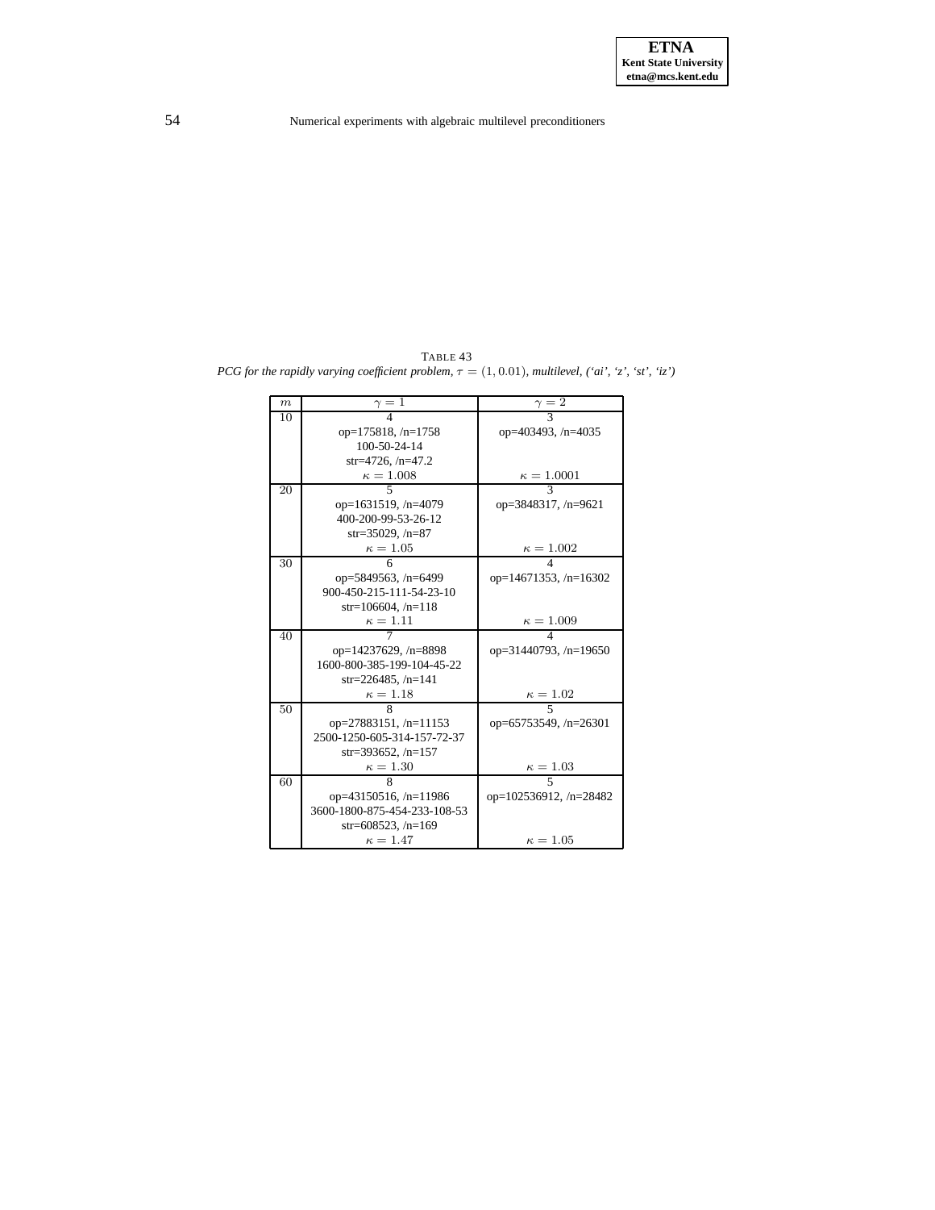TABLE 43
*PCG for the rapidly varying coefficient problem, $\tau = (1, 0.01)$, multilevel, ('ai', 'z', 'st', 'iz')*

| $m$ | $\gamma = 1$ | $\gamma = 2$ |
|---|---|---|
| 10 | 4<br>op=175818, /n=1758<br>100-50-24-14<br>str=4726, /n=47.2<br>$\kappa = 1.008$ | 3<br>op=403493, /n=4035<br><br><br>$\kappa = 1.0001$ |
| 20 | 5<br>op=1631519, /n=4079<br>400-200-99-53-26-12<br>str=35029, /n=87<br>$\kappa = 1.05$ | 3<br>op=3848317, /n=9621<br><br><br>$\kappa = 1.002$ |
| 30 | 6<br>op=5849563, /n=6499<br>900-450-215-111-54-23-10<br>str=106604, /n=118<br>$\kappa = 1.11$ | 4<br>op=14671353, /n=16302<br><br><br>$\kappa = 1.009$ |
| 40 | 7<br>op=14237629, /n=8898<br>1600-800-385-199-104-45-22<br>str=226485, /n=141<br>$\kappa = 1.18$ | 4<br>op=31440793, /n=19650<br><br><br>$\kappa = 1.02$ |
| 50 | 8<br>op=27883151, /n=11153<br>2500-1250-605-314-157-72-37<br>str=393652, /n=157<br>$\kappa = 1.30$ | 5<br>op=65753549, /n=26301<br><br><br>$\kappa = 1.03$ |
| 60 | 8<br>op=43150516, /n=11986<br>3600-1800-875-454-233-108-53<br>str=608523, /n=169<br>$\kappa = 1.47$ | 5<br>op=102536912, /n=28482<br><br><br>$\kappa = 1.05$ |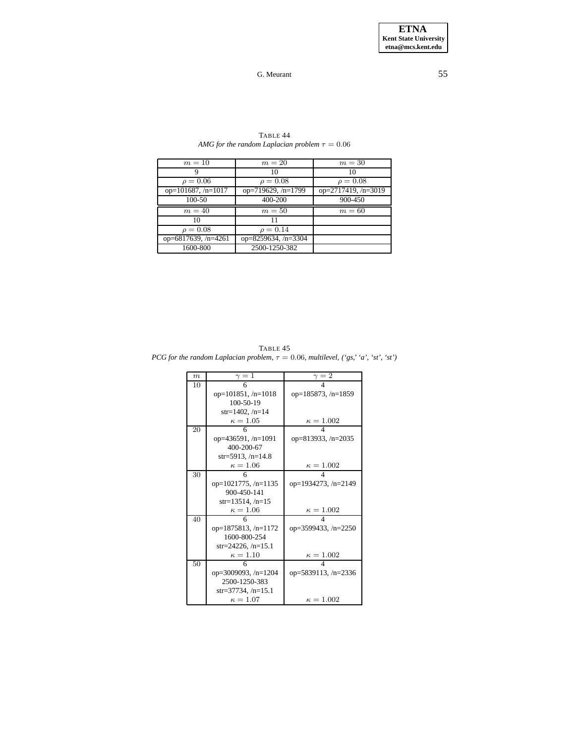TABLE 44
*AMG for the random Laplacian problem $\tau = 0.06$*

| $m = 10$ | $m = 20$ | $m = 30$ |
|---|---|---|
| 9 | 10 | 10 |
| $\rho = 0.06$ | $\rho = 0.08$ | $\rho = 0.08$ |
| op=101687, /n=1017 | op=719629, /n=1799 | op=2717419, /n=3019 |
| 100-50 | 400-200 | 900-450 |
| $m = 40$ | $m = 50$ | $m = 60$ |
| 10 | 11 | |
| $\rho = 0.08$ | $\rho = 0.14$ | |
| op=6817639, /n=4261 | op=8259634, /n=3304 | |
| 1600-800 | 2500-1250-382 | |

TABLE 45
*PCG for the random Laplacian problem, $\tau = 0.06$, multilevel, ('gs,' 'a', 'st', 'st')*

| $m$ | $\gamma = 1$ | $\gamma = 2$ |
|---|---|---|
| 10 | 6<br>op=101851, /n=1018<br>100-50-19<br>str=1402, /n=14<br>$\kappa = 1.05$ | 4<br>op=185873, /n=1859<br><br><br>$\kappa = 1.002$ |
| 20 | 6<br>op=436591, /n=1091<br>400-200-67<br>str=5913, /n=14.8<br>$\kappa = 1.06$ | 4<br>op=813933, /n=2035<br><br><br>$\kappa = 1.002$ |
| 30 | 6<br>op=1021775, /n=1135<br>900-450-141<br>str=13514, /n=15<br>$\kappa = 1.06$ | 4<br>op=1934273, /n=2149<br><br><br>$\kappa = 1.002$ |
| 40 | 6<br>op=1875813, /n=1172<br>1600-800-254<br>str=24226, /n=15.1<br>$\kappa = 1.10$ | 4<br>op=3599433, /n=2250<br><br><br>$\kappa = 1.002$ |
| 50 | 6<br>op=3009093, /n=1204<br>2500-1250-383<br>str=37734, /n=15.1<br>$\kappa = 1.07$ | 4<br>op=5839113, /n=2336<br><br><br>$\kappa = 1.002$ |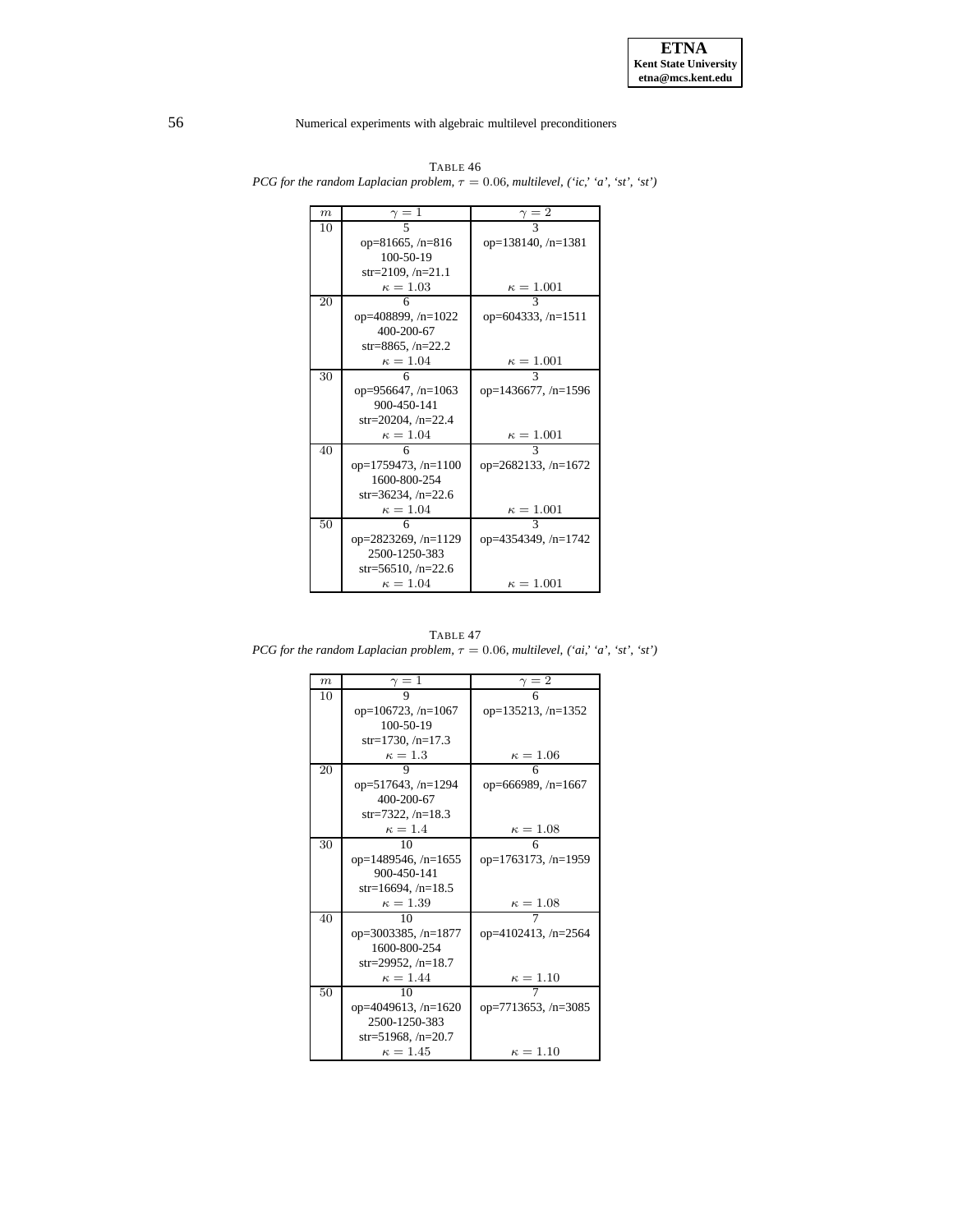TABLE 46
*PCG for the random Laplacian problem, $\tau = 0.06$, multilevel, ('ic,' 'a', 'st', 'st')*

| $m$ | $\gamma = 1$ | $\gamma = 2$ |
|---|---|---|
| 10 | 5<br>op=81665, /n=816<br>100-50-19<br>str=2109, /n=21.1<br>$\kappa = 1.03$ | 3<br>op=138140, /n=1381<br><br><br>$\kappa = 1.001$ |
| 20 | 6<br>op=408899, /n=1022<br>400-200-67<br>str=8865, /n=22.2<br>$\kappa = 1.04$ | 3<br>op=604333, /n=1511<br><br><br>$\kappa = 1.001$ |
| 30 | 6<br>op=956647, /n=1063<br>900-450-141<br>str=20204, /n=22.4<br>$\kappa = 1.04$ | 3<br>op=1436677, /n=1596<br><br><br>$\kappa = 1.001$ |
| 40 | 6<br>op=1759473, /n=1100<br>1600-800-254<br>str=36234, /n=22.6<br>$\kappa = 1.04$ | 3<br>op=2682133, /n=1672<br><br><br>$\kappa = 1.001$ |
| 50 | 6<br>op=2823269, /n=1129<br>2500-1250-383<br>str=56510, /n=22.6<br>$\kappa = 1.04$ | 3<br>op=4354349, /n=1742<br><br><br>$\kappa = 1.001$ |

TABLE 47
*PCG for the random Laplacian problem, $\tau = 0.06$, multilevel, ('ai,' 'a', 'st', 'st')*

| $m$ | $\gamma = 1$ | $\gamma = 2$ |
|---|---|---|
| 10 | 9<br>op=106723, /n=1067<br>100-50-19<br>str=1730, /n=17.3<br>$\kappa = 1.3$ | 6<br>op=135213, /n=1352<br><br><br>$\kappa = 1.06$ |
| 20 | 9<br>op=517643, /n=1294<br>400-200-67<br>str=7322, /n=18.3<br>$\kappa = 1.4$ | 6<br>op=666989, /n=1667<br><br><br>$\kappa = 1.08$ |
| 30 | 10<br>op=1489546, /n=1655<br>900-450-141<br>str=16694, /n=18.5<br>$\kappa = 1.39$ | 6<br>op=1763173, /n=1959<br><br><br>$\kappa = 1.08$ |
| 40 | 10<br>op=3003385, /n=1877<br>1600-800-254<br>str=29952, /n=18.7<br>$\kappa = 1.44$ | 7<br>op=4102413, /n=2564<br><br><br>$\kappa = 1.10$ |
| 50 | 10<br>op=4049613, /n=1620<br>2500-1250-383<br>str=51968, /n=20.7<br>$\kappa = 1.45$ | 7<br>op=7713653, /n=3085<br><br><br>$\kappa = 1.10$ |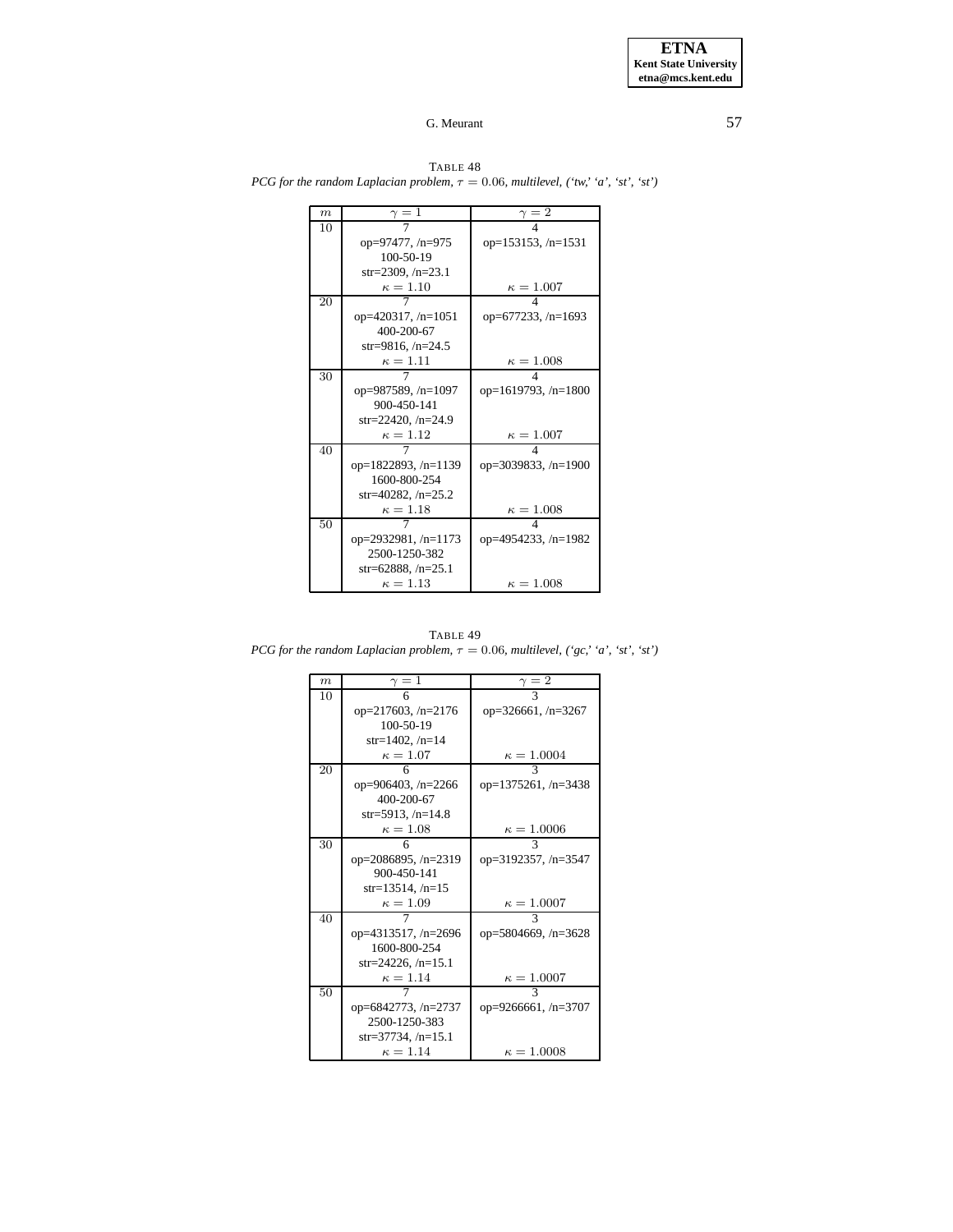TABLE 48
*PCG for the random Laplacian problem, $\tau = 0.06$, multilevel, ('tw,' 'a', 'st', 'st')*

| $m$ | $\gamma = 1$ | $\gamma = 2$ |
|---|---|---|
| 10 | 7<br>op=97477, /n=975<br>100-50-19<br>str=2309, /n=23.1<br>$\kappa = 1.10$ | 4<br>op=153153, /n=1531<br><br><br>$\kappa = 1.007$ |
| 20 | 7<br>op=420317, /n=1051<br>400-200-67<br>str=9816, /n=24.5<br>$\kappa = 1.11$ | 4<br>op=677233, /n=1693<br><br><br>$\kappa = 1.008$ |
| 30 | 7<br>op=987589, /n=1097<br>900-450-141<br>str=22420, /n=24.9<br>$\kappa = 1.12$ | 4<br>op=1619793, /n=1800<br><br><br>$\kappa = 1.007$ |
| 40 | 7<br>op=1822893, /n=1139<br>1600-800-254<br>str=40282, /n=25.2<br>$\kappa = 1.18$ | 4<br>op=3039833, /n=1900<br><br><br>$\kappa = 1.008$ |
| 50 | 7<br>op=2932981, /n=1173<br>2500-1250-382<br>str=62888, /n=25.1<br>$\kappa = 1.13$ | 4<br>op=4954233, /n=1982<br><br><br>$\kappa = 1.008$ |

TABLE 49
*PCG for the random Laplacian problem, $\tau = 0.06$, multilevel, ('gc,' 'a', 'st', 'st')*

| $m$ | $\gamma = 1$ | $\gamma = 2$ |
|---|---|---|
| 10 | 6<br>op=217603, /n=2176<br>100-50-19<br>str=1402, /n=14<br>$\kappa = 1.07$ | 3<br>op=326661, /n=3267<br><br><br>$\kappa = 1.0004$ |
| 20 | 6<br>op=906403, /n=2266<br>400-200-67<br>str=5913, /n=14.8<br>$\kappa = 1.08$ | 3<br>op=1375261, /n=3438<br><br><br>$\kappa = 1.0006$ |
| 30 | 6<br>op=2086895, /n=2319<br>900-450-141<br>str=13514, /n=15<br>$\kappa = 1.09$ | 3<br>op=3192357, /n=3547<br><br><br>$\kappa = 1.0007$ |
| 40 | 7<br>op=4313517, /n=2696<br>1600-800-254<br>str=24226, /n=15.1<br>$\kappa = 1.14$ | 3<br>op=5804669, /n=3628<br><br><br>$\kappa = 1.0007$ |
| 50 | 7<br>op=6842773, /n=2737<br>2500-1250-383<br>str=37734, /n=15.1<br>$\kappa = 1.14$ | 3<br>op=9266661, /n=3707<br><br><br>$\kappa = 1.0008$ |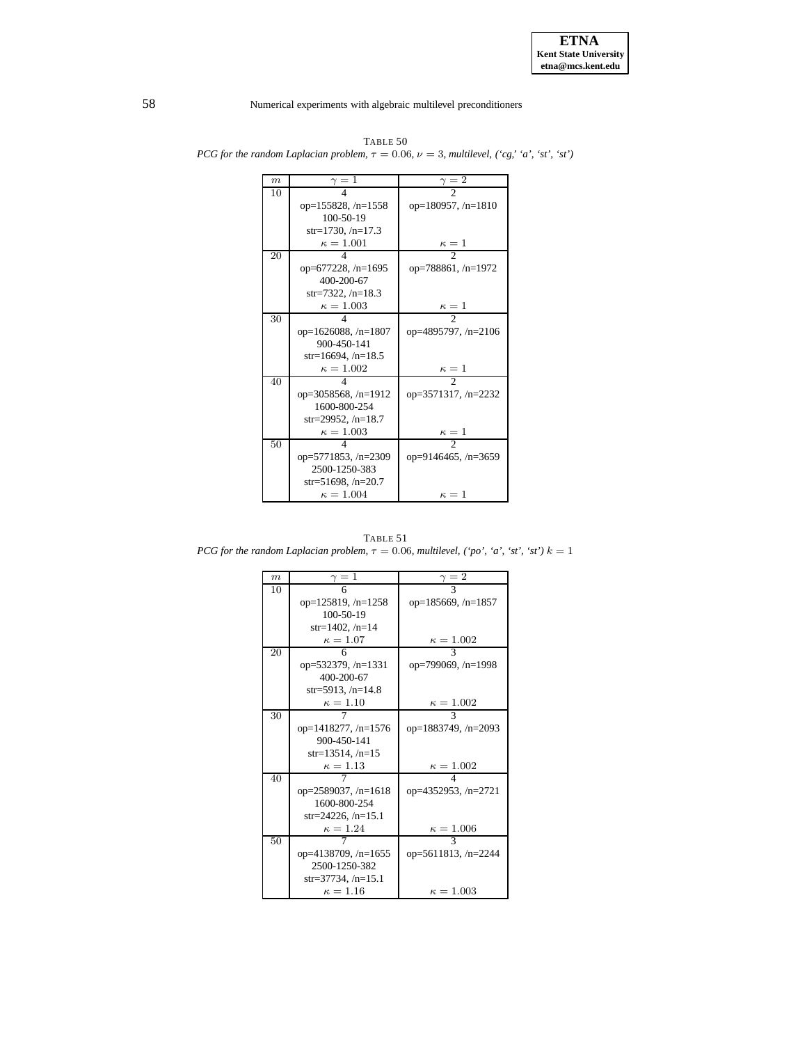TABLE 50
*PCG for the random Laplacian problem, $\tau = 0.06$, $\nu = 3$, multilevel, ('cg,' 'a', 'st', 'st')*

| $m$ | $\gamma = 1$ | $\gamma = 2$ |
|---|---|---|
| 10 | 4<br>op=155828, /n=1558<br>100-50-19<br>str=1730, /n=17.3<br>$\kappa = 1.001$ | 2<br>op=180957, /n=1810<br><br><br>$\kappa = 1$ |
| 20 | 4<br>op=677228, /n=1695<br>400-200-67<br>str=7322, /n=18.3<br>$\kappa = 1.003$ | 2<br>op=788861, /n=1972<br><br><br>$\kappa = 1$ |
| 30 | 4<br>op=1626088, /n=1807<br>900-450-141<br>str=16694, /n=18.5<br>$\kappa = 1.002$ | 2<br>op=4895797, /n=2106<br><br><br>$\kappa = 1$ |
| 40 | 4<br>op=3058568, /n=1912<br>1600-800-254<br>str=29952, /n=18.7<br>$\kappa = 1.003$ | 2<br>op=3571317, /n=2232<br><br><br>$\kappa = 1$ |
| 50 | 4<br>op=5771853, /n=2309<br>2500-1250-383<br>str=51698, /n=20.7<br>$\kappa = 1.004$ | 2<br>op=9146465, /n=3659<br><br><br>$\kappa = 1$ |

TABLE 51
*PCG for the random Laplacian problem, $\tau = 0.06$, multilevel, ('po', 'a', 'st', 'st') $k = 1$*

| $m$ | $\gamma = 1$ | $\gamma = 2$ |
|---|---|---|
| 10 | 6<br>op=125819, /n=1258<br>100-50-19<br>str=1402, /n=14<br>$\kappa = 1.07$ | 3<br>op=185669, /n=1857<br><br><br>$\kappa = 1.002$ |
| 20 | 6<br>op=532379, /n=1331<br>400-200-67<br>str=5913, /n=14.8<br>$\kappa = 1.10$ | 3<br>op=799069, /n=1998<br><br><br>$\kappa = 1.002$ |
| 30 | 7<br>op=1418277, /n=1576<br>900-450-141<br>str=13514, /n=15<br>$\kappa = 1.13$ | 3<br>op=1883749, /n=2093<br><br><br>$\kappa = 1.002$ |
| 40 | 7<br>op=2589037, /n=1618<br>1600-800-254<br>str=24226, /n=15.1<br>$\kappa = 1.24$ | 4<br>op=4352953, /n=2721<br><br><br>$\kappa = 1.006$ |
| 50 | 7<br>op=4138709, /n=1655<br>2500-1250-382<br>str=37734, /n=15.1<br>$\kappa = 1.16$ | 3<br>op=5611813, /n=2244<br><br><br>$\kappa = 1.003$ |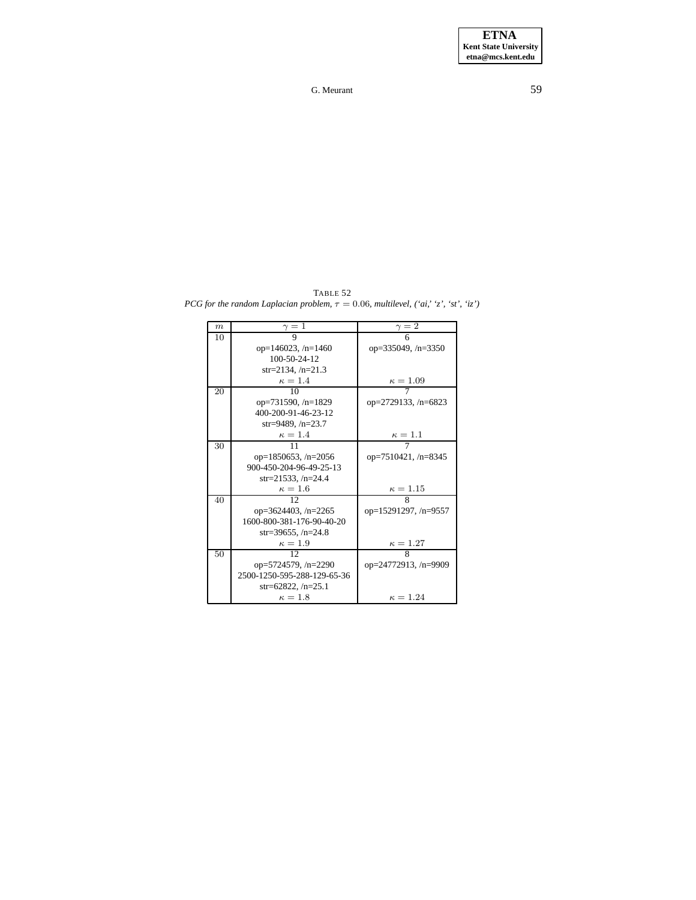TABLE 52
*PCG for the random Laplacian problem, $\tau = 0.06$, multilevel, ('ai,' 'z', 'st', 'iz')*

| $m$ | $\gamma = 1$ | $\gamma = 2$ |
|---|---|---|
| 10 | 9<br>op=146023, /n=1460<br>100-50-24-12<br>str=2134, /n=21.3<br>$\kappa = 1.4$ | 6<br>op=335049, /n=3350<br><br><br>$\kappa = 1.09$ |
| 20 | 10<br>op=731590, /n=1829<br>400-200-91-46-23-12<br>str=9489, /n=23.7<br>$\kappa = 1.4$ | 7<br>op=2729133, /n=6823<br><br><br>$\kappa = 1.1$ |
| 30 | 11<br>op=1850653, /n=2056<br>900-450-204-96-49-25-13<br>str=21533, /n=24.4<br>$\kappa = 1.6$ | 7<br>op=7510421, /n=8345<br><br><br>$\kappa = 1.15$ |
| 40 | 12<br>op=3624403, /n=2265<br>1600-800-381-176-90-40-20<br>str=39655, /n=24.8<br>$\kappa = 1.9$ | 8<br>op=15291297, /n=9557<br><br><br>$\kappa = 1.27$ |
| 50 | 12<br>op=5724579, /n=2290<br>2500-1250-595-288-129-65-36<br>str=62822, /n=25.1<br>$\kappa = 1.8$ | 8<br>op=24772913, /n=9909<br><br><br>$\kappa = 1.24$ |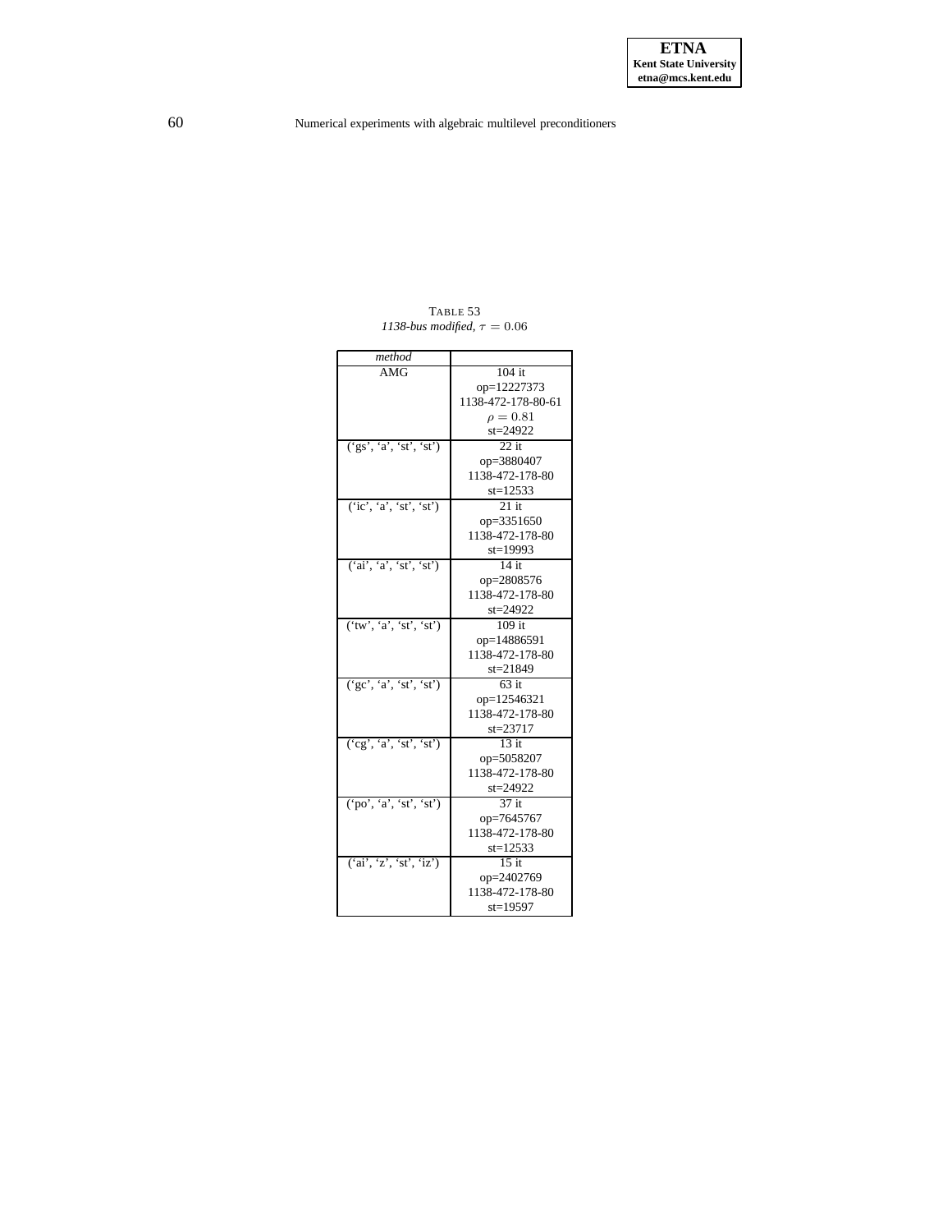TABLE 53
*1138-bus modified, $\tau = 0.06$*

| *method* | |
|---|---|
| AMG | 104 it<br>op=12227373<br>1138-472-178-80-61<br>$\rho = 0.81$<br>st=24922 |
| (‘gs’, ‘a’, ‘st’, ‘st’) | 22 it<br>op=3880407<br>1138-472-178-80<br>st=12533 |
| (‘ic’, ‘a’, ‘st’, ‘st’) | 21 it<br>op=3351650<br>1138-472-178-80<br>st=19993 |
| (‘ai’, ‘a’, ‘st’, ‘st’) | 14 it<br>op=2808576<br>1138-472-178-80<br>st=24922 |
| (‘tw’, ‘a’, ‘st’, ‘st’) | 109 it<br>op=14886591<br>1138-472-178-80<br>st=21849 |
| (‘gc’, ‘a’, ‘st’, ‘st’) | 63 it<br>op=12546321<br>1138-472-178-80<br>st=23717 |
| (‘cg’, ‘a’, ‘st’, ‘st’) | 13 it<br>op=5058207<br>1138-472-178-80<br>st=24922 |
| (‘po’, ‘a’, ‘st’, ‘st’) | 37 it<br>op=7645767<br>1138-472-178-80<br>st=12533 |
| (‘ai’, ‘z’, ‘st’, ‘iz’) | 15 it<br>op=2402769<br>1138-472-178-80<br>st=19597 |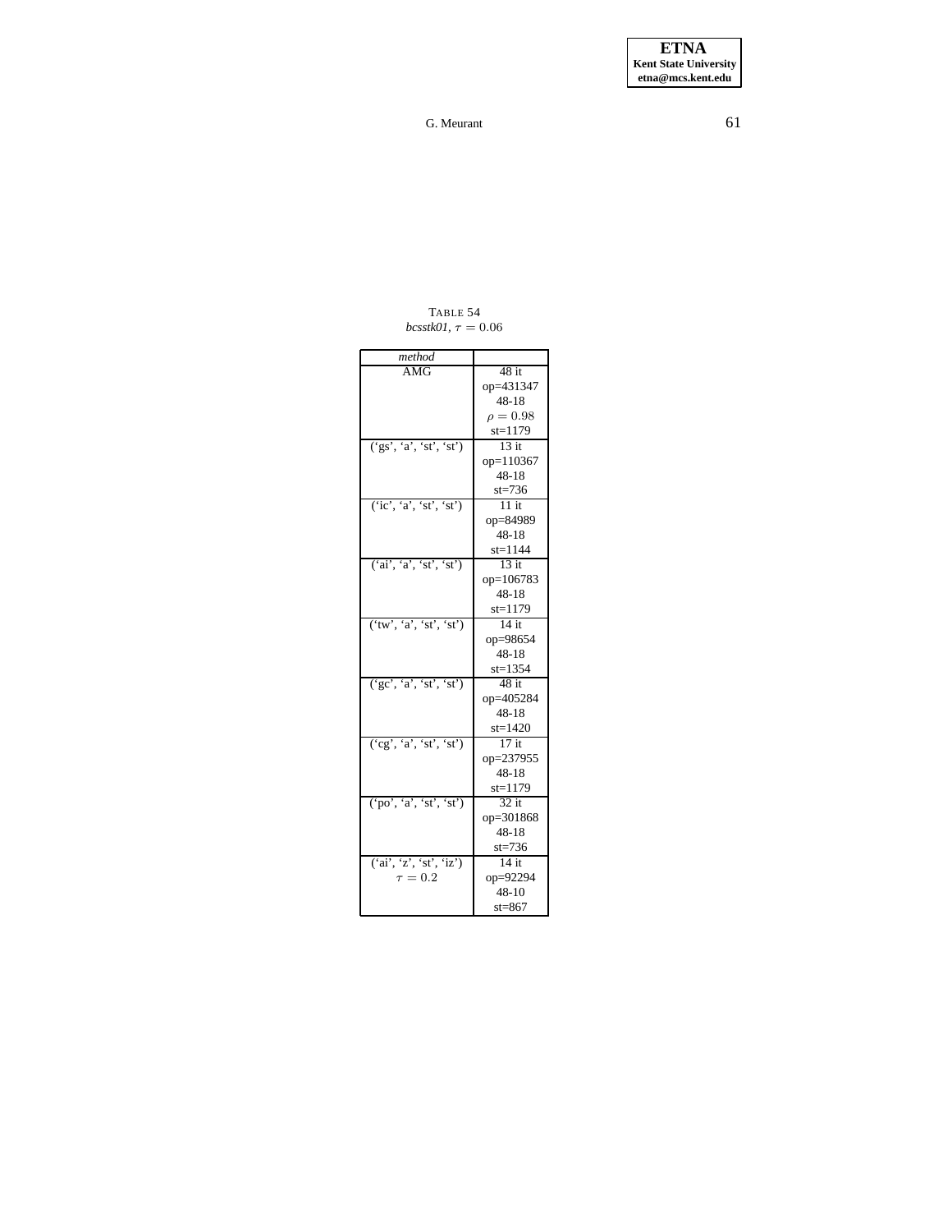TABLE 54
*bcsstk01*, $\tau = 0.06$

| *method* | |
|---|---|
| AMG | 48 it<br>op=431347<br>48-18<br>$\rho = 0.98$<br>st=1179 |
| ('gs', 'a', 'st', 'st') | 13 it<br>op=110367<br>48-18<br>st=736 |
| ('ic', 'a', 'st', 'st') | 11 it<br>op=84989<br>48-18<br>st=1144 |
| ('ai', 'a', 'st', 'st') | 13 it<br>op=106783<br>48-18<br>st=1179 |
| ('tw', 'a', 'st', 'st') | 14 it<br>op=98654<br>48-18<br>st=1354 |
| ('gc', 'a', 'st', 'st') | 48 it<br>op=405284<br>48-18<br>st=1420 |
| ('cg', 'a', 'st', 'st') | 17 it<br>op=237955<br>48-18<br>st=1179 |
| ('po', 'a', 'st', 'st') | 32 it<br>op=301868<br>48-18<br>st=736 |
| ('ai', 'z', 'st', 'iz')<br>$\tau = 0.2$ | 14 it<br>op=92294<br>48-10<br>st=867 |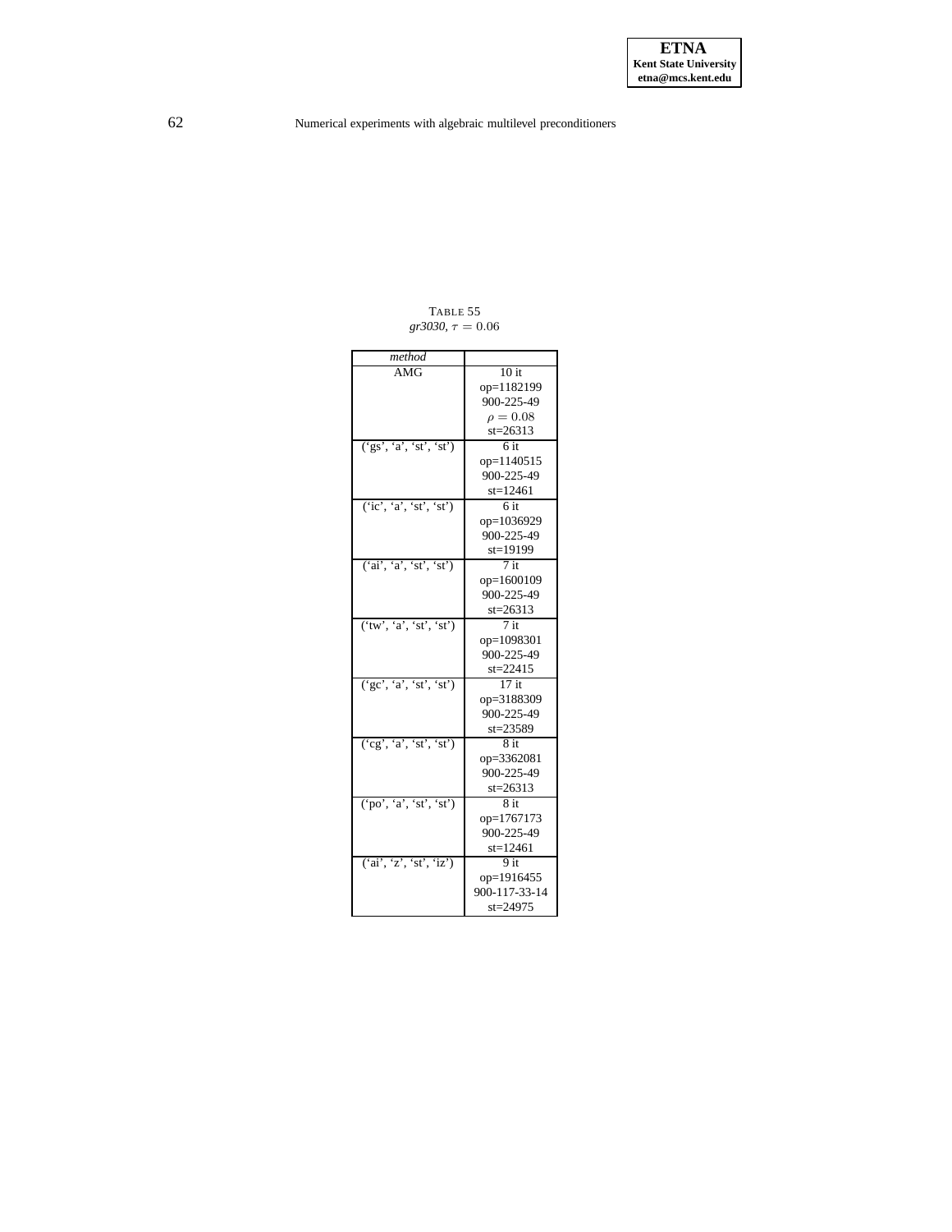TABLE 55

*gr3030*, $\tau = 0.06$

| *method* | |
|---|---|
| AMG | 10 it<br>op=1182199<br>900-225-49<br>$\rho = 0.08$<br>st=26313 |
| ('gs', 'a', 'st', 'st') | 6 it<br>op=1140515<br>900-225-49<br>st=12461 |
| ('ic', 'a', 'st', 'st') | 6 it<br>op=1036929<br>900-225-49<br>st=19199 |
| ('ai', 'a', 'st', 'st') | 7 it<br>op=1600109<br>900-225-49<br>st=26313 |
| ('tw', 'a', 'st', 'st') | 7 it<br>op=1098301<br>900-225-49<br>st=22415 |
| ('gc', 'a', 'st', 'st') | 17 it<br>op=3188309<br>900-225-49<br>st=23589 |
| ('cg', 'a', 'st', 'st') | 8 it<br>op=3362081<br>900-225-49<br>st=26313 |
| ('po', 'a', 'st', 'st') | 8 it<br>op=1767173<br>900-225-49<br>st=12461 |
| ('ai', 'z', 'st', 'iz') | 9 it<br>op=1916455<br>900-117-33-14<br>st=24975 |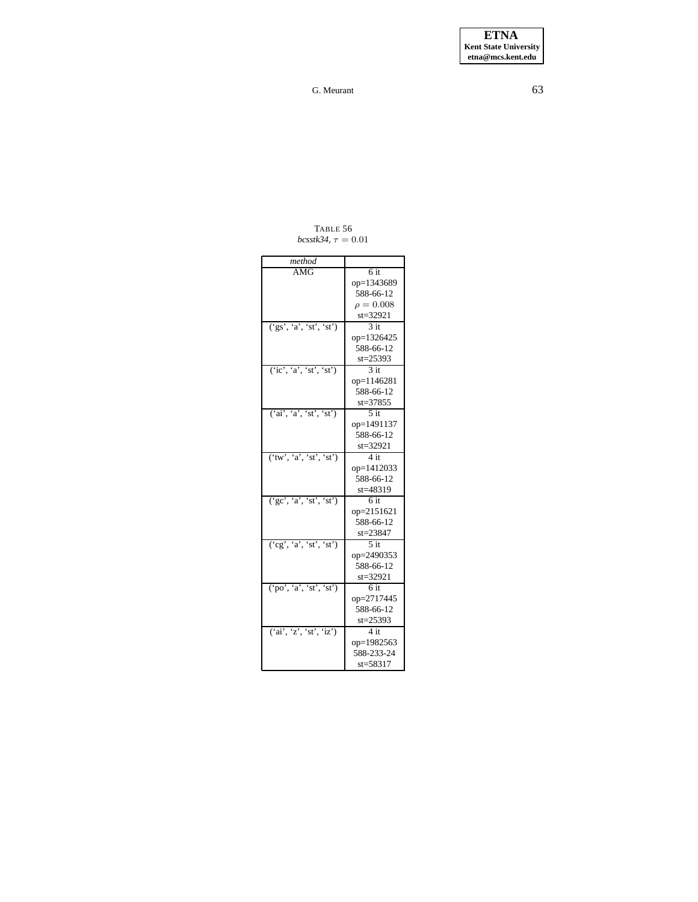TABLE 56
*bcsstk34*, $\tau = 0.01$

| *method* | |
|---|---|
| AMG | 6 it<br>op=1343689<br>588-66-12<br>$\rho = 0.008$<br>st=32921 |
| (‘gs’, ‘a’, ‘st’, ‘st’) | 3 it<br>op=1326425<br>588-66-12<br>st=25393 |
| (‘ic’, ‘a’, ‘st’, ‘st’) | 3 it<br>op=1146281<br>588-66-12<br>st=37855 |
| (‘ai’, ‘a’, ‘st’, ‘st’) | 5 it<br>op=1491137<br>588-66-12<br>st=32921 |
| (‘tw’, ‘a’, ‘st’, ‘st’) | 4 it<br>op=1412033<br>588-66-12<br>st=48319 |
| (‘gc’, ‘a’, ‘st’, ‘st’) | 6 it<br>op=2151621<br>588-66-12<br>st=23847 |
| (‘cg’, ‘a’, ‘st’, ‘st’) | 5 it<br>op=2490353<br>588-66-12<br>st=32921 |
| (‘po’, ‘a’, ‘st’, ‘st’) | 6 it<br>op=2717445<br>588-66-12<br>st=25393 |
| (‘ai’, ‘z’, ‘st’, ‘iz’) | 4 it<br>op=1982563<br>588-233-24<br>st=58317 |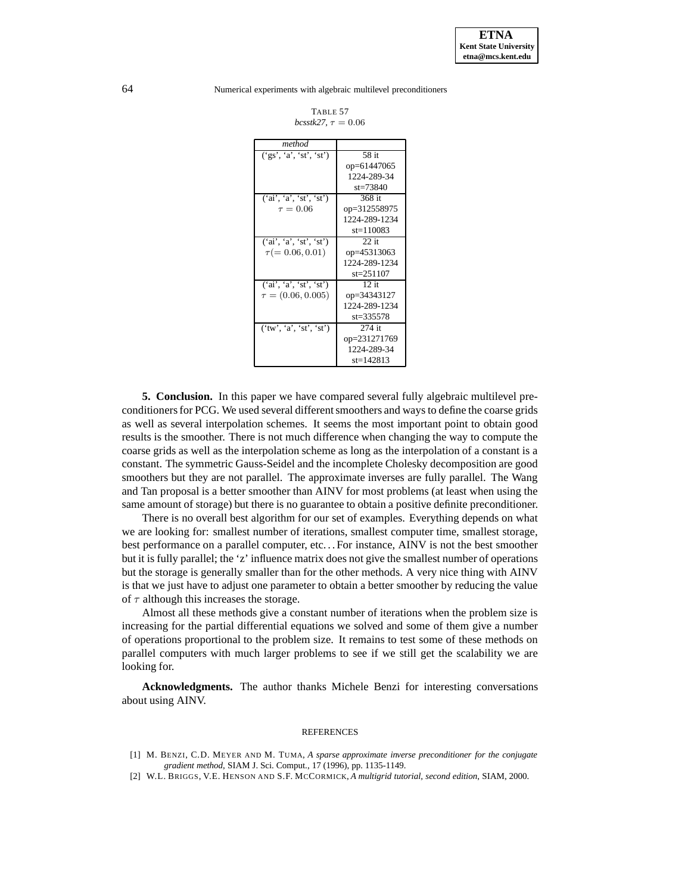TABLE 57
*bcsstk27*, $\tau = 0.06$

| *method* | |
|---|---|
| ('gs', 'a', 'st', 'st') | 58 it<br>op=61447065<br>1224-289-34<br>st=73840 |
| ('ai', 'a', 'st', 'st')<br>$\tau = 0.06$ | 368 it<br>op=312558975<br>1224-289-1234<br>st=110083 |
| ('ai', 'a', 'st', 'st')<br>$\tau (= 0.06, 0.01)$ | 22 it<br>op=45313063<br>1224-289-1234<br>st=251107 |
| ('ai', 'a', 'st', 'st')<br>$\tau = (0.06, 0.005)$ | 12 it<br>op=34343127<br>1224-289-1234<br>st=335578 |
| ('tw', 'a', 'st', 'st') | 274 it<br>op=231271769<br>1224-289-34<br>st=142813 |

**5. Conclusion.** In this paper we have compared several fully algebraic multilevel preconditioners for PCG. We used several different smoothers and ways to define the coarse grids as well as several interpolation schemes. It seems the most important point to obtain good results is the smoother. There is not much difference when changing the way to compute the coarse grids as well as the interpolation scheme as long as the interpolation of a constant is a constant. The symmetric Gauss-Seidel and the incomplete Cholesky decomposition are good smoothers but they are not parallel. The approximate inverses are fully parallel. The Wang and Tan proposal is a better smoother than AINV for most problems (at least when using the same amount of storage) but there is no guarantee to obtain a positive definite preconditioner.

There is no overall best algorithm for our set of examples. Everything depends on what we are looking for: smallest number of iterations, smallest computer time, smallest storage, best performance on a parallel computer, etc… For instance, AINV is not the best smoother but it is fully parallel; the 'z' influence matrix does not give the smallest number of operations but the storage is generally smaller than for the other methods. A very nice thing with AINV is that we just have to adjust one parameter to obtain a better smoother by reducing the value of $\tau$ although this increases the storage.

Almost all these methods give a constant number of iterations when the problem size is increasing for the partial differential equations we solved and some of them give a number of operations proportional to the problem size. It remains to test some of these methods on parallel computers with much larger problems to see if we still get the scalability we are looking for.

**Acknowledgments.** The author thanks Michele Benzi for interesting conversations about using AINV.

REFERENCES

[1] M. BENZI, C.D. MEYER AND M. TUMA, *A sparse approximate inverse preconditioner for the conjugate gradient method*, SIAM J. Sci. Comput., 17 (1996), pp. 1135-1149.

[2] W.L. BRIGGS, V.E. HENSON AND S.F. MCCORMICK, *A multigrid tutorial, second edition*, SIAM, 2000.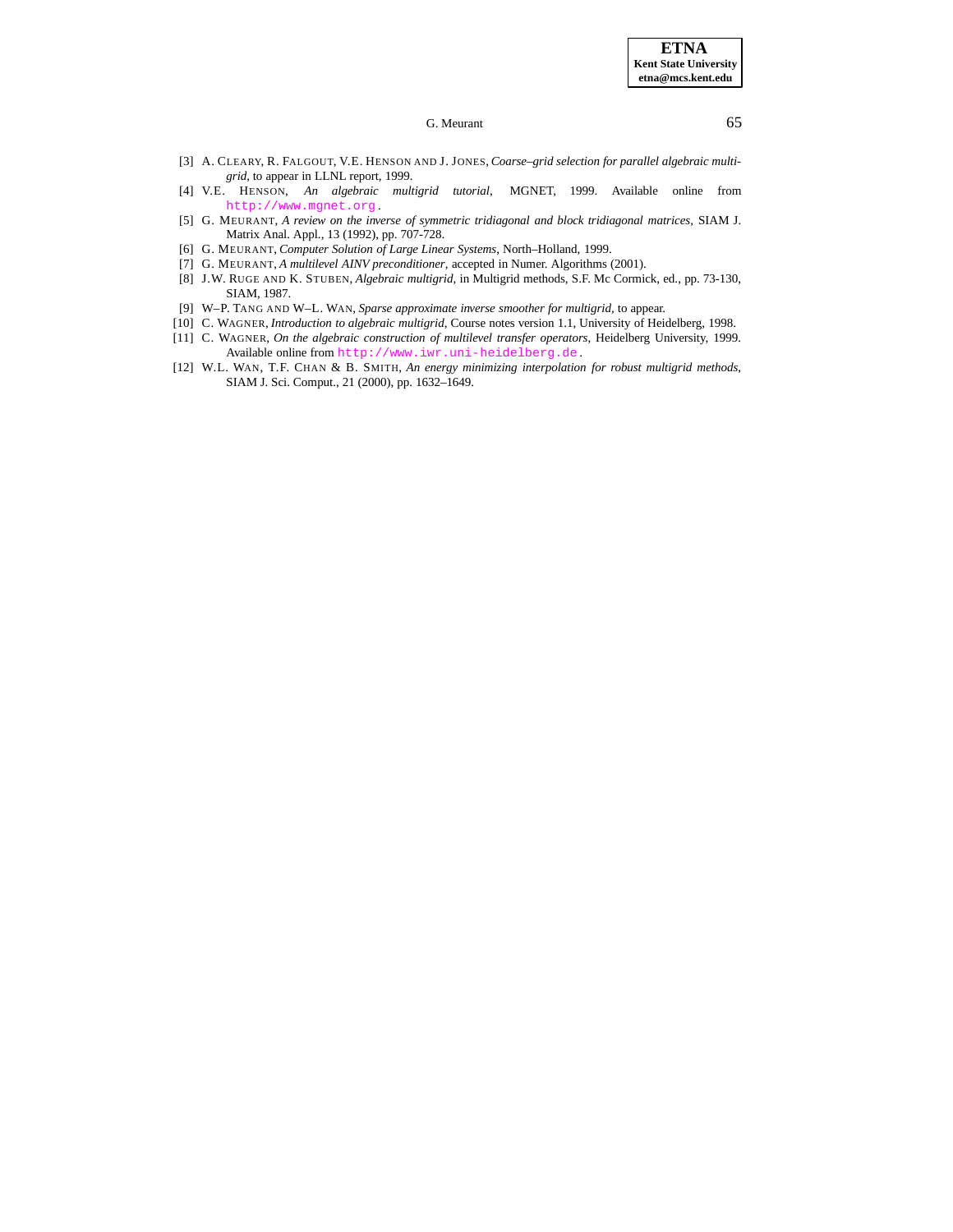[3] A. Cleary, R. Falgout, V.E. Henson and J. Jones, *Coarse–grid selection for parallel algebraic multigrid*, to appear in LLNL report, 1999.

[4] V.E. Henson, *An algebraic multigrid tutorial*, MGNET, 1999. Available online from http://www.mgnet.org.

[5] G. Meurant, *A review on the inverse of symmetric tridiagonal and block tridiagonal matrices*, SIAM J. Matrix Anal. Appl., 13 (1992), pp. 707-728.

[6] G. Meurant, *Computer Solution of Large Linear Systems*, North–Holland, 1999.

[7] G. Meurant, *A multilevel AINV preconditioner*, accepted in Numer. Algorithms (2001).

[8] J.W. Ruge and K. Stuben, *Algebraic multigrid*, in Multigrid methods, S.F. Mc Cormick, ed., pp. 73-130, SIAM, 1987.

[9] W–P. Tang and W–L. Wan, *Sparse approximate inverse smoother for multigrid*, to appear.

[10] C. Wagner, *Introduction to algebraic multigrid*, Course notes version 1.1, University of Heidelberg, 1998.

[11] C. Wagner, *On the algebraic construction of multilevel transfer operators*, Heidelberg University, 1999. Available online from http://www.iwr.uni-heidelberg.de.

[12] W.L. Wan, T.F. Chan & B. Smith, *An energy minimizing interpolation for robust multigrid methods*, SIAM J. Sci. Comput., 21 (2000), pp. 1632–1649.